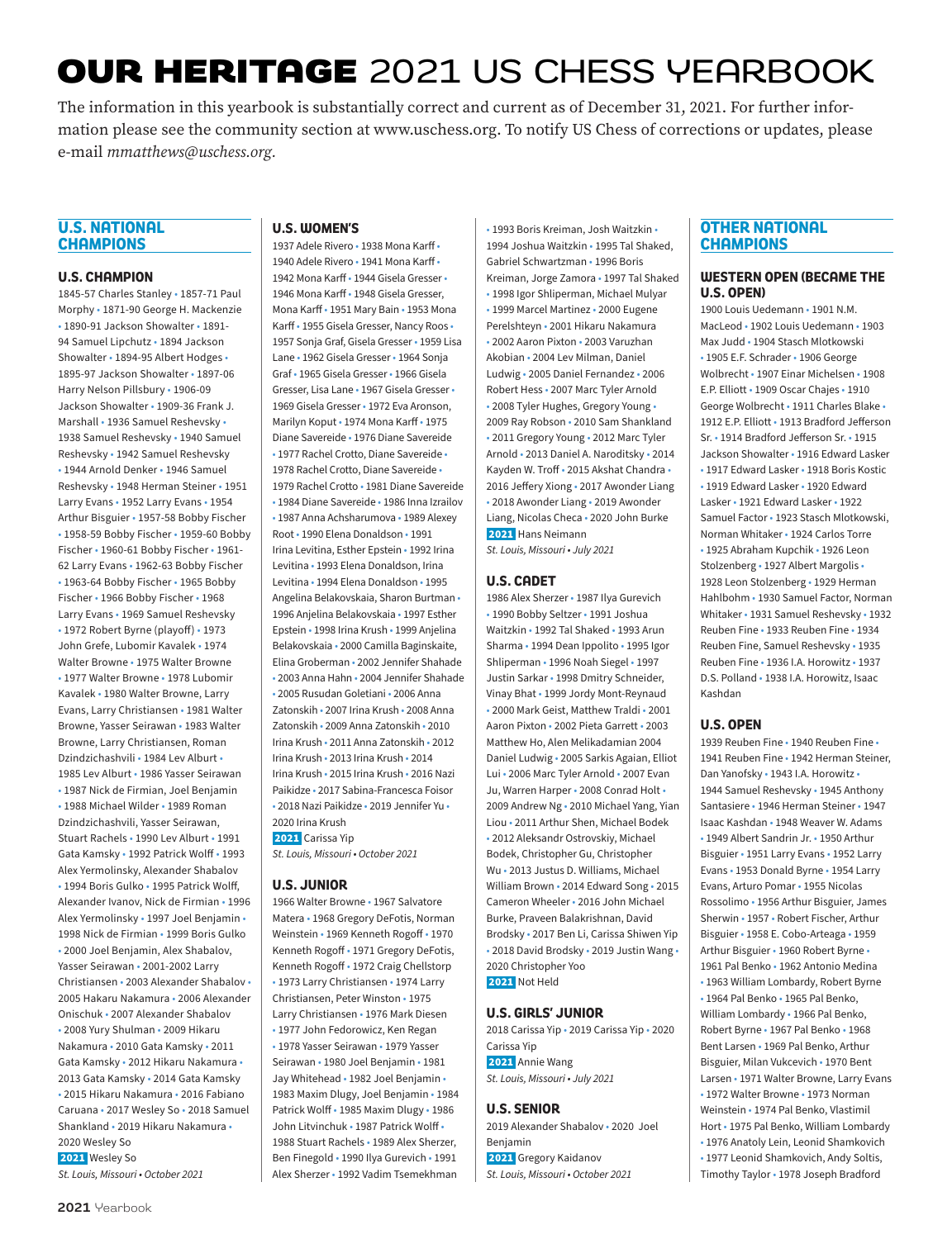# OUR HERITAGE 2021 US CHESS YEARBOOK

The information in this yearbook is substantially correct and current as of December 31, 2021. For further information please see the community section at www.uschess.org. To notify US Chess of corrections or updates, please e-mail *mmatthews@uschess.org*.

## U.S. NATIONAL CHAMPIONS

### U.S. CHAMPION

1845-57 Charles Stanley • 1857-71 Paul Morphy • 1871-90 George H. Mackenzie • 1890-91 Jackson Showalter • 1891-94 Samuel Lipchutz • 1894 Jackson Showalter • 1894-95 Albert Hodges • 1895-97 Jackson Showalter • 1897-06 Harry Nelson Pillsbury • 1906-09 Jackson Showalter • 1909-36 Frank J. Marshall • 1936 Samuel Reshevsky • 1938 Samuel Reshevsky • 1940 Samuel Reshevsky • 1942 Samuel Reshevsky • 1944 Arnold Denker • 1946 Samuel Reshevsky • 1948 Herman Steiner • 1951 Larry Evans • 1952 Larry Evans • 1954 Arthur Bisguier • 1957-58 Bobby Fischer • 1958-59 Bobby Fischer • 1959-60 Bobby Fischer • 1960-61 Bobby Fischer • 1961-62 Larry Evans • 1962-63 Bobby Fischer • 1963-64 Bobby Fischer • 1965 Bobby Fischer • 1966 Bobby Fischer • 1968 Larry Evans • 1969 Samuel Reshevsky • 1972 Robert Byrne (playoff) • 1973 John Grefe, Lubomir Kavalek • 1974 Walter Browne • 1975 Walter Browne • 1977 Walter Browne • 1978 Lubomir Kavalek • 1980 Walter Browne, Larry Evans, Larry Christiansen • 1981 Walter Browne, Yasser Seirawan • 1983 Walter Browne, Larry Christiansen, Roman Dzindzichashvili • 1984 Lev Alburt • 1985 Lev Alburt • 1986 Yasser Seirawan • 1987 Nick de Firmian, Joel Benjamin • 1988 Michael Wilder • 1989 Roman Dzindzichashvili, Yasser Seirawan, Stuart Rachels • 1990 Lev Alburt • 1991 Gata Kamsky • 1992 Patrick Wolff • 1993 Alex Yermolinsky, Alexander Shabalov • 1994 Boris Gulko • 1995 Patrick Wolff, Alexander Ivanov, Nick de Firmian • 1996 Alex Yermolinsky • 1997 Joel Benjamin • 1998 Nick de Firmian • 1999 Boris Gulko • 2000 Joel Benjamin, Alex Shabalov, Yasser Seirawan • 2001-2002 Larry Christiansen • 2003 Alexander Shabalov • 2005 Hakaru Nakamura • 2006 Alexander Onischuk • 2007 Alexander Shabalov • 2008 Yury Shulman • 2009 Hikaru Nakamura • 2010 Gata Kamsky • 2011 Gata Kamsky • 2012 Hikaru Nakamura • 2013 Gata Kamsky • 2014 Gata Kamsky • 2015 Hikaru Nakamura • 2016 Fabiano Caruana • 2017 Wesley So • 2018 Samuel Shankland • 2019 Hikaru Nakamura • 2020 Wesley So

**2021** Wesley So

*St. Louis, Missouri • October 2021*

### U.S. WOMEN'S

1937 Adele Rivero • 1938 Mona Karff • 1940 Adele Rivero • 1941 Mona Karff • 1942 Mona Karff • 1944 Gisela Gresser • 1946 Mona Karff • 1948 Gisela Gresser, Mona Karff • 1951 Mary Bain • 1953 Mona Karff • 1955 Gisela Gresser, Nancy Roos • 1957 Sonja Graf, Gisela Gresser • 1959 Lisa Lane • 1962 Gisela Gresser • 1964 Sonja Graf • 1965 Gisela Gresser • 1966 Gisela Gresser, Lisa Lane • 1967 Gisela Gresser • 1969 Gisela Gresser • 1972 Eva Aronson, Marilyn Koput • 1974 Mona Karff • 1975 Diane Savereide • 1976 Diane Savereide • 1977 Rachel Crotto, Diane Savereide • 1978 Rachel Crotto, Diane Savereide • 1979 Rachel Crotto • 1981 Diane Savereide • 1984 Diane Savereide • 1986 Inna Izrailov • 1987 Anna Achsharumova • 1989 Alexey Root • 1990 Elena Donaldson • 1991 Irina Levitina, Esther Epstein • 1992 Irina Levitina • 1993 Elena Donaldson, Irina Levitina • 1994 Elena Donaldson • 1995 Angelina Belakovskaia, Sharon Burtman • 1996 Anjelina Belakovskaia • 1997 Esther Epstein • 1998 Irina Krush • 1999 Anjelina Belakovskaia • 2000 Camilla Baginskaite, Elina Groberman • 2002 Jennifer Shahade • 2003 Anna Hahn • 2004 Jennifer Shahade • 2005 Rusudan Goletiani • 2006 Anna Zatonskih • 2007 Irina Krush • 2008 Anna Zatonskih • 2009 Anna Zatonskih • 2010 Irina Krush • 2011 Anna Zatonskih • 2012 Irina Krush • 2013 Irina Krush • 2014 Irina Krush • 2015 Irina Krush • 2016 Nazi Paikidze • 2017 Sabina-Francesca Foisor • 2018 Nazi Paikidze • 2019 Jennifer Yu • 2020 Irina Krush

**2021** Carissa Yip

*St. Louis, Missouri • October 2021*

### U.S. JUNIOR

1966 Walter Browne • 1967 Salvatore Matera • 1968 Gregory DeFotis, Norman Weinstein • 1969 Kenneth Rogoff • 1970 Kenneth Rogoff • 1971 Gregory DeFotis, Kenneth Rogoff • 1972 Craig Chellstorp • 1973 Larry Christiansen • 1974 Larry Christiansen, Peter Winston • 1975 Larry Christiansen • 1976 Mark Diesen • 1977 John Fedorowicz, Ken Regan • 1978 Yasser Seirawan • 1979 Yasser Seirawan • 1980 Joel Benjamin • 1981 Jay Whitehead • 1982 Joel Benjamin • 1983 Maxim Dlugy, Joel Benjamin • 1984 Patrick Wolff • 1985 Maxim Dlugy • 1986 John Litvinchuk • 1987 Patrick Wolff • 1988 Stuart Rachels • 1989 Alex Sherzer, Ben Finegold • 1990 Ilya Gurevich • 1991 Alex Sherzer • 1992 Vadim Tsemekhman • 1993 Boris Kreiman, Josh Waitzkin • 1994 Joshua Waitzkin • 1995 Tal Shaked, Gabriel Schwartzman • 1996 Boris Kreiman, Jorge Zamora • 1997 Tal Shaked • 1998 Igor Shliperman, Michael Mulyar • 1999 Marcel Martinez • 2000 Eugene Perelshteyn • 2001 Hikaru Nakamura • 2002 Aaron Pixton • 2003 Varuzhan Akobian • 2004 Lev Milman, Daniel Ludwig • 2005 Daniel Fernandez • 2006 Robert Hess • 2007 Marc Tyler Arnold • 2008 Tyler Hughes, Gregory Young • 2009 Ray Robson • 2010 Sam Shankland • 2011 Gregory Young • 2012 Marc Tyler Arnold • 2013 Daniel A. Naroditsky • 2014 Kayden W. Troff • 2015 Akshat Chandra • 2016 Jeffery Xiong • 2017 Awonder Liang • 2018 Awonder Liang • 2019 Awonder Liang, Nicolas Checa • 2020 John Burke

**2021** Hans Neimann

*St. Louis, Missouri • July 2021*

### U.S. CADET

1986 Alex Sherzer • 1987 Ilya Gurevich • 1990 Bobby Seltzer • 1991 Joshua Waitzkin • 1992 Tal Shaked • 1993 Arun Sharma • 1994 Dean Ippolito • 1995 Igor Shliperman • 1996 Noah Siegel • 1997 Justin Sarkar • 1998 Dmitry Schneider, Vinay Bhat • 1999 Jordy Mont-Reynaud • 2000 Mark Geist, Matthew Traldi • 2001 Aaron Pixton • 2002 Pieta Garrett • 2003 Matthew Ho, Alen Melikadamian 2004 Daniel Ludwig • 2005 Sarkis Agaian, Elliot Lui • 2006 Marc Tyler Arnold • 2007 Evan Ju, Warren Harper • 2008 Conrad Holt • 2009 Andrew Ng • 2010 Michael Yang, Yian Liou • 2011 Arthur Shen, Michael Bodek • 2012 Aleksandr Ostrovskiy, Michael Bodek, Christopher Gu, Christopher Wu • 2013 Justus D. Williams, Michael William Brown • 2014 Edward Song • 2015 Cameron Wheeler • 2016 John Michael Burke, Praveen Balakrishnan, David Brodsky • 2017 Ben Li, Carissa Shiwen Yip • 2018 David Brodsky • 2019 Justin Wang • 2020 Christopher Yoo

**2021** Not Held

### U.S. GIRLS' JUNIOR

2018 Carissa Yip • 2019 Carissa Yip • 2020 Carissa Yip

**2021** Annie Wang

*St. Louis, Missouri • July 2021*

### U.S. SENIOR

2019 Alexander Shabalov • 2020 Joel Benjamin

**2021** Gregory Kaidanov

*St. Louis, Missouri • October 2021*

## OTHER NATIONAL CHAMPIONS

### WESTERN OPEN (BECAME THE U.S. OPEN)

1900 Louis Uedemann • 1901 N.M. MacLeod • 1902 Louis Uedemann • 1903 Max Judd • 1904 Stasch Mlotkowski • 1905 E.F. Schrader • 1906 George Wolbrecht • 1907 Einar Michelsen • 1908 E.P. Elliott • 1909 Oscar Chajes • 1910 George Wolbrecht • 1911 Charles Blake • 1912 E.P. Elliott • 1913 Bradford Jefferson Sr. • 1914 Bradford Jefferson Sr. • 1915 Jackson Showalter • 1916 Edward Lasker • 1917 Edward Lasker • 1918 Boris Kostic • 1919 Edward Lasker • 1920 Edward Lasker • 1921 Edward Lasker • 1922 Samuel Factor • 1923 Stasch Mlotkowski, Norman Whitaker • 1924 Carlos Torre • 1925 Abraham Kupchik • 1926 Leon Stolzenberg • 1927 Albert Margolis • 1928 Leon Stolzenberg • 1929 Herman Hahlbohm • 1930 Samuel Factor, Norman Whitaker • 1931 Samuel Reshevsky • 1932 Reuben Fine • 1933 Reuben Fine • 1934 Reuben Fine, Samuel Reshevsky • 1935 Reuben Fine • 1936 I.A. Horowitz • 1937 D.S. Polland • 1938 I.A. Horowitz, Isaac Kashdan

### U.S. OPEN

1939 Reuben Fine • 1940 Reuben Fine • 1941 Reuben Fine • 1942 Herman Steiner, Dan Yanofsky • 1943 I.A. Horowitz • 1944 Samuel Reshevsky • 1945 Anthony Santasiere • 1946 Herman Steiner • 1947 Isaac Kashdan • 1948 Weaver W. Adams • 1949 Albert Sandrin Jr. • 1950 Arthur Bisguier • 1951 Larry Evans • 1952 Larry Evans • 1953 Donald Byrne • 1954 Larry Evans, Arturo Pomar • 1955 Nicolas Rossolimo • 1956 Arthur Bisguier, James Sherwin • 1957 • Robert Fischer, Arthur Bisguier • 1958 E. Cobo-Arteaga • 1959 Arthur Bisguier • 1960 Robert Byrne • 1961 Pal Benko • 1962 Antonio Medina • 1963 William Lombardy, Robert Byrne • 1964 Pal Benko • 1965 Pal Benko, William Lombardy • 1966 Pal Benko, Robert Byrne • 1967 Pal Benko • 1968 Bent Larsen • 1969 Pal Benko, Arthur Bisguier, Milan Vukcevich • 1970 Bent Larsen • 1971 Walter Browne, Larry Evans • 1972 Walter Browne • 1973 Norman Weinstein • 1974 Pal Benko, Vlastimil Hort • 1975 Pal Benko, William Lombardy • 1976 Anatoly Lein, Leonid Shamkovich • 1977 Leonid Shamkovich, Andy Soltis, Timothy Taylor • 1978 Joseph Bradford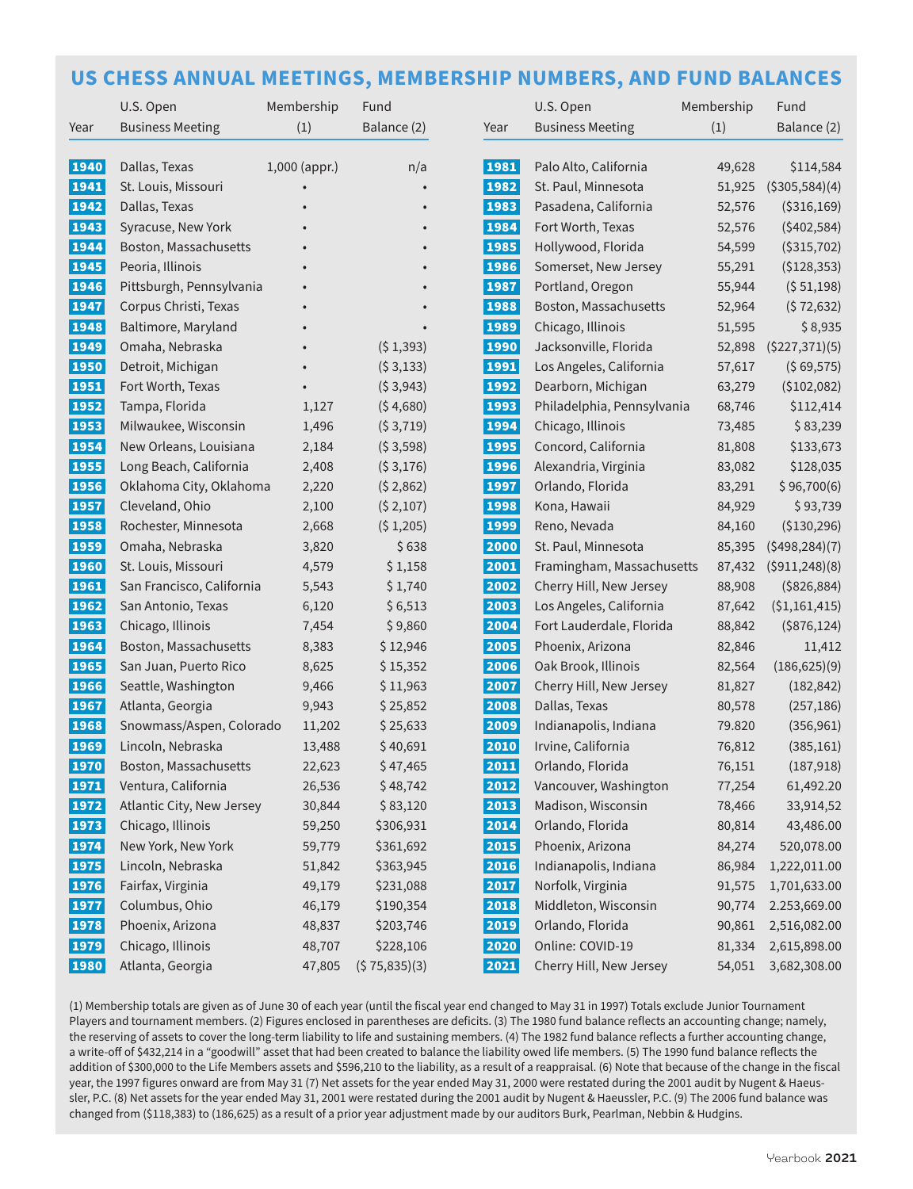## US CHESS ANNUAL MEETINGS, MEMBERSHIP NUMBERS, AND FUND BALANCES

| Year | U.S. Open Business Meeting | Membership (1) | Fund Balance (2) |
|---|---|---|---|
| 1940 | Dallas, Texas | 1,000 (appr.) | n/a |
| 1941 | St. Louis, Missouri | • | • |
| 1942 | Dallas, Texas | • | • |
| 1943 | Syracuse, New York | • | • |
| 1944 | Boston, Massachusetts | • | • |
| 1945 | Peoria, Illinois | • | • |
| 1946 | Pittsburgh, Pennsylvania | • | • |
| 1947 | Corpus Christi, Texas | • | • |
| 1948 | Baltimore, Maryland | • | • |
| 1949 | Omaha, Nebraska | • | ($ 1,393) |
| 1950 | Detroit, Michigan | • | ($ 3,133) |
| 1951 | Fort Worth, Texas | • | ($ 3,943) |
| 1952 | Tampa, Florida | 1,127 | ($ 4,680) |
| 1953 | Milwaukee, Wisconsin | 1,496 | ($ 3,719) |
| 1954 | New Orleans, Louisiana | 2,184 | ($ 3,598) |
| 1955 | Long Beach, California | 2,408 | ($ 3,176) |
| 1956 | Oklahoma City, Oklahoma | 2,220 | ($ 2,862) |
| 1957 | Cleveland, Ohio | 2,100 | ($ 2,107) |
| 1958 | Rochester, Minnesota | 2,668 | ($ 1,205) |
| 1959 | Omaha, Nebraska | 3,820 | $ 638 |
| 1960 | St. Louis, Missouri | 4,579 | $ 1,158 |
| 1961 | San Francisco, California | 5,543 | $ 1,740 |
| 1962 | San Antonio, Texas | 6,120 | $ 6,513 |
| 1963 | Chicago, Illinois | 7,454 | $ 9,860 |
| 1964 | Boston, Massachusetts | 8,383 | $ 12,946 |
| 1965 | San Juan, Puerto Rico | 8,625 | $ 15,352 |
| 1966 | Seattle, Washington | 9,466 | $ 11,963 |
| 1967 | Atlanta, Georgia | 9,943 | $ 25,852 |
| 1968 | Snowmass/Aspen, Colorado | 11,202 | $ 25,633 |
| 1969 | Lincoln, Nebraska | 13,488 | $ 40,691 |
| 1970 | Boston, Massachusetts | 22,623 | $ 47,465 |
| 1971 | Ventura, California | 26,536 | $ 48,742 |
| 1972 | Atlantic City, New Jersey | 30,844 | $ 83,120 |
| 1973 | Chicago, Illinois | 59,250 | $306,931 |
| 1974 | New York, New York | 59,779 | $361,692 |
| 1975 | Lincoln, Nebraska | 51,842 | $363,945 |
| 1976 | Fairfax, Virginia | 49,179 | $231,088 |
| 1977 | Columbus, Ohio | 46,179 | $190,354 |
| 1978 | Phoenix, Arizona | 48,837 | $203,746 |
| 1979 | Chicago, Illinois | 48,707 | $228,106 |
| 1980 | Atlanta, Georgia | 47,805 | ($ 75,835)(3) |
| 1981 | Palo Alto, California | 49,628 | $114,584 |
| 1982 | St. Paul, Minnesota | 51,925 | ($305,584)(4) |
| 1983 | Pasadena, California | 52,576 | ($316,169) |
| 1984 | Fort Worth, Texas | 52,576 | ($402,584) |
| 1985 | Hollywood, Florida | 54,599 | ($315,702) |
| 1986 | Somerset, New Jersey | 55,291 | ($128,353) |
| 1987 | Portland, Oregon | 55,944 | ($ 51,198) |
| 1988 | Boston, Massachusetts | 52,964 | ($ 72,632) |
| 1989 | Chicago, Illinois | 51,595 | $ 8,935 |
| 1990 | Jacksonville, Florida | 52,898 | ($227,371)(5) |
| 1991 | Los Angeles, California | 57,617 | ($ 69,575) |
| 1992 | Dearborn, Michigan | 63,279 | ($102,082) |
| 1993 | Philadelphia, Pennsylvania | 68,746 | $112,414 |
| 1994 | Chicago, Illinois | 73,485 | $ 83,239 |
| 1995 | Concord, California | 81,808 | $133,673 |
| 1996 | Alexandria, Virginia | 83,082 | $128,035 |
| 1997 | Orlando, Florida | 83,291 | $ 96,700(6) |
| 1998 | Kona, Hawaii | 84,929 | $ 93,739 |
| 1999 | Reno, Nevada | 84,160 | ($130,296) |
| 2000 | St. Paul, Minnesota | 85,395 | ($498,284)(7) |
| 2001 | Framingham, Massachusetts | 87,432 | ($911,248)(8) |
| 2002 | Cherry Hill, New Jersey | 88,908 | ($826,884) |
| 2003 | Los Angeles, California | 87,642 | ($1,161,415) |
| 2004 | Fort Lauderdale, Florida | 88,842 | ($876,124) |
| 2005 | Phoenix, Arizona | 82,846 | 11,412 |
| 2006 | Oak Brook, Illinois | 82,564 | (186,625)(9) |
| 2007 | Cherry Hill, New Jersey | 81,827 | (182,842) |
| 2008 | Dallas, Texas | 80,578 | (257,186) |
| 2009 | Indianapolis, Indiana | 79.820 | (356,961) |
| 2010 | Irvine, California | 76,812 | (385,161) |
| 2011 | Orlando, Florida | 76,151 | (187,918) |
| 2012 | Vancouver, Washington | 77,254 | 61,492.20 |
| 2013 | Madison, Wisconsin | 78,466 | 33,914,52 |
| 2014 | Orlando, Florida | 80,814 | 43,486.00 |
| 2015 | Phoenix, Arizona | 84,274 | 520,078.00 |
| 2016 | Indianapolis, Indiana | 86,984 | 1,222,011.00 |
| 2017 | Norfolk, Virginia | 91,575 | 1,701,633.00 |
| 2018 | Middleton, Wisconsin | 90,774 | 2.253,669.00 |
| 2019 | Orlando, Florida | 90,861 | 2,516,082.00 |
| 2020 | Online: COVID-19 | 81,334 | 2,615,898.00 |
| 2021 | Cherry Hill, New Jersey | 54,051 | 3,682,308.00 |

(1) Membership totals are given as of June 30 of each year (until the fiscal year end changed to May 31 in 1997) Totals exclude Junior Tournament Players and tournament members. (2) Figures enclosed in parentheses are deficits. (3) The 1980 fund balance reflects an accounting change; namely, the reserving of assets to cover the long-term liability to life and sustaining members. (4) The 1982 fund balance reflects a further accounting change, a write-off of $432,214 in a "goodwill" asset that had been created to balance the liability owed life members. (5) The 1990 fund balance reflects the addition of $300,000 to the Life Members assets and $596,210 to the liability, as a result of a reappraisal. (6) Note that because of the change in the fiscal year, the 1997 figures onward are from May 31 (7) Net assets for the year ended May 31, 2000 were restated during the 2001 audit by Nugent & Haeussler, P.C. (8) Net assets for the year ended May 31, 2001 were restated during the 2001 audit by Nugent & Haeussler, P.C. (9) The 2006 fund balance was changed from ($118,383) to (186,625) as a result of a prior year adjustment made by our auditors Burk, Pearlman, Nebbin & Hudgins.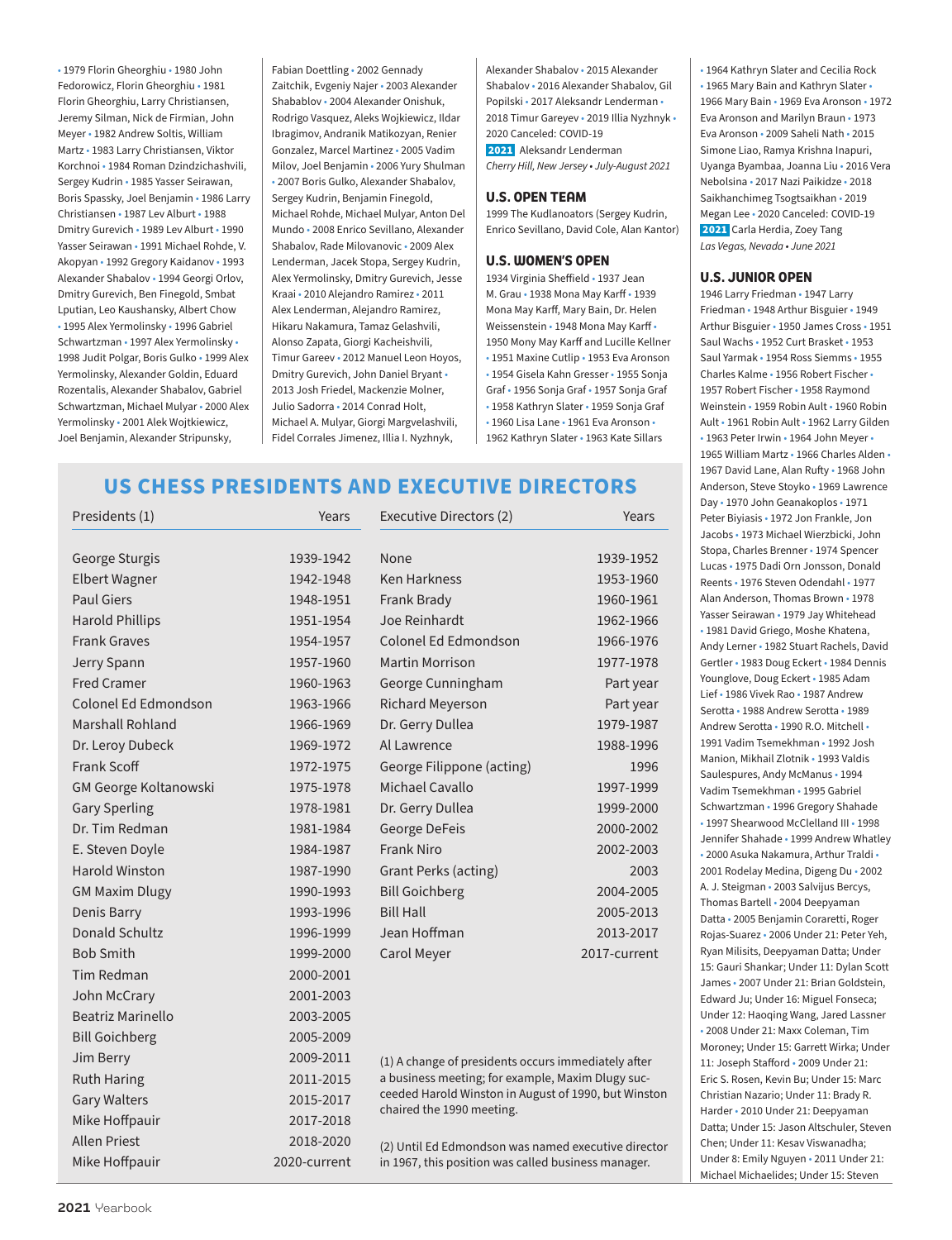• 1979 Florin Gheorghiu • 1980 John Fedorowicz, Florin Gheorghiu • 1981 Florin Gheorghiu, Larry Christiansen, Jeremy Silman, Nick de Firmian, John Meyer • 1982 Andrew Soltis, William Martz • 1983 Larry Christiansen, Viktor Korchnoi • 1984 Roman Dzindzichashvili, Sergey Kudrin • 1985 Yasser Seirawan, Boris Spassky, Joel Benjamin • 1986 Larry Christiansen • 1987 Lev Alburt • 1988 Dmitry Gurevich • 1989 Lev Alburt • 1990 Yasser Seirawan • 1991 Michael Rohde, V. Akopyan • 1992 Gregory Kaidanov • 1993 Alexander Shabalov • 1994 Georgi Orlov, Dmitry Gurevich, Ben Finegold, Smbat Lputian, Leo Kaushansky, Albert Chow • 1995 Alex Yermolinsky • 1996 Gabriel Schwartzman • 1997 Alex Yermolinsky • 1998 Judit Polgar, Boris Gulko • 1999 Alex Yermolinsky, Alexander Goldin, Eduard Rozentalis, Alexander Shabalov, Gabriel Schwartzman, Michael Mulyar • 2000 Alex Yermolinsky • 2001 Alek Wojtkiewicz, Joel Benjamin, Alexander Stripunsky, Fabian Doettling • 2002 Gennady Zaitchik, Evgeniy Najer • 2003 Alexander Shabablov • 2004 Alexander Onishuk, Rodrigo Vasquez, Aleks Wojkiewicz, Ildar Ibragimov, Andranik Matikozyan, Renier Gonzalez, Marcel Martinez • 2005 Vadim Milov, Joel Benjamin • 2006 Yury Shulman • 2007 Boris Gulko, Alexander Shabalov, Sergey Kudrin, Benjamin Finegold, Michael Rohde, Michael Mulyar, Anton Del Mundo • 2008 Enrico Sevillano, Alexander Shabalov, Rade Milovanovic • 2009 Alex Lenderman, Jacek Stopa, Sergey Kudrin, Alex Yermolinsky, Dmitry Gurevich, Jesse Kraai • 2010 Alejandro Ramirez • 2011 Alex Lenderman, Alejandro Ramirez, Hikaru Nakamura, Tamaz Gelashvili, Alonso Zapata, Giorgi Kacheishvili, Timur Gareev • 2012 Manuel Leon Hoyos, Dmitry Gurevich, John Daniel Bryant • 2013 Josh Friedel, Mackenzie Molner, Julio Sadorra • 2014 Conrad Holt, Michael A. Mulyar, Giorgi Margvelashvili, Fidel Corrales Jimenez, Illia I. Nyzhnyk, Alexander Shabalov • 2015 Alexander Shabalov • 2016 Alexander Shabalov, Gil Popilski • 2017 Aleksandr Lenderman • 2018 Timur Gareyev • 2019 Illia Nyzhnyk • 2020 Canceled: COVID-19

**2021** Aleksandr Lenderman

*Cherry Hill, New Jersey • July-August 2021*

## U.S. OPEN TEAM

1999 The Kudlanoators (Sergey Kudrin, Enrico Sevillano, David Cole, Alan Kantor)

## U.S. WOMEN'S OPEN

1934 Virginia Sheffield • 1937 Jean M. Grau • 1938 Mona May Karff • 1939 Mona May Karff, Mary Bain, Dr. Helen Weissenstein • 1948 Mona May Karff • 1950 Mony May Karff and Lucille Kellner • 1951 Maxine Cutlip • 1953 Eva Aronson • 1954 Gisela Kahn Gresser • 1955 Sonja Graf • 1956 Sonja Graf • 1957 Sonja Graf • 1958 Kathryn Slater • 1959 Sonja Graf • 1960 Lisa Lane • 1961 Eva Aronson • 1962 Kathryn Slater • 1963 Kate Sillars • 1964 Kathryn Slater and Cecilia Rock • 1965 Mary Bain and Kathryn Slater • 1966 Mary Bain • 1969 Eva Aronson • 1972 Eva Aronson and Marilyn Braun • 1973 Eva Aronson • 2009 Saheli Nath • 2015 Simone Liao, Ramya Krishna Inapuri, Uyanga Byambaa, Joanna Liu • 2016 Vera Nebolsina • 2017 Nazi Paikidze • 2018 Saikhanchimeg Tsogtsaikhan • 2019 Megan Lee • 2020 Canceled: COVID-19

**2021** Carla Herdia, Zoey Tang

*Las Vegas, Nevada • June 2021*

## U.S. JUNIOR OPEN

1946 Larry Friedman • 1947 Larry Friedman • 1948 Arthur Bisguier • 1949 Arthur Bisguier • 1950 James Cross • 1951 Saul Wachs • 1952 Curt Brasket • 1953 Saul Yarmak • 1954 Ross Siemms • 1955 Charles Kalme • 1956 Robert Fischer • 1957 Robert Fischer • 1958 Raymond Weinstein • 1959 Robin Ault • 1960 Robin Ault • 1961 Robin Ault • 1962 Larry Gilden • 1963 Peter Irwin • 1964 John Meyer • 1965 William Martz • 1966 Charles Alden • 1967 David Lane, Alan Rufty • 1968 John Anderson, Steve Stoyko • 1969 Lawrence Day • 1970 John Geanakoplos • 1971 Peter Biyiasis • 1972 Jon Frankle, Jon Jacobs • 1973 Michael Wierzbicki, John Stopa, Charles Brenner • 1974 Spencer Lucas • 1975 Dadi Orn Jonsson, Donald Reents • 1976 Steven Odendahl • 1977 Alan Anderson, Thomas Brown • 1978 Yasser Seirawan • 1979 Jay Whitehead • 1981 David Griego, Moshe Khatena, Andy Lerner • 1982 Stuart Rachels, David Gertler • 1983 Doug Eckert • 1984 Dennis Younglove, Doug Eckert • 1985 Adam Lief • 1986 Vivek Rao • 1987 Andrew Serotta • 1988 Andrew Serotta • 1989 Andrew Serotta • 1990 R.O. Mitchell • 1991 Vadim Tsemekhman • 1992 Josh Manion, Mikhail Zlotnik • 1993 Valdis Saulespures, Andy McManus • 1994 Vadim Tsemekhman • 1995 Gabriel Schwartzman • 1996 Gregory Shahade • 1997 Shearwood McClelland III • 1998 Jennifer Shahade • 1999 Andrew Whatley • 2000 Asuka Nakamura, Arthur Traldi • 2001 Rodelay Medina, Digeng Du • 2002 A. J. Steigman • 2003 Salvijus Bercys, Thomas Bartell • 2004 Deepyaman Datta • 2005 Benjamin Coraretti, Roger Rojas-Suarez • 2006 Under 21: Peter Yeh, Ryan Milisits, Deepyaman Datta; Under 15: Gauri Shankar; Under 11: Dylan Scott James • 2007 Under 21: Brian Goldstein, Edward Ju; Under 16: Miguel Fonseca; Under 12: Haoqing Wang, Jared Lassner • 2008 Under 21: Maxx Coleman, Tim Moroney; Under 15: Garrett Wirka; Under 11: Joseph Stafford • 2009 Under 21: Eric S. Rosen, Kevin Bu; Under 15: Marc Christian Nazario; Under 11: Brady R. Harder • 2010 Under 21: Deepyaman Datta; Under 15: Jason Altschuler, Steven Chen; Under 11: Kesav Viswanadha; Under 8: Emily Nguyen • 2011 Under 21: Michael Michaelides; Under 15: Steven

## US CHESS PRESIDENTS AND EXECUTIVE DIRECTORS

| Presidents (1) | Years |
|---|---|
| George Sturgis | 1939-1942 |
| Elbert Wagner | 1942-1948 |
| Paul Giers | 1948-1951 |
| Harold Phillips | 1951-1954 |
| Frank Graves | 1954-1957 |
| Jerry Spann | 1957-1960 |
| Fred Cramer | 1960-1963 |
| Colonel Ed Edmondson | 1963-1966 |
| Marshall Rohland | 1966-1969 |
| Dr. Leroy Dubeck | 1969-1972 |
| Frank Scoff | 1972-1975 |
| GM George Koltanowski | 1975-1978 |
| Gary Sperling | 1978-1981 |
| Dr. Tim Redman | 1981-1984 |
| E. Steven Doyle | 1984-1987 |
| Harold Winston | 1987-1990 |
| GM Maxim Dlugy | 1990-1993 |
| Denis Barry | 1993-1996 |
| Donald Schultz | 1996-1999 |
| Bob Smith | 1999-2000 |
| Tim Redman | 2000-2001 |
| John McCrary | 2001-2003 |
| Beatriz Marinello | 2003-2005 |
| Bill Goichberg | 2005-2009 |
| Jim Berry | 2009-2011 |
| Ruth Haring | 2011-2015 |
| Gary Walters | 2015-2017 |
| Mike Hoffpauir | 2017-2018 |
| Allen Priest | 2018-2020 |
| Mike Hoffpauir | 2020-current |

| Executive Directors (2) | Years |
|---|---|
| None | 1939-1952 |
| Ken Harkness | 1953-1960 |
| Frank Brady | 1960-1961 |
| Joe Reinhardt | 1962-1966 |
| Colonel Ed Edmondson | 1966-1976 |
| Martin Morrison | 1977-1978 |
| George Cunningham | Part year |
| Richard Meyerson | Part year |
| Dr. Gerry Dullea | 1979-1987 |
| Al Lawrence | 1988-1996 |
| George Filippone (acting) | 1996 |
| Michael Cavallo | 1997-1999 |
| Dr. Gerry Dullea | 1999-2000 |
| George DeFeis | 2000-2002 |
| Frank Niro | 2002-2003 |
| Grant Perks (acting) | 2003 |
| Bill Goichberg | 2004-2005 |
| Bill Hall | 2005-2013 |
| Jean Hoffman | 2013-2017 |
| Carol Meyer | 2017-current |

(1) A change of presidents occurs immediately after a business meeting; for example, Maxim Dlugy succeeded Harold Winston in August of 1990, but Winston chaired the 1990 meeting.

(2) Until Ed Edmondson was named executive director in 1967, this position was called business manager.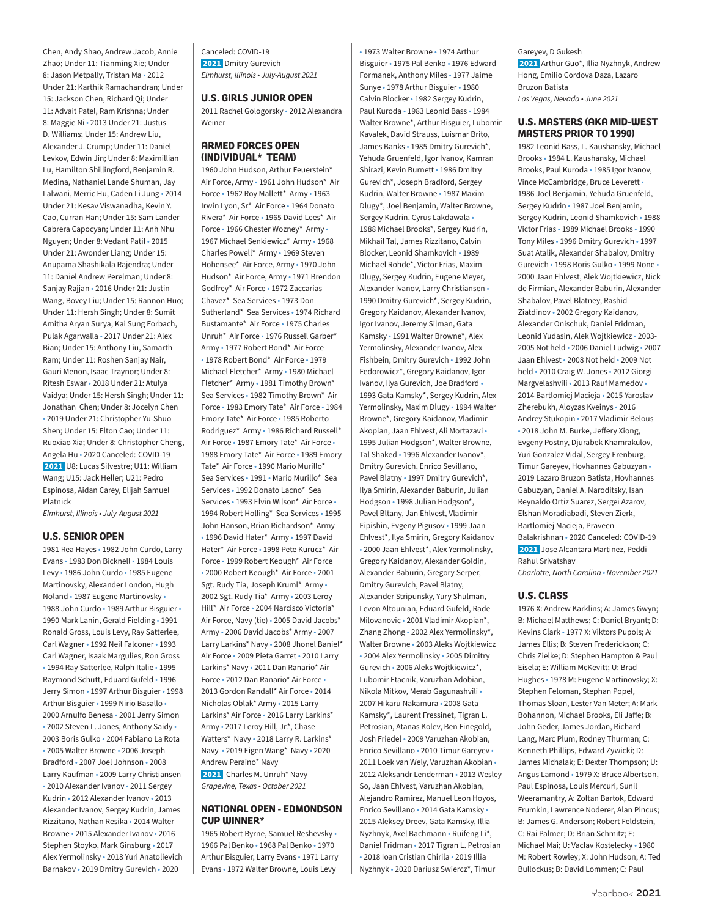Chen, Andy Shao, Andrew Jacob, Annie Zhao; Under 11: Tianming Xie; Under 8: Jason Metpally, Tristan Ma • 2012 Under 21: Karthik Ramachandran; Under 15: Jackson Chen, Richard Qi; Under 11: Advait Patel, Ram Krishna; Under 8: Maggie Ni • 2013 Under 21: Justus D. Williams; Under 15: Andrew Liu, Alexander J. Crump; Under 11: Daniel Levkov, Edwin Jin; Under 8: Maximillian Lu, Hamilton Shillingford, Benjamin R. Medina, Nathaniel Lande Shuman, Jay Lalwani, Merric Hu, Caden Li Jung • 2014 Under 21: Kesav Viswanadha, Kevin Y. Cao, Curran Han; Under 15: Sam Lander Cabrera Capocyan; Under 11: Anh Nhu Nguyen; Under 8: Vedant Patil • 2015 Under 21: Awonder Liang; Under 15: Anupama Shashikala Rajendra; Under 11: Daniel Andrew Perelman; Under 8: Sanjay Rajjan • 2016 Under 21: Justin Wang, Bovey Liu; Under 15: Rannon Huo; Under 11: Hersh Singh; Under 8: Sumit Amitha Aryan Surya, Kai Sung Forbach, Pulak Agarwalla • 2017 Under 21: Alex Bian; Under 15: Anthony Liu, Samarth Ram; Under 11: Roshen Sanjay Nair, Gauri Menon, Isaac Traynor; Under 8: Ritesh Eswar • 2018 Under 21: Atulya Vaidya; Under 15: Hersh Singh; Under 11: Jonathan Chen; Under 8: Jocelyn Chen • 2019 Under 21: Christopher Yu-Shuo Shen; Under 15: Elton Cao; Under 11: Ruoxiao Xia; Under 8: Christopher Cheng, Angela Hu • 2020 Canceled: COVID-19 **2021** U8: Lucas Silvestre; U11: William Wang; U15: Jack Heller; U21: Pedro Espinosa, Aidan Carey, Elijah Samuel Platnick
*Elmhurst, Illinois • July-August 2021*

## U.S. SENIOR OPEN

1981 Rea Hayes • 1982 John Curdo, Larry Evans • 1983 Don Bicknell • 1984 Louis Levy • 1986 John Curdo • 1985 Eugene Martinovsky, Alexander London, Hugh Noland • 1987 Eugene Martinovsky • 1988 John Curdo • 1989 Arthur Bisguier • 1990 Mark Lanin, Gerald Fielding • 1991 Ronald Gross, Louis Levy, Ray Satterlee, Carl Wagner • 1992 Neil Falconer • 1993 Carl Wagner, Isaak Margulies, Ron Gross • 1994 Ray Satterlee, Ralph Italie • 1995 Raymond Schutt, Eduard Gufeld • 1996 Jerry Simon • 1997 Arthur Bisguier • 1998 Arthur Bisguier • 1999 Nirio Basallo • 2000 Arnulfo Benesa • 2001 Jerry Simon • 2002 Steven L. Jones, Anthony Saidy • 2003 Boris Gulko • 2004 Fabiano La Rota • 2005 Walter Browne • 2006 Joseph Bradford • 2007 Joel Johnson • 2008 Larry Kaufman • 2009 Larry Christiansen • 2010 Alexander Ivanov • 2011 Sergey Kudrin • 2012 Alexander Ivanov • 2013 Alexander Ivanov, Sergey Kudrin, James Rizzitano, Nathan Resika • 2014 Walter Browne • 2015 Alexander Ivanov • 2016 Stephen Stoyko, Mark Ginsburg • 2017 Alex Yermolinsky • 2018 Yuri Anatolievich Barnakov • 2019 Dmitry Gurevich • 2020 Canceled: COVID-19
**2021** Dmitry Gurevich
*Elmhurst, Illinois • July-August 2021*

## U.S. GIRLS JUNIOR OPEN

2011 Rachel Gologorsky • 2012 Alexandra Weiner

## ARMED FORCES OPEN (INDIVIDUAL* TEAM)

1960 John Hudson, Arthur Feuerstein* Air Force, Army • 1961 John Hudson* Air Force • 1962 Roy Mallett* Army • 1963 Irwin Lyon, Sr* Air Force • 1964 Donato Rivera* Air Force • 1965 David Lees* Air Force • 1966 Chester Wozney* Army • 1967 Michael Senkiewicz* Army • 1968 Charles Powell* Army • 1969 Steven Hohensee* Air Force, Army • 1970 John Hudson* Air Force, Army • 1971 Brendon Godfrey* Air Force • 1972 Zaccarias Chavez* Sea Services • 1973 Don Sutherland* Sea Services • 1974 Richard Bustamante* Air Force • 1975 Charles Unruh* Air Force • 1976 Russell Garber* Army • 1977 Robert Bond* Air Force • 1978 Robert Bond* Air Force • 1979 Michael Fletcher* Army • 1980 Michael Fletcher* Army • 1981 Timothy Brown* Sea Services • 1982 Timothy Brown* Air Force • 1983 Emory Tate* Air Force • 1984 Emory Tate* Air Force • 1985 Roberto Rodriguez* Army • 1986 Richard Russell* Air Force • 1987 Emory Tate* Air Force • 1988 Emory Tate* Air Force • 1989 Emory Tate* Air Force • 1990 Mario Murillo* Sea Services • 1991 • Mario Murillo* Sea Services • 1992 Donato Lacno* Sea Services • 1993 Elvin Wilson* Air Force • 1994 Robert Holling* Sea Services • 1995 John Hanson, Brian Richardson* Army • 1996 David Hater* Army • 1997 David Hater* Air Force • 1998 Pete Kurucz* Air Force • 1999 Robert Keough* Air Force • 2000 Robert Keough* Air Force • 2001 Sgt. Rudy Tia, Joseph Kruml* Army • 2002 Sgt. Rudy Tia* Army • 2003 Leroy Hill* Air Force • 2004 Narcisco Victoria* Air Force, Navy (tie) • 2005 David Jacobs* Army • 2006 David Jacobs* Army • 2007 Larry Larkins* Navy • 2008 Jhonel Baniel* Air Force • 2009 Pieta Garret • 2010 Larry Larkins* Navy • 2011 Dan Ranario* Air Force • 2012 Dan Ranario* Air Force • 2013 Gordon Randall* Air Force • 2014 Nicholas Oblak* Army • 2015 Larry Larkins* Air Force • 2016 Larry Larkins* Army • 2017 Leroy Hill, Jr.*, Chase Watters* Navy • 2018 Ryan R. Larkins* Navy • 2019 Eigen Wang* Navy • 2020 Andrew Peraino* Navy
**2021** Charles M. Unruh* Navy
*Grapevine, Texas • October 2021*

## NATIONAL OPEN - EDMONDSON CUP WINNER*

1965 Robert Byrne, Samuel Reshevsky • 1966 Pal Benko • 1968 Pal Benko • 1970 Arthur Bisguier, Larry Evans • 1971 Larry Evans • 1972 Walter Browne, Louis Levy • 1973 Walter Browne • 1974 Arthur Bisguier • 1975 Pal Benko • 1976 Edward Formanek, Anthony Miles • 1977 Jaime Sunye • 1978 Arthur Bisguier • 1980 Calvin Blocker • 1982 Sergey Kudrin, Paul Kuroda • 1983 Leonid Bass • 1984 Walter Browne*, Arthur Bisguier, Lubomir Kavalek, David Strauss, Luismar Brito, James Banks • 1985 Dmitry Gurevich*, Yehuda Gruenfeld, Igor Ivanov, Kamran Shirazi, Kevin Burnett • 1986 Dmitry Gurevich*, Joseph Bradford, Sergey Kudrin, Walter Browne • 1987 Maxim Dlugy*, Joel Benjamin, Walter Browne, Sergey Kudrin, Cyrus Lakdawala • 1988 Michael Brooks*, Sergey Kudrin, Mikhail Tal, James Rizzitano, Calvin Blocker, Leonid Shamkovich • 1989 Michael Rohde*, Victor Frias, Maxim Dlugy, Sergey Kudrin, Eugene Meyer, Alexander Ivanov, Larry Christiansen • 1990 Dmitry Gurevich*, Sergey Kudrin, Gregory Kaidanov, Alexander Ivanov, Igor Ivanov, Jeremy Silman, Gata Kamsky • 1991 Walter Browne*, Alex Yermolinsky, Alexander Ivanov, Alex Fishbein, Dmitry Gurevich • 1992 John Fedorowicz*, Gregory Kaidanov, Igor Ivanov, Ilya Gurevich, Joe Bradford • 1993 Gata Kamsky*, Sergey Kudrin, Alex Yermolinsky, Maxim Dlugy • 1994 Walter Browne*, Gregory Kaidanov, Vladimir Akopian, Jaan Ehlvest, Ali Mortazavi • 1995 Julian Hodgson*, Walter Browne, Tal Shaked • 1996 Alexander Ivanov*, Dmitry Gurevich, Enrico Sevillano, Pavel Blatny • 1997 Dmitry Gurevich*, Ilya Smirin, Alexander Baburin, Julian Hodgson • 1998 Julian Hodgson*, Pavel Bltany, Jan Ehlvest, Vladimir Eipishin, Evgeny Pigusov • 1999 Jaan Ehlvest*, Ilya Smirin, Gregory Kaidanov • 2000 Jaan Ehlvest*, Alex Yermolinsky, Gregory Kaidanov, Alexander Goldin, Alexander Baburin, Gregory Serper, Dmitry Gurevich, Pavel Blatny, Alexander Stripunsky, Yury Shulman, Levon Altounian, Eduard Gufeld, Rade Milovanovic • 2001 Vladimir Akopian*, Zhang Zhong • 2002 Alex Yermolinsky*, Walter Browne • 2003 Aleks Wojtkiewicz • 2004 Alex Yermolinsky • 2005 Dmitry Gurevich • 2006 Aleks Wojtkiewicz*, Lubomir Ftacnik, Varuzhan Adobian, Nikola Mitkov, Merab Gagunashvili • 2007 Hikaru Nakamura • 2008 Gata Kamsky*, Laurent Fressinet, Tigran L. Petrosian, Atanas Kolev, Ben Finegold, Josh Friedel • 2009 Varuzhan Akobian, Enrico Sevillano • 2010 Timur Gareyev • 2011 Loek van Wely, Varuzhan Akobian • 2012 Aleksandr Lenderman • 2013 Wesley So, Jaan Ehlvest, Varuzhan Akobian, Alejandro Ramirez, Manuel Leon Hoyos, Enrico Sevillano • 2014 Gata Kamsky • 2015 Aleksey Dreev, Gata Kamsky, Illia Nyzhnyk, Axel Bachmann • Ruifeng Li*, Daniel Fridman • 2017 Tigran L. Petrosian • 2018 Ioan Cristian Chirila • 2019 Illia Nyzhnyk • 2020 Dariusz Swiercz*, Timur Gareyev, D Gukesh
**2021** Arthur Guo*, Illia Nyzhnyk, Andrew Hong, Emilio Cordova Daza, Lazaro Bruzon Batista
*Las Vegas, Nevada • June 2021*

## U.S. MASTERS (AKA MID-WEST MASTERS PRIOR TO 1990)

1982 Leonid Bass, L. Kaushansky, Michael Brooks • 1984 L. Kaushansky, Michael Brooks, Paul Kuroda • 1985 Igor Ivanov, Vince McCambridge, Bruce Leverett • 1986 Joel Benjamin, Yehuda Gruenfeld, Sergey Kudrin • 1987 Joel Benjamin, Sergey Kudrin, Leonid Shamkovich • 1988 Victor Frias • 1989 Michael Brooks • 1990 Tony Miles • 1996 Dmitry Gurevich • 1997 Suat Atalik, Alexander Shabalov, Dmitry Gurevich • 1998 Boris Gulko • 1999 None • 2000 Jaan Ehlvest, Alek Wojtkiewicz, Nick de Firmian, Alexander Baburin, Alexander Shabalov, Pavel Blatney, Rashid Ziatdinov • 2002 Gregory Kaidanov, Alexander Onischuk, Daniel Fridman, Leonid Yudasin, Alek Wojtkiewicz • 2003-2005 Not held • 2006 Daniel Ludwig • 2007 Jaan Ehlvest • 2008 Not held • 2009 Not held • 2010 Craig W. Jones • 2012 Giorgi Margvelashvili • 2013 Rauf Mamedov • 2014 Bartlomiej Macieja • 2015 Yaroslav Zherebukh, Aloyzas Kveinys • 2016 Andrey Stukopin • 2017 Vladimir Belous • 2018 John M. Burke, Jeffery Xiong, Evgeny Postny, Djurabek Khamrakulov, Yuri Gonzalez Vidal, Sergey Erenburg, Timur Gareyev, Hovhannes Gabuzyan • 2019 Lazaro Bruzon Batista, Hovhannes Gabuzyan, Daniel A. Naroditsky, Isan Reynaldo Ortiz Suarez, Sergei Azarov, Elshan Moradiabadi, Steven Zierk, Bartlomiej Macieja, Praveen Balakrishnan • 2020 Canceled: COVID-19
**2021** Jose Alcantara Martinez, Peddi Rahul Srivatshav
*Charlotte, North Carolina • November 2021*

## U.S. CLASS

1976 X: Andrew Karklins; A: James Gwyn; B: Michael Matthews; C: Daniel Bryant; D: Kevins Clark • 1977 X: Viktors Pupols; A: James Ellis; B: Steven Frederickson; C: Chris Zielke; D: Stephen Hampton & Paul Eisela; E: William McKevitt; U: Brad Hughes • 1978 M: Eugene Martinovsky; X: Stephen Feloman, Stephan Popel, Thomas Sloan, Lester Van Meter; A: Mark Bohannon, Michael Brooks, Eli Jaffe; B: John Geder, James Jordan, Richard Lang, Marc Plum, Rodney Thurman; C: Kenneth Phillips, Edward Zywicki; D: James Michalak; E: Dexter Thompson; U: Angus Lamond • 1979 X: Bruce Albertson, Paul Espinosa, Louis Mercuri, Sunil Weeramantry, A: Zoltan Bartok, Edward Frumkin, Lawrence Noderer, Alan Pincus; B: James G. Anderson; Robert Feldstein, C: Rai Palmer; D: Brian Schmitz; E: Michael Mai; U: Vaclav Kostelecky • 1980 M: Robert Rowley; X: John Hudson; A: Ted Bullockus; B: David Lommen; C: Paul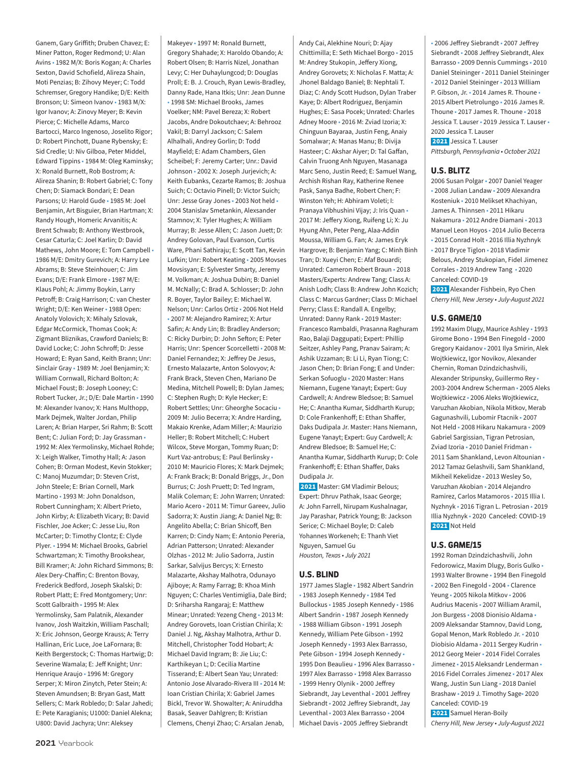Ganem, Gary Griffith; Druben Chavez; E: Miner Patton, Roger Redmond; U: Alan Avins • 1982 M/X: Boris Kogan; A: Charles Sexton, David Schofield, Alireza Shain, Moti Penzias; B: Zihovy Meyer; C: Todd Schremser, Gregory Handike; D/E: Keith Bronson; U: Simeon Ivanov • 1983 M/X: Igor Ivanov; A: Zinovy Meyer; B: Kevin Pierce; C: Michelle Adams, Marco Bartocci, Marco Ingenoso, Joselito Rigor; D: Robert Pinchott, Duane Rybensky; E: Sid Credle; U: Niv Gilboa, Peter Middel, Edward Tippins • 1984 M: Oleg Kaminsky; X: Ronald Burnett, Rob Bostrom; A: Alireza Shanin; B: Robert Gabriel; C: Tony Chen; D: Siamack Bondari; E: Dean Parsons; U: Harold Gude • 1985 M: Joel Benjamin, Art Bisguier, Brian Hartman; X: Randy Hough, Homeric Arvanitis; A: Brent Schwab; B: Anthony Westbrook, Cesar Caturla; C: Joel Karlin; D: David Mathews, John Moore; E: Tom Campbell • 1986 M/E: Dmitry Gurevich; A: Harry Lee Abrams; B: Steve Steinhouer; C: Jim Evans; D/E: Frank Elmore • 1987 M/E: Klaus Pohl; A: Jimmy Boykin, Larry Petroff; B: Craig Harrison; C: van Chester Wright; D/E: Ken Weiner • 1988 Open: Anatoly Volovich; X: Mihaly Szlovak, Edgar McCormick, Thomas Cook; A: Zigmant Bliznikas, Crawford Daniels; B: David Locke; C: John Schroff; D: Jesse Howard; E: Ryan Sand, Keith Brann; Unr: Sinclair Gray • 1989 M: Joel Benjamin; X: William Cornwall, Richard Bolton; A: Michael Foust; B: Joseph Looney; C: Robert Tucker, Jr.; D/E: Dale Martin • 1990 M: Alexander Ivanov; X: Hans Multhopp, Mark Dejmek, Walter Jordan, Philip Laren; A: Brian Harper, Sri Rahm; B: Scott Bent; C: Julian Ford; D: Jay Grassman • 1992 M: Alex Yermolinsky, Michael Rohde; X: Leigh Walker, Timothy Hall; A: Jason Cohen; B: Orman Modest, Kevin Stokker; C: Manoj Muzumdar; D: Steven Crist, John Steele; E: Brian Cornell, Mark Martino • 1993 M: John Donaldson, Robert Cunningham; X: Albert Prieto, John Kirby; A: Elizabeth Vicary; B: David Fischler, Joe Acker; C: Jesse Liu, Ron McCarter; D: Timothy Clontz; E: Clyde Plyer. • 1994 M: Michael Brooks, Gabriel Schwartzman; X: Timothy Brookshear, Bill Kramer; A: John Richard Simmons; B: Alex Dery-Chaffin; C: Brenton Bovay, Frederick Bedford, Joseph Skalski; D: Robert Platt; E: Fred Montgomery; Unr: Scott Galbraith • 1995 M: Alex Yermolinsky, Sam Palatnik, Alexander Ivanov, Josh Waitzkin, William Paschall; X: Eric Johnson, George Krauss; A: Terry Hallinan, Eric Luce, Joe LaFornara; B: Keith Bergerstock; C: Thomas Hartwig; D: Severine Wamala; E: Jeff Knight; Unr: Henrique Araujo • 1996 M: Gregory Serper; X: Miron Zinytch, Peter Stein; A: Steven Amundsen; B: Bryan Gast, Matt Sellers; C: Mark Robledo; D: Salar Jahedi; E: Pete Karagianis; U1000: Daniel Alekna; U800: David Jachyra; Unr: Aleksey Makeyev • 1997 M: Ronald Burnett, Gregory Shahade; X: Haroldo Obando; A: Robert Olsen; B: Harris Nizel, Jonathan Levy; C: Her Duhaylungcod; D: Douglas Proll; E: B. J. Crouch, Ryan Lewis-Bradley, Danny Rade, Hana Itkis; Unr: Jean Dunne • 1998 SM: Michael Brooks, James Voelker; NM: Pavel Bereza; X: Robert Jacobs, Andre Dokoutchaev; A: Behrooz Vakil; B: Darryl Jackson; C: Salem Alhalhali, Andrey Gorlin; D: Todd Mayfield; E: Adam Chambers, Glen Scheibel; F: Jeremy Carter; Unr.: David Johnson • 2002 X: Joseph Jurjevich; A: Keith Eubanks, Cezarte Ramos; B: Joshua Suich; C: Octavio Pinell; D: Victor Suich; Unr: Jesse Gray Jones • 2003 Not held • 2004 Stanislav Smetankin, Alexsander Stamnov; X: Tyler Hughes; A: William Murray; B: Jesse Allen; C: Jason Juett; D: Andrey Golovan, Paul Evanson, Curtis Ware, Phani Sathiraju; E: Scott Tan, Kevin Lufkin; Unr: Robert Keating • 2005 Movses Movsisyan; E: Sylvester Smarty, Jeremy M. Volkman; A: Joshua Dubin; B: Daniel M. McNally; C: Brad A. Schlosser; D: John R. Boyer, Taylor Bailey; E: Michael W. Nelson; Unr: Carlos Ortiz • 2006 Not Held • 2007 M: Alejandro Ramirez; X: Artur Safin; A: Andy Lin; B: Bradley Anderson; C: Ricky Durbin; D: John Sefton; E: Peter Harris; Unr: Spencer Scorcelletti • 2008 M: Daniel Fernandez; X: Jeffrey De Jesus, Ernesto Malazarte, Anton Solovyov; A: Frank Brack, Steven Chen, Mariano De Medina, Mitchell Powell; B: Dylan James; C: Stephen Rugh; D: Kyle Hecker; E: Robert Settles; Unr: Gheorghe Socaciu • 2009 M: Julio Becerra; X: Andre Harding, Makaio Krenke, Adam Miller; A: Maurizio Heller; B: Robert Mitchell; C: Hubert Wilcox, Steve Morgan, Tommy Ruan; D: Kurt Vaz-antrobus; E: Paul Berlinsky • 2010 M: Mauricio Flores; X: Mark Dejmek; A: Frank Brack; B: Donald Briggs, Jr., Don Burrus; C: Josh Pruett; D: Ted Ingram, Malik Coleman; E: John Warren; Unrated: Mario Acero • 2011 M: Timur Gareev, Julio Sadorra; X: Austin Jiang; A: Daniel Ng; B: Angelito Abella; C: Brian Shicoff, Ben Karren; D: Cindy Nam; E: Antonio Pereria, Adrian Patterson; Unrated: Alexander Olzhas • 2012 M: Julio Sadorra, Justin Sarkar, Salvijus Bercys; X: Ernesto Malazarte, Akshay Malhotra, Odunayo Ajiboye; A: Ramy Farrag; B: Khoa Minh Nguyen; C: Charles Ventimiglia, Dale Bird; D: Sriharsha Rangaraj; E: Matthew Minear; Unrated: Yezeng Cheng • 2013 M: Andrey Gorovets, Ioan Cristian Chirila; X: Daniel J. Ng, Akshay Malhotra, Arthur D. Mitchell, Christopher Todd Hobart; A: Michael David Ingram; B: Jie Liu; C: Karthikeyan L; D: Cecilia Martine Tisserand; E: Albert Sean Yau; Unrated: Antonio Jose Alvarado-Rivera III • 2014 M: Ioan Cristian Chirila; X: Gabriel James Bickl, Trevor W. Showalter; A: Aniruddha Basak, Seaver Dahlgren; B: Kristian Clemens, Chenyi Zhao; C: Arsalan Jenab, Andy Cai, Alekhine Nouri; D: Ajay Chittimilla; E: Seth Michael Borgo • 2015 M: Andrey Stukopin, Jeffery Xiong, Andrey Gorovets; X: Nicholas F. Matta; A: Jhonel Baldago Baniel; B: Nephtali T. Diaz; C: Andy Scott Hudson, Dylan Traber Kaye; D: Albert Rodriguez, Benjamin Hughes; E: Sasa Pocek; Unrated: Charles Adney Moore • 2016 M: Zviad Izoria; X: Chinguun Bayaraa, Justin Feng, Anaiy Somalwar; A: Manas Manu; B: Divija Hasteer; C: Akshar Aiyer; D: Tal Gaffan, Calvin Truong Anh Nguyen, Masanaga Marc Seno, Justin Reed; E: Samuel Wang, Archish Rishan Ray, Katherine Renee Pask, Sanya Badhe, Robert Chen; F: Winston Yeh; H: Abhiram Voleti; I: Pranaya Vibhushini Vijay; J: Iris Quan • 2017 M: Jeffery Xiong, Ruifeng Li; X: Ju Hyung Ahn, Peter Peng, Alaa-Addin Moussa, William G. Fan; A: James Eryk Hargrove; B: Benjamin Yang; C: Minh Binh Tran; D: Xueyi Chen; E: Afaf Bouardi; Unrated: Cameron Robert Braun • 2018 Masters/Experts: Andrew Tang; Class A: Anish Lodh; Class B: Andrew John Kozich; Class C: Marcus Gardner; Class D: Michael Perry; Class E: Randall A. Engelby; Unrated: Danny Rank • 2019 Master: Francesco Rambaldi, Prasanna Raghuram Rao, Balaji Daggupati; Expert: Phillip Seitzer, Ashley Pang, Pranav Sairam; A: Ashik Uzzaman; B: Li Li, Ryan Tiong; C: Jason Chen; D: Brian Fong; E and Under: Serkan Sofuoglu • 2020 Master: Hans Niemann, Eugene Yanayt; Expert: Guy Cardwell; A: Andrew Bledsoe; B: Samuel He; C: Anantha Kumar, Siddharth Kurup; D: Cole Frankenhoff; E: Ethan Shaffer, Daks Dudipala Jr. Master: Hans Niemann, Eugene Yanayt; Expert: Guy Cardwell; A: Andrew Bledsoe; B: Samuel He; C: Anantha Kumar, Siddharth Kurup; D: Cole Frankenhoff; E: Ethan Shaffer, Daks Dudipala Jr.

**2021** Master: GM Vladimir Belous; Expert: Dhruv Pathak, Isaac George; A: John Farrell, Nirupam Kushalnagar, Jay Parashar, Patrick Young; B: Jackson Serice; C: Michael Boyle; D: Caleb Yohannes Workeneh; E: Thanh Viet Nguyen, Samuel Gu

*Houston, Texas • July 2021*

## U.S. BLIND

1977 James Slagle • 1982 Albert Sandrin • 1983 Joseph Kennedy • 1984 Ted Bullockus • 1985 Joseph Kennedy • 1986 Albert Sandrin • 1987 Joseph Kennedy • 1988 William Gibson • 1991 Joseph Kennedy, William Pete Gibson • 1992 Joseph Kennedy • 1993 Alex Barrasso, Pete Gibson • 1994 Joseph Kennedy • 1995 Don Beaulieu • 1996 Alex Barrasso • 1997 Alex Barrasso • 1998 Alex Barrasso • 1999 Henry Olynik • 2000 Jeffrey Siebrandt, Jay Leventhal • 2001 Jeffrey Siebrandt • 2002 Jeffrey Siebrandt, Jay Leventhal • 2003 Alex Barrasso • 2004 Michael Davis • 2005 Jeffrey Siebrandt • 2006 Jeffrey Siebrandt • 2007 Jeffrey Siebrandt • 2008 Jeffrey Siebrandt, Alex Barrasso • 2009 Dennis Cummings • 2010 Daniel Steininger • 2011 Daniel Steininger • 2012 Daniel Steininger • 2013 William P. Gibson, Jr. • 2014 James R. Thoune • 2015 Albert Pietrolungo • 2016 James R. Thoune • 2017 James R. Thoune • 2018 Jessica T. Lauser • 2019 Jessica T. Lauser • 2020 Jessica T. Lauser

**2021** Jessica T. Lauser

*Pittsburgh, Pennsylvania • October 2021*

## U.S. BLITZ

2006 Susan Polgar • 2007 Daniel Yeager • 2008 Julian Landaw • 2009 Alexandra Kosteniuk • 2010 Melikset Khachiyan, James A. Thinnsen • 2011 Hikaru Nakamura • 2012 Andre Diamani • 2013 Manuel Leon Hoyos • 2014 Julio Becerra • 2015 Conrad Holt • 2016 Illia Nyzhnyk • 2017 Bryce Tiglon • 2018 Vladimir Belous, Andrey Stukopin, Fidel Jimenez Corrales • 2019 Andrew Tang • 2020 Canceled: COVID-19

**2021** Alexander Fishbein, Ryo Chen

*Cherry Hill, New Jersey • July-August 2021*

## U.S. GAME/10

1992 Maxim Dlugy, Maurice Ashley • 1993 Girome Bono • 1994 Ben Finegold • 2000 Gregory Kaidanov • 2001 Ilya Smirin, Alek Wojtkiewicz, Igor Novikov, Alexander Chernin, Roman Dzindzichashvili, Alexander Stripunsky, Guillermo Rey • 2003-2004 Andrew Scherman • 2005 Aleks Wojtkiewicz • 2006 Aleks Wojtkiewicz, Varuzhan Akobian, Nikola Mitkov, Merab Gagunashvili, Lubomir Ftacnik • 2007 Not Held • 2008 Hikaru Nakamura • 2009 Gabriel Sargissian, Tigran Petrosian, Zviad Izoria • 2010 Daniel Fridman • 2011 Sam Shankland, Levon Altounian • 2012 Tamaz Gelashvili, Sam Shankland, Mikheil Kekelidze • 2013 Wesley So, Varuzhan Akobian • 2014 Alejandro Ramirez, Carlos Matamoros • 2015 Illia I. Nyzhnyk • 2016 Tigran L. Petrosian • 2019 Illia Nyzhnyk • 2020 Canceled: COVID-19

**2021** Not Held

## U.S. GAME/15

1992 Roman Dzindzichashvili, John Fedorowicz, Maxim Dlugy, Boris Gulko • 1993 Walter Browne • 1994 Ben Finegold • 2002 Ben Finegold • 2004 • Clarence Yeung • 2005 Nikola Mitkov • 2006 Audrius Macenis • 2007 William Aramil, Jon Burgess • 2008 Dionisio Aldama • 2009 Aleksandar Stamnov, David Long, Gopal Menon, Mark Robledo Jr. • 2010 Diobisio Aldama • 2011 Sergey Kudrin • 2012 Georg Meier • 2014 Fidel Corrales Jimenez • 2015 Aleksandr Lenderman • 2016 Fidel Corrales Jimenez • 2017 Alex Wang, Justin Sun Liang • 2018 Daniel Brashaw • 2019 J. Timothy Sage• 2020 Canceled: COVID-19

**2021** Samuel Heran-Boily

*Cherry Hill, New Jersey • July-August 2021*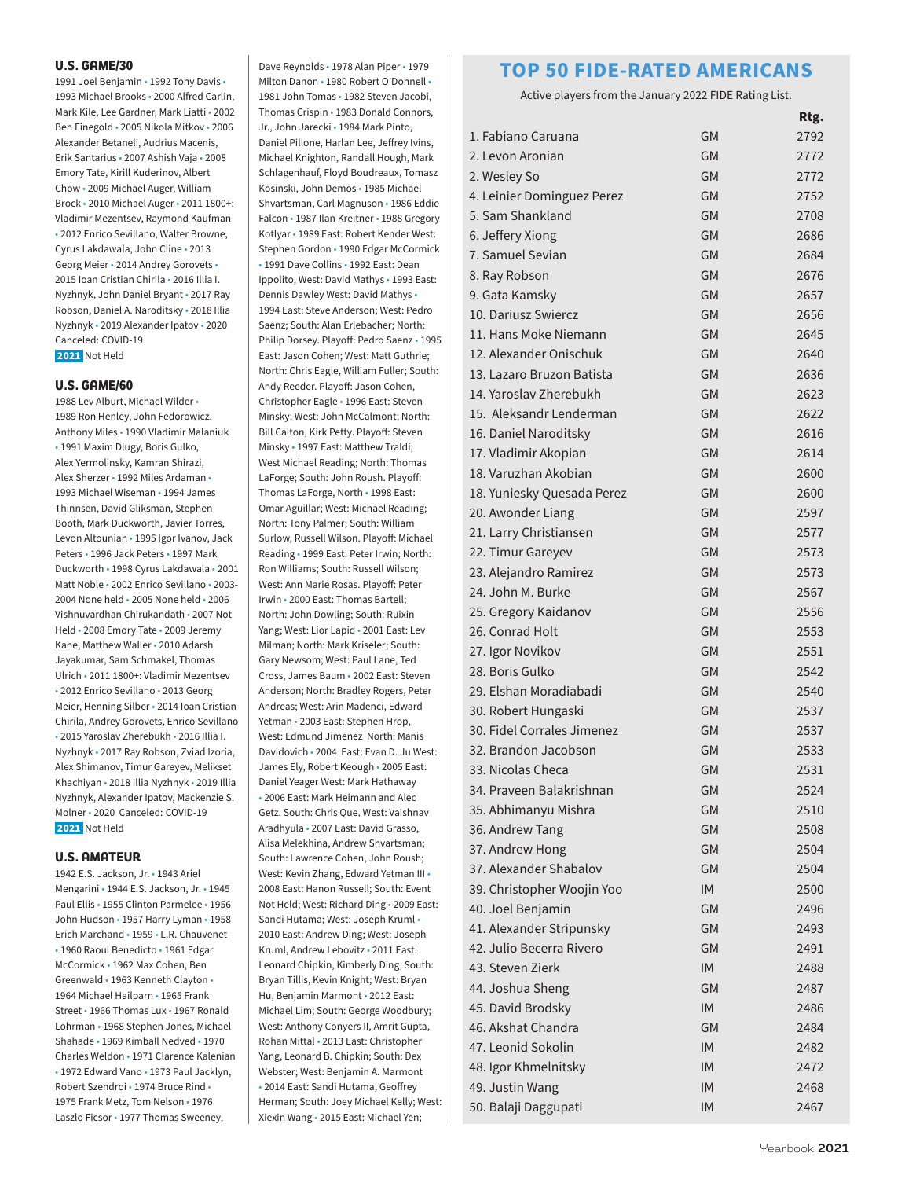## U.S. GAME/30

1991 Joel Benjamin • 1992 Tony Davis • 1993 Michael Brooks • 2000 Alfred Carlin, Mark Kile, Lee Gardner, Mark Liatti • 2002 Ben Finegold • 2005 Nikola Mitkov • 2006 Alexander Betaneli, Audrius Macenis, Erik Santarius • 2007 Ashish Vaja • 2008 Emory Tate, Kirill Kuderinov, Albert Chow • 2009 Michael Auger, William Brock • 2010 Michael Auger • 2011 1800+: Vladimir Mezentsev, Raymond Kaufman • 2012 Enrico Sevillano, Walter Browne, Cyrus Lakdawala, John Cline • 2013 Georg Meier • 2014 Andrey Gorovets • 2015 Ioan Cristian Chirila • 2016 Illia I. Nyzhnyk, John Daniel Bryant • 2017 Ray Robson, Daniel A. Naroditsky • 2018 Illia Nyzhnyk • 2019 Alexander Ipatov • 2020 Canceled: COVID-19

**2021** Not Held

## U.S. GAME/60

1988 Lev Alburt, Michael Wilder • 1989 Ron Henley, John Fedorowicz, Anthony Miles • 1990 Vladimir Malaniuk • 1991 Maxim Dlugy, Boris Gulko, Alex Yermolinsky, Kamran Shirazi, Alex Sherzer • 1992 Miles Ardaman • 1993 Michael Wiseman • 1994 James Thinnsen, David Gliksman, Stephen Booth, Mark Duckworth, Javier Torres, Levon Altounian • 1995 Igor Ivanov, Jack Peters • 1996 Jack Peters • 1997 Mark Duckworth • 1998 Cyrus Lakdawala • 2001 Matt Noble • 2002 Enrico Sevillano • 2003-2004 None held • 2005 None held • 2006 Vishnuvardhan Chirukandath • 2007 Not Held • 2008 Emory Tate • 2009 Jeremy Kane, Matthew Waller • 2010 Adarsh Jayakumar, Sam Schmakel, Thomas Ulrich • 2011 1800+: Vladimir Mezentsev • 2012 Enrico Sevillano • 2013 Georg Meier, Henning Silber • 2014 Ioan Cristian Chirila, Andrey Gorovets, Enrico Sevillano • 2015 Yaroslav Zherebukh • 2016 Illia I. Nyzhnyk • 2017 Ray Robson, Zviad Izoria, Alex Shimanov, Timur Gareyev, Melikset Khachiyan • 2018 Illia Nyzhnyk • 2019 Illia Nyzhnyk, Alexander Ipatov, Mackenzie S. Molner • 2020 Canceled: COVID-19

**2021** Not Held

## U.S. AMATEUR

1942 E.S. Jackson, Jr. • 1943 Ariel Mengarini • 1944 E.S. Jackson, Jr. • 1945 Paul Ellis • 1955 Clinton Parmelee • 1956 John Hudson • 1957 Harry Lyman • 1958 Erich Marchand • 1959 • L.R. Chauvenet • 1960 Raoul Benedicto • 1961 Edgar McCormick • 1962 Max Cohen, Ben Greenwald • 1963 Kenneth Clayton • 1964 Michael Hailparn • 1965 Frank Street • 1966 Thomas Lux • 1967 Ronald Lohrman • 1968 Stephen Jones, Michael Shahade • 1969 Kimball Nedved • 1970 Charles Weldon • 1971 Clarence Kalenian • 1972 Edward Vano • 1973 Paul Jacklyn, Robert Szendroi • 1974 Bruce Rind • 1975 Frank Metz, Tom Nelson • 1976 Laszlo Ficsor • 1977 Thomas Sweeney, Dave Reynolds • 1978 Alan Piper • 1979 Milton Danon • 1980 Robert O'Donnell • 1981 John Tomas • 1982 Steven Jacobi, Thomas Crispin • 1983 Donald Connors, Jr., John Jarecki • 1984 Mark Pinto, Daniel Pillone, Harlan Lee, Jeffrey Ivins, Michael Knighton, Randall Hough, Mark Schlagenhauf, Floyd Boudreaux, Tomasz Kosinski, John Demos • 1985 Michael Shvartsman, Carl Magnuson • 1986 Eddie Falcon • 1987 Ilan Kreitner • 1988 Gregory Kotlyar • 1989 East: Robert Kender West: Stephen Gordon • 1990 Edgar McCormick • 1991 Dave Collins • 1992 East: Dean Ippolito, West: David Mathys • 1993 East: Dennis Dawley West: David Mathys • 1994 East: Steve Anderson; West: Pedro Saenz; South: Alan Erlebacher; North: Philip Dorsey. Playoff: Pedro Saenz • 1995 East: Jason Cohen; West: Matt Guthrie; North: Chris Eagle, William Fuller; South: Andy Reeder. Playoff: Jason Cohen, Christopher Eagle • 1996 East: Steven Minsky; West: John McCalmont; North: Bill Calton, Kirk Petty. Playoff: Steven Minsky • 1997 East: Matthew Traldi; West Michael Reading; North: Thomas LaForge; South: John Roush. Playoff: Thomas LaForge, North • 1998 East: Omar Aguillar; West: Michael Reading; North: Tony Palmer; South: William Surlow, Russell Wilson. Playoff: Michael Reading • 1999 East: Peter Irwin; North: Ron Williams; South: Russell Wilson; West: Ann Marie Rosas. Playoff: Peter Irwin • 2000 East: Thomas Bartell; North: John Dowling; South: Ruixin Yang; West: Lior Lapid • 2001 East: Lev Milman; North: Mark Kriseler; South: Gary Newsom; West: Paul Lane, Ted Cross, James Baum • 2002 East: Steven Anderson; North: Bradley Rogers, Peter Andreas; West: Arin Madenci, Edward Yetman • 2003 East: Stephen Hrop, West: Edmund Jimenez North: Manis Davidovich • 2004 East: Evan D. Ju West: James Ely, Robert Keough • 2005 East: Daniel Yeager West: Mark Hathaway • 2006 East: Mark Heimann and Alec Getz, South: Chris Que, West: Vaishnav Aradhyula • 2007 East: David Grasso, Alisa Melekhina, Andrew Shvartsman; South: Lawrence Cohen, John Roush; West: Kevin Zhang, Edward Yetman III • 2008 East: Hanon Russell; South: Event Not Held; West: Richard Ding • 2009 East: Sandi Hutama; West: Joseph Kruml • 2010 East: Andrew Ding; West: Joseph Kruml, Andrew Lebovitz • 2011 East: Leonard Chipkin, Kimberly Ding; South: Bryan Tillis, Kevin Knight; West: Bryan Hu, Benjamin Marmont • 2012 East: Michael Lim; South: George Woodbury; West: Anthony Conyers II, Amrit Gupta, Rohan Mittal • 2013 East: Christopher Yang, Leonard B. Chipkin; South: Dex Webster; West: Benjamin A. Marmont • 2014 East: Sandi Hutama, Geoffrey Herman; South: Joey Michael Kelly; West: Xiexin Wang • 2015 East: Michael Yen;

## TOP 50 FIDE-RATED AMERICANS

Active players from the January 2022 FIDE Rating List.

| | | Rtg. |
|---|---|---|
| 1. Fabiano Caruana | GM | 2792 |
| 2. Levon Aronian | GM | 2772 |
| 2. Wesley So | GM | 2772 |
| 4. Leinier Dominguez Perez | GM | 2752 |
| 5. Sam Shankland | GM | 2708 |
| 6. Jeffery Xiong | GM | 2686 |
| 7. Samuel Sevian | GM | 2684 |
| 8. Ray Robson | GM | 2676 |
| 9. Gata Kamsky | GM | 2657 |
| 10. Dariusz Swiercz | GM | 2656 |
| 11. Hans Moke Niemann | GM | 2645 |
| 12. Alexander Onischuk | GM | 2640 |
| 13. Lazaro Bruzon Batista | GM | 2636 |
| 14. Yaroslav Zherebukh | GM | 2623 |
| 15. Aleksandr Lenderman | GM | 2622 |
| 16. Daniel Naroditsky | GM | 2616 |
| 17. Vladimir Akopian | GM | 2614 |
| 18. Varuzhan Akobian | GM | 2600 |
| 18. Yuniesky Quesada Perez | GM | 2600 |
| 20. Awonder Liang | GM | 2597 |
| 21. Larry Christiansen | GM | 2577 |
| 22. Timur Gareyev | GM | 2573 |
| 23. Alejandro Ramirez | GM | 2573 |
| 24. John M. Burke | GM | 2567 |
| 25. Gregory Kaidanov | GM | 2556 |
| 26. Conrad Holt | GM | 2553 |
| 27. Igor Novikov | GM | 2551 |
| 28. Boris Gulko | GM | 2542 |
| 29. Elshan Moradiabadi | GM | 2540 |
| 30. Robert Hungaski | GM | 2537 |
| 30. Fidel Corrales Jimenez | GM | 2537 |
| 32. Brandon Jacobson | GM | 2533 |
| 33. Nicolas Checa | GM | 2531 |
| 34. Praveen Balakrishnan | GM | 2524 |
| 35. Abhimanyu Mishra | GM | 2510 |
| 36. Andrew Tang | GM | 2508 |
| 37. Andrew Hong | GM | 2504 |
| 37. Alexander Shabalov | GM | 2504 |
| 39. Christopher Woojin Yoo | IM | 2500 |
| 40. Joel Benjamin | GM | 2496 |
| 41. Alexander Stripunsky | GM | 2493 |
| 42. Julio Becerra Rivero | GM | 2491 |
| 43. Steven Zierk | IM | 2488 |
| 44. Joshua Sheng | GM | 2487 |
| 45. David Brodsky | IM | 2486 |
| 46. Akshat Chandra | GM | 2484 |
| 47. Leonid Sokolin | IM | 2482 |
| 48. Igor Khmelnitsky | IM | 2472 |
| 49. Justin Wang | IM | 2468 |
| 50. Balaji Daggupati | IM | 2467 |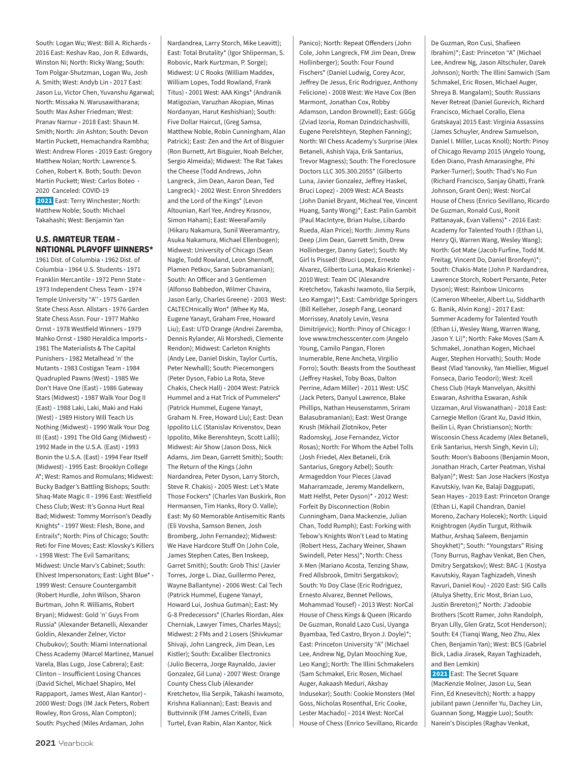South: Logan Wu; West: Bill A. Richards • 2016 East: Keshav Rao, Jon R. Edwards, Winston Ni; North: Ricky Wang; South: Tom Polgar-Shutzman, Logan Wu, Josh A. Smith; West: Andyb Lin • 2017 East: Jason Lu, Victor Chen, Yuvanshu Agarwal; North: Missaka N. Warusawitharana; South: Max Asher Friedman; West: Pranav Narnur • 2018 East: Shaun M. Smith; North: Jin Ashton; South: Devon Martin Puckett, Hemachandra Rambha; West: Andrew Flores • 2019 East: Gregory Matthew Nolan; North: Lawrence S. Cohen, Robert K. Both; South: Devon Martin Puckett; West: Carlos Boteo • 2020 Canceled: COVID-19

**2021** East: Terry Winchester; North: Matthew Noble; South: Michael Takahashi; West: Benjamin Yan

## U.S. AMATEUR TEAM - NATIONAL PLAYOFF WINNERS*

1961 Dist. of Columbia • 1962 Dist. of Columbia • 1964 U.S. Students • 1971 Franklin Mercantile • 1972 Penn State • 1973 Independent Chess Team • 1974 Temple University "A" • 1975 Garden State Chess Assn. Allstars • 1976 Garden State Chess Assn. Four • 1977 Mahko Ornst • 1978 Westfield Winners • 1979 Mahko Ornst • 1980 Heraldica Imports • 1981 The Materialists & The Capital Punishers • 1982 Metalhead 'n' the Mutants • 1983 Costigan Team • 1984 Quadrupled Pawns (West) • 1985 We Don't Have One (East) • 1986 Gateway Stars (Midwest) • 1987 Walk Your Dog II (East) • 1988 Laki, Laki, Maki and Haki (West) • 1989 History Will Teach Us Nothing (Midwest) • 1990 Walk Your Dog III (East) • 1991 The Old Gang (Midwest) • 1992 Made in the U.S.A. (East) • 1993 Bonin the U.S.A. (East) • 1994 Fear Itself (Midwest) • 1995 East: Brooklyn College A*; West: Ramos and Romulans; Midwest: Bucky Badger's Battling Bishops; South: Shaq-Mate Magic II • 1996 East: Westfield Chess Club; West: It's Gonna Hurt Real Bad; Midwest: Tommy Morrison's Deadly Knights* • 1997 West: Flesh, Bone, and Entrails*; North: Pins of Chicago; South: Reti for Fine Moves; East: Klovsky's Killers • 1998 West: The Evil Samaritans; Midwest: Uncle Marv's Cabinet; South: Ehlvest Impersonators; East: Light Blue* • 1999 West: Censure Countergambit (Robert Hurdle, John Wilson, Sharon Burtman, John R. Williams, Robert Bryan); Midwest: Gold 'n' Guys From Russia* (Alexander Betanelli, Alexander Goldin, Alexander Zelner, Victor Chubukov); South: Miami International Chess Academy (Marcel Martinez, Manuel Varela, Blas Lugo, Jose Cabrera); East: Clinton – Insufficient Losing Chances (David Sichel, Michael Shapiro, Mel Rappaport, James West, Alan Kantor) • 2000 West: Dogs (IM Jack Peters, Robert Rowley, Ron Gross, Alan Compton); South: Psyched (Miles Ardaman, John Nardandrea, Larry Storch, Mike Leavitt); East: Total Brutality* (Igor Shliperman, S. Robovic, Mark Kurtzman, P. Sorge); Midwest: U C Rooks (William Maddex, William Lopes, Todd Rowland, Frank Titus) • 2001 West: AAA Kings* (Andranik Matigozian, Varuzhan Akopian, Minas Nordanyan, Harut Keshishian); South: Five Dollar Haircut, (Greg Samsa, Matthew Noble, Robin Cunningham, Alan Patrick); East: Zen and the Art of Bisguier (Ron Burnett, Art Bisguier, Noah Belcher, Sergio Almeida); Midwest: The Rat Takes the Cheese (Todd Andrews, John Langreck, Jim Dean, Aaron Dean, Ted Langreck) • 2002 West: Enron Shredders and the Lord of the Kings* (Levon Altounian, Karl Yee, Andrey Krasnov, Simon Haham); East: WeeraFamily (Hikaru Nakamura, Sunil Weeramantry, Asuka Nakamura, Michael Ellenbogen); Midwest: University of Chicago (Sean Nagle, Todd Rowland, Leon Shernoff, Plamen Petkov, Saran Subramanian); South: An Officer and 3 Gentlemen (Alfonso Babbedon, Wilmer Chavira, Jason Early, Charles Greene) • 2003 West: CALTECHnically Won* (Whee Ky Ma, Eugene Yanayt, Graham Free, Howard Liu); East: UTD Orange (Andrei Zaremba, Dennis Rylander, Ali Morshedi, Clemente Rendon); Midwest: Carleton Knights (Andy Lee, Daniel Diskin, Taylor Curtis, Peter Newhall); South: Piecemongers (Peter Dyson, Fabio La Rota, Steve Chakis, Check Hall) • 2004 West: Patrick Hummel and a Hat Trick of Pummelers* (Patrick Hummel, Eugene Yanayt, Graham N. Free, Howard Lu); East: Dean Ippolito LLC (Stanislav Kriventsov, Dean Ippolito, Mike Berenshteyn, Scott Lalli); Midwest: Air Show (Jason Doss, Nick Adams, Jim Dean, Garrett Smith); South: The Return of the Kings (John Nardandrea, Peter Dyson, Larry Storch, Steve R. Chakis) • 2005 West: Let's Mate Those Fockers* (Charles Van Buskirk, Ron Hermansen, Tim Hanks, Rory O. Valle); East: My 60 Memorable Antisemitic Rants (Eli Vovsha, Samson Benen, Josh Bromberg, John Fernandez); Midwest: We Have Hardcore Stuff On (John Cole, James Stephen Cates, Ben Inskeep, Garret Smith); South: Grob This! (Javier Torres, Jorge L. Diaz, Guillermo Perez, Wayne Ballantyne) • 2006 West: Cal Tech (Patrick Hummel, Eugene Yanayt, Howard Lui, Joshua Gutman); East: My G-8 Predecessors* (Charles Riordan, Alex Cherniak, Lawyer Times, Charles Mays); Midwest: 2 FMs and 2 Losers (Shivkumar Shivaji, John Langreck, Jim Dean, Les Kistler); South: Excaliber Electronics (Julio Becerra, Jorge Raynaldo, Javier Gonzalez, Gil Luna) • 2007 West: Orange County Chess Club (Alexander Kretchetov, Ilia Serpik, Takashi Iwamoto, Krishna Kaliannan); East: Beavis and Buttvinnik (FM James Critelli, Evan Turtel, Evan Rabin, Alan Kantor, Nick Panico); North: Repeat Offenders (John Cole, John Langreck, FM Jim Dean, Drew Hollinberger); South: Four Found Fischers* (Daniel Ludwig, Corey Acor, Jeffrey De Jesus, Eric Rodriguez, Anthony Felicione) • 2008 West: We Have Cox (Ben Marmont, Jonathan Cox, Robby Adamson, Landon Brownell); East: GGGg (Zviad Izoria, Roman Dzindzichashvilli, Eugene Perelshteyn, Stephen Fanning); North: WI Chess Academy's Surprise (Alex Betaneli, Ashish Vaja, Erik Santarius, Trevor Magness); South: The Foreclosure Doctors LLC 305.300.2055* (Gilberto Luna, Javier Gonzalez, Jeffrey Haskel, Bruci Lopez) • 2009 West: ACA Beasts (John Daniel Bryant, Micheal Yee, Vincent Huang, Santy Wong)*; East: Palin Gambit (Paul MacIntyre, Brian Hulse, Libardo Rueda, Alan Price); North: Jimmy Runs Deep (Jim Dean, Garrett Smith, Drew Hollinberger, Danny Gater); South: My Girl Is Pissed! (Bruci Lopez, Ernesto Alvarez, Gilberto Luna, Makaio Krienke) • 2010 West: Team OC (Alexandre Kretchetov, Takashi Iwamoto, Ilia Serpik, Leo Kamgar)*; East: Cambridge Springers (Bill Kelleher, Joseph Fang, Leonard Morrissey, Anatoly Levin, Vesna Dimitrijevic); North: Pinoy of Chicago: I love www.tmchesscenter.com (Angelo Young, Camilo Pangan, Floren Inumerable, Rene Ancheta, Virgilio Forro); South: Beasts from the Southeast (Jeffrey Haskel, Toby Boas, Dalton Perrine, Adam Miller) • 2011 West: USC (Jack Peters, Danyul Lawrence, Blake Phillips, Nathan Heusenstamm, Sriram Balasubramanian); East: West Orange Krush (Mikhail Zlotnikov, Peter Radomskyj, Jose Fernandez, Victor Rosas); North: For Whom the Azbel Tolls (Josh Friedel, Alex Betaneli, Erik Santarius, Gregory Azbel); South: Armageddon Your Pieces (Javad Maharramzade, Jeremy Mandelkern, Matt Helfst, Peter Dyson)* • 2012 West: Forfeit By Disconnection (Robin Cunningham, Dana Mackenzie, Julian Chan, Todd Rumph); East: Forking with Tebow's Knights Won't Lead to Mating (Robert Hess, Zachary Weiner, Shawn Swindell, Peter Hess)*; North: Chess X-Men (Mariano Acosta, Tenzing Shaw, Fred Allsbrook, Dmitri Sergatskov); South: Yo Doy Clase (Eric Rodriguez, Ernesto Alvarez, Bennet Pellows, Mohammad Yousef) • 2013 West: NorCal House of Chess King & Queen (Ricardo De Guzman, Ronald Lazo Cusi, Uyanga Byambaa, Ted Castro, Bryon J. Doyle)*; East: Princeton University "A" (Michael Lee, Andrew Ng, Dylan Mooching Xue, Leo Kang); North: The Illini Schmakelers (Sam Schmakel, Eric Rosen, Michael Auger, Aakaash Meduri, Akshay Indusekar); South: Cookie Monsters (Mel Goss, Nicholas Rosenthal, Eric Cooke, Lester Machado) • 2014 West: NorCal House of Chess (Enrico Sevillano, Ricardo De Guzman, Ron Cusi, Shafieen Ibrahim)*; East: Princeton "A" (Michael Lee, Andrew Ng, Jason Altschuler, Darek Johnson); North: The Illini Samwich (Sam Schmakel, Eric Rosen, Michael Auger, Shreya B. Mangalam); South: Russians Never Retreat (Daniel Gurevich, Richard Francisco, Michael Corallo, Elena Gratskaya) 2015 East: Virginia Assassins (James Schuyler, Andrew Samuelson, Daniel I. Miller, Lucas Knoll); North: Pinoy of Chicago Revamp 2015 (Angelo Young, Eden Diano, Prash Amarasinghe, Phi Parker-Turner); South: Thad's No Fun (Richard Francisco, Sanjay Ghatti, Frank Johnson, Grant Oen); West: NorCal House of Chess (Enrico Sevillano, Ricardo De Guzman, Ronald Cusi, Ronit Pattanayak, Evan Vallens)* • 2016 East: Academy for Talented Youth I (Ethan Li, Henry Qi, Warren Wang, Wesley Wang); North: Got Mate (Jacob Furfine, Todd M. Freitag, Vincent Do, Daniel Bronfeyn)*; South: Chakis-Mate (John P. Nardandrea, Lawrence Storch, Robert Persante, Peter Dyson); West: Rainbow Unicorns (Cameron Wheeler, Albert Lu, Siddharth G. Banik, Alvin Kong) • 2017 East: Summer Academy for Talented Youth (Ethan Li, Wesley Wang, Warren Wang, Jason Y. Li)*; North: Fake Moves (Sam A. Schmakel, Jonathan Kogen, Michael Auger, Stephen Horvath); South: Mode Beast (Vlad Yanovsky, Yan Miellier, Miguel Fonseca, Dario Teodori); West: Xcell Chess Club (Hayk Manvelyan, Aksithi Eswaran, Ashritha Eswaran, Ashik Uzzaman, Arul Viswanathan) • 2018 East: Carnegie Mellon (Grant Xu, David Itkin, Beilin Li, Ryan Christianson); North: Wisconsin Chess Academy (Alex Betaneli, Erik Santarius, Hersh Singh, Kevin Li); South: Moon's Baboons (Benjamin Moon, Jonathan Hrach, Carter Peatman, Vishal Balyan)*; West: San Jose Hackers (Kostya Kavutskiy, Ivan Ke, Balaji Daggupati, Sean Hayes • 2019 East: Princeton Orange (Ethan Li, Kapil Chandran, Daniel Moreno, Zachary Holecek); North: Liquid Knightrogen (Aydin Turgut, Rithwik Mathur, Arshaq Saleem, Benjamin Shoykhet)*; South: "Youngstars" Rising (Tony Burrus, Raghav Venkat, Ben Chen, Dmitry Sergatskov); West: BAC-1 (Kostya Kavutskiy, Rayan Taghizadeh, Vinesh Ravuri, Daniel Kou) • 2020 East: SIG Calls (Atulya Shetty, Eric Most, Brian Luo, Justin Brereton);* North: J'adoobie Brothers (Scott Ramer, John Randolph, Bryan Lilly, Glen Gratz, Scot Henderson); South: E4 (Tianqi Wang, Neo Zhu, Alex Chen, Benjamin Yan); West: BCS (Gabriel Bick, Ladia Jirasek, Rayan Taghizadeh, and Ben Lemkin)

**2021** East: The Secret Square (MacKenzie Molner, Jason Lu, Sean Finn, Ed Knesevitch); North: a happy jubilant pawn (Jennifer Yu, Dachey Lin, Guannan Song, Maggie Luo); South: Narein's Disciples (Raghav Venkat,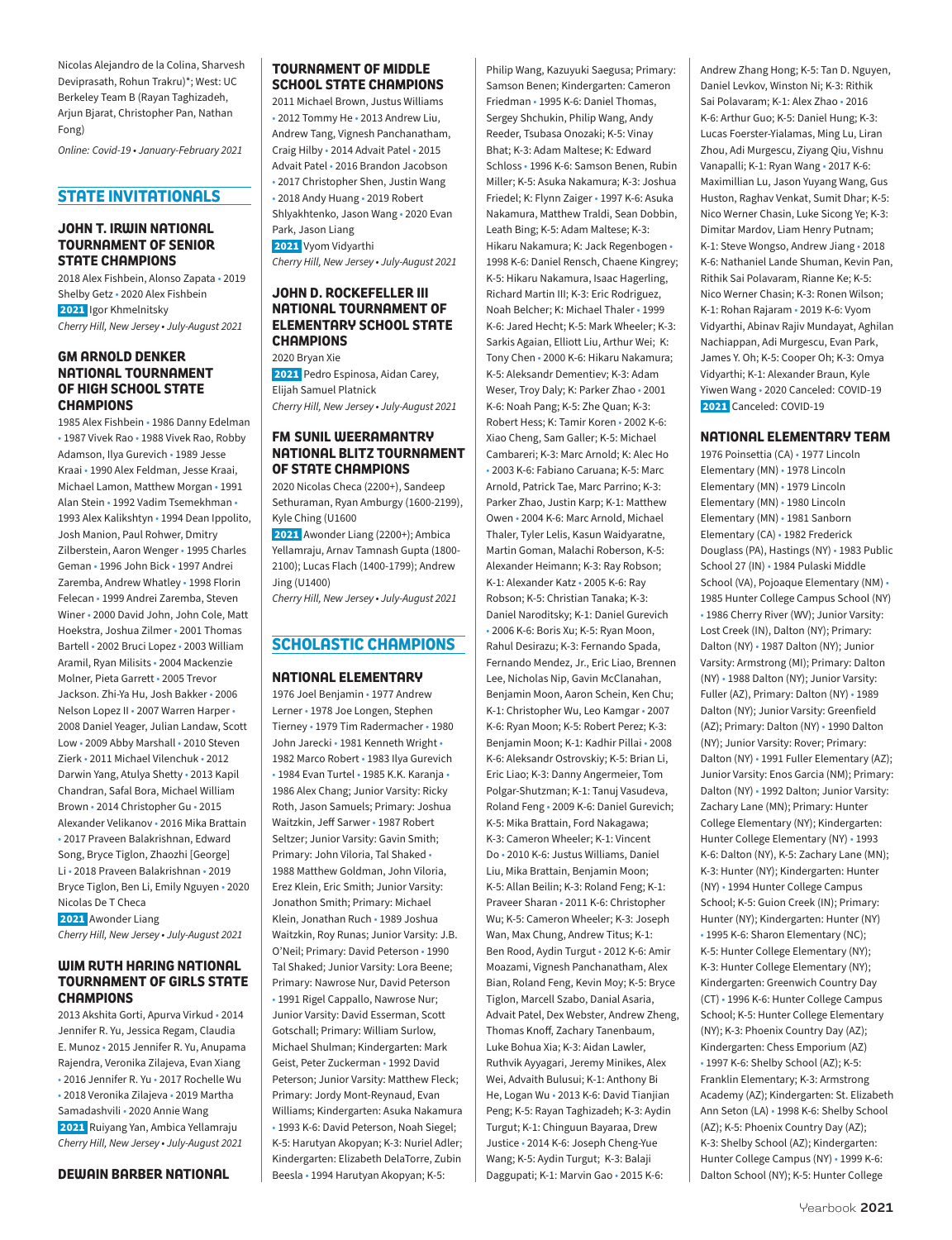Nicolas Alejandro de la Colina, Sharvesh Deviprasath, Rohun Trakru)*; West: UC Berkeley Team B (Rayan Taghizadeh, Arjun Bjarat, Christopher Pan, Nathan Fong)

*Online: Covid-19 • January-February 2021*

## STATE INVITATIONALS

### JOHN T. IRWIN NATIONAL TOURNAMENT OF SENIOR STATE CHAMPIONS

2018 Alex Fishbein, Alonso Zapata • 2019 Shelby Getz • 2020 Alex Fishbein

**2021** Igor Khmelnitsky

*Cherry Hill, New Jersey • July-August 2021*

### GM ARNOLD DENKER NATIONAL TOURNAMENT OF HIGH SCHOOL STATE CHAMPIONS

1985 Alex Fishbein • 1986 Danny Edelman • 1987 Vivek Rao • 1988 Vivek Rao, Robby Adamson, Ilya Gurevich • 1989 Jesse Kraai • 1990 Alex Feldman, Jesse Kraai, Michael Lamon, Matthew Morgan • 1991 Alan Stein • 1992 Vadim Tsemekhman • 1993 Alex Kalikshtyn • 1994 Dean Ippolito, Josh Manion, Paul Rohwer, Dmitry Zilberstein, Aaron Wenger • 1995 Charles Geman • 1996 John Bick • 1997 Andrei Zaremba, Andrew Whatley • 1998 Florin Felecan • 1999 Andrei Zaremba, Steven Winer • 2000 David John, John Cole, Matt Hoekstra, Joshua Zilmer • 2001 Thomas Bartell • 2002 Bruci Lopez • 2003 William Aramil, Ryan Milisits • 2004 Mackenzie Molner, Pieta Garrett • 2005 Trevor Jackson. Zhi-Ya Hu, Josh Bakker • 2006 Nelson Lopez II • 2007 Warren Harper • 2008 Daniel Yeager, Julian Landaw, Scott Low • 2009 Abby Marshall • 2010 Steven Zierk • 2011 Michael Vilenchuk • 2012 Darwin Yang, Atulya Shetty • 2013 Kapil Chandran, Safal Bora, Michael William Brown • 2014 Christopher Gu • 2015 Alexander Velikanov • 2016 Mika Brattain • 2017 Praveen Balakrishnan, Edward Song, Bryce Tiglon, Zhaozhi [George] Li • 2018 Praveen Balakrishnan • 2019 Bryce Tiglon, Ben Li, Emily Nguyen • 2020 Nicolas De T Checa

**2021** Awonder Liang

*Cherry Hill, New Jersey • July-August 2021*

### WIM RUTH HARING NATIONAL TOURNAMENT OF GIRLS STATE CHAMPIONS

2013 Akshita Gorti, Apurva Virkud • 2014 Jennifer R. Yu, Jessica Regam, Claudia E. Munoz • 2015 Jennifer R. Yu, Anupama Rajendra, Veronika Zilajeva, Evan Xiang • 2016 Jennifer R. Yu • 2017 Rochelle Wu • 2018 Veronika Zilajeva • 2019 Martha Samadashvili • 2020 Annie Wang

**2021** Ruiyang Yan, Ambica Yellamraju

*Cherry Hill, New Jersey • July-August 2021*

### DEWAIN BARBER NATIONAL TOURNAMENT OF MIDDLE SCHOOL STATE CHAMPIONS

2011 Michael Brown, Justus Williams • 2012 Tommy He • 2013 Andrew Liu, Andrew Tang, Vignesh Panchanatham, Craig Hilby • 2014 Advait Patel • 2015 Advait Patel • 2016 Brandon Jacobson • 2017 Christopher Shen, Justin Wang • 2018 Andy Huang • 2019 Robert Shlyakhtenko, Jason Wang • 2020 Evan Park, Jason Liang

**2021** Vyom Vidyarthi

*Cherry Hill, New Jersey • July-August 2021*

### JOHN D. ROCKEFELLER III NATIONAL TOURNAMENT OF ELEMENTARY SCHOOL STATE CHAMPIONS

2020 Bryan Xie

**2021** Pedro Espinosa, Aidan Carey, Elijah Samuel Platnick

*Cherry Hill, New Jersey • July-August 2021*

### FM SUNIL WEERAMANTRY NATIONAL BLITZ TOURNAMENT OF STATE CHAMPIONS

2020 Nicolas Checa (2200+), Sandeep Sethuraman, Ryan Amburgy (1600-2199), Kyle Ching (U1600

**2021** Awonder Liang (2200+); Ambica Yellamraju, Arnav Tamnash Gupta (1800-2100); Lucas Flach (1400-1799); Andrew Jing (U1400)

*Cherry Hill, New Jersey • July-August 2021*

## SCHOLASTIC CHAMPIONS

### NATIONAL ELEMENTARY

1976 Joel Benjamin • 1977 Andrew Lerner • 1978 Joe Longen, Stephen Tierney • 1979 Tim Radermacher • 1980 John Jarecki • 1981 Kenneth Wright • 1982 Marco Robert • 1983 Ilya Gurevich • 1984 Evan Turtel • 1985 K.K. Karanja • 1986 Alex Chang; Junior Varsity: Ricky Roth, Jason Samuels; Primary: Joshua Waitzkin, Jeff Sarwer • 1987 Robert Seltzer; Junior Varsity: Gavin Smith; Primary: John Viloria, Tal Shaked • 1988 Matthew Goldman, John Viloria, Erez Klein, Eric Smith; Junior Varsity: Jonathon Smith; Primary: Michael Klein, Jonathan Ruch • 1989 Joshua Waitzkin, Roy Runas; Junior Varsity: J.B. O'Neil; Primary: David Peterson • 1990 Tal Shaked; Junior Varsity: Lora Beene; Primary: Nawrose Nur, David Peterson • 1991 Rigel Cappallo, Nawrose Nur; Junior Varsity: David Esserman, Scott Gotschall; Primary: William Surlow, Michael Shulman; Kindergarten: Mark Geist, Peter Zuckerman • 1992 David Peterson; Junior Varsity: Matthew Fleck; Primary: Jordy Mont-Reynaud, Evan Williams; Kindergarten: Asuka Nakamura • 1993 K-6: David Peterson, Noah Siegel; K-5: Harutyan Akopyan; K-3: Nuriel Adler; Kindergarten: Elizabeth DelaTorre, Zubin Beesla • 1994 Harutyan Akopyan; K-5: Philip Wang, Kazuyuki Saegusa; Primary: Samson Benen; Kindergarten: Cameron Friedman • 1995 K-6: Daniel Thomas, Sergey Shchukin, Philip Wang, Andy Reeder, Tsubasa Onozaki; K-5: Vinay Bhat; K-3: Adam Maltese; K: Edward Schloss • 1996 K-6: Samson Benen, Rubin Miller; K-5: Asuka Nakamura; K-3: Joshua Friedel; K: Flynn Zaiger • 1997 K-6: Asuka Nakamura, Matthew Traldi, Sean Dobbin, Leath Bing; K-5: Adam Maltese; K-3: Hikaru Nakamura; K: Jack Regenbogen • 1998 K-6: Daniel Rensch, Chaene Kingrey; K-5: Hikaru Nakamura, Isaac Hagerling, Richard Martin III; K-3: Eric Rodriguez, Noah Belcher; K: Michael Thaler • 1999 K-6: Jared Hecht; K-5: Mark Wheeler; K-3: Sarkis Agaian, Elliott Liu, Arthur Wei; K: Tony Chen • 2000 K-6: Hikaru Nakamura; K-5: Aleksandr Dementiev; K-3: Adam Weser, Troy Daly; K: Parker Zhao • 2001 K-6: Noah Pang; K-5: Zhe Quan; K-3: Robert Hess; K: Tamir Koren • 2002 K-6: Xiao Cheng, Sam Galler; K-5: Michael Cambareri; K-3: Marc Arnold; K: Alec Ho • 2003 K-6: Fabiano Caruana; K-5: Marc Arnold, Patrick Tae, Marc Parrino; K-3: Parker Zhao, Justin Karp; K-1: Matthew Owen • 2004 K-6: Marc Arnold, Michael Thaler, Tyler Lelis, Kasun Waidyaratne, Martin Goman, Malachi Roberson, K-5: Alexander Heimann; K-3: Ray Robson; K-1: Alexander Katz • 2005 K-6: Ray Robson; K-5: Christian Tanaka; K-3: Daniel Naroditsky; K-1: Daniel Gurevich • 2006 K-6: Boris Xu; K-5: Ryan Moon, Rahul Desirazu; K-3: Fernando Spada, Fernando Mendez, Jr., Eric Liao, Brennen Lee, Nicholas Nip, Gavin McClanahan, Benjamin Moon, Aaron Schein, Ken Chu; K-1: Christopher Wu, Leo Kamgar • 2007 K-6: Ryan Moon; K-5: Robert Perez; K-3: Benjamin Moon; K-1: Kadhir Pillai • 2008 K-6: Aleksandr Ostrovskiy; K-5: Brian Li, Eric Liao; K-3: Danny Angermeier, Tom Polgar-Shutzman; K-1: Tanuj Vasudeva, Roland Feng • 2009 K-6: Daniel Gurevich; K-5: Mika Brattain, Ford Nakagawa; K-3: Cameron Wheeler; K-1: Vincent Do • 2010 K-6: Justus Williams, Daniel Liu, Mika Brattain, Benjamin Moon; K-5: Allan Beilin; K-3: Roland Feng; K-1: Praveer Sharan • 2011 K-6: Christopher Wu; K-5: Cameron Wheeler; K-3: Joseph Wan, Max Chung, Andrew Titus; K-1: Ben Rood, Aydin Turgut • 2012 K-6: Amir Moazami, Vignesh Panchanatham, Alex Bian, Roland Feng, Kevin Moy; K-5: Bryce Tiglon, Marcell Szabo, Danial Asaria, Advait Patel, Dex Webster, Andrew Zheng, Thomas Knoff, Zachary Tanenbaum, Luke Bohua Xia; K-3: Aidan Lawler, Ruthvik Ayyagari, Jeremy Minikes, Alex Wei, Advaith Bulusui; K-1: Anthony Bi He, Logan Wu • 2013 K-6: David Tianjian Peng; K-5: Rayan Taghizadeh; K-3: Aydin Turgut; K-1: Chinguun Bayaraa, Drew Justice • 2014 K-6: Joseph Cheng-Yue Wang; K-5: Aydin Turgut; K-3: Balaji Daggupati; K-1: Marvin Gao • 2015 K-6: Andrew Zhang Hong; K-5: Tan D. Nguyen, Daniel Levkov, Winston Ni; K-3: Rithik Sai Polavaram; K-1: Alex Zhao • 2016 K-6: Arthur Guo; K-5: Daniel Hung; K-3: Lucas Foerster-Yialamas, Ming Lu, Liran Zhou, Adi Murgescu, Ziyang Qiu, Vishnu Vanapalli; K-1: Ryan Wang • 2017 K-6: Maximillian Lu, Jason Yuyang Wang, Gus Huston, Raghav Venkat, Sumit Dhar; K-5: Nico Werner Chasin, Luke Sicong Ye; K-3: Dimitar Mardov, Liam Henry Putnam; K-1: Steve Wongso, Andrew Jiang • 2018 K-6: Nathaniel Lande Shuman, Kevin Pan, Rithik Sai Polavaram, Rianne Ke; K-5: Nico Werner Chasin; K-3: Ronen Wilson; K-1: Rohan Rajaram • 2019 K-6: Vyom Vidyarthi, Abinav Rajiv Mundayat, Aghilan Nachiappan, Adi Murgescu, Evan Park, James Y. Oh; K-5: Cooper Oh; K-3: Omya Vidyarthi; K-1: Alexander Braun, Kyle Yiwen Wang • 2020 Canceled: COVID-19

**2021** Canceled: COVID-19

### NATIONAL ELEMENTARY TEAM

1976 Poinsettia (CA) • 1977 Lincoln Elementary (MN) • 1978 Lincoln Elementary (MN) • 1979 Lincoln Elementary (MN) • 1980 Lincoln Elementary (MN) • 1981 Sanborn Elementary (CA) • 1982 Frederick Douglass (PA), Hastings (NY) • 1983 Public School 27 (IN) • 1984 Pulaski Middle School (VA), Pojoaque Elementary (NM) • 1985 Hunter College Campus School (NY) • 1986 Cherry River (WV); Junior Varsity: Lost Creek (IN), Dalton (NY); Primary: Dalton (NY) • 1987 Dalton (NY); Junior Varsity: Armstrong (MI); Primary: Dalton (NY) • 1988 Dalton (NY); Junior Varsity: Fuller (AZ), Primary: Dalton (NY) • 1989 Dalton (NY); Junior Varsity: Greenfield (AZ); Primary: Dalton (NY) • 1990 Dalton (NY); Junior Varsity: Rover; Primary: Dalton (NY) • 1991 Fuller Elementary (AZ); Junior Varsity: Enos Garcia (NM); Primary: Dalton (NY) • 1992 Dalton; Junior Varsity: Zachary Lane (MN); Primary: Hunter College Elementary (NY); Kindergarten: Hunter College Elementary (NY) • 1993 K-6: Dalton (NY), K-5: Zachary Lane (MN); K-3: Hunter (NY); Kindergarten: Hunter (NY) • 1994 Hunter College Campus School; K-5: Guion Creek (IN); Primary: Hunter (NY); Kindergarten: Hunter (NY) • 1995 K-6: Sharon Elementary (NC); K-5: Hunter College Elementary (NY); K-3: Hunter College Elementary (NY); Kindergarten: Greenwich Country Day (CT) • 1996 K-6: Hunter College Campus School; K-5: Hunter College Elementary (NY); K-3: Phoenix Country Day (AZ); Kindergarten: Chess Emporium (AZ) • 1997 K-6: Shelby School (AZ); K-5: Franklin Elementary; K-3: Armstrong Academy (AZ); Kindergarten: St. Elizabeth Ann Seton (LA) • 1998 K-6: Shelby School (AZ); K-5: Phoenix Country Day (AZ); K-3: Shelby School (AZ); Kindergarten: Hunter College Campus (NY) • 1999 K-6: Dalton School (NY); K-5: Hunter College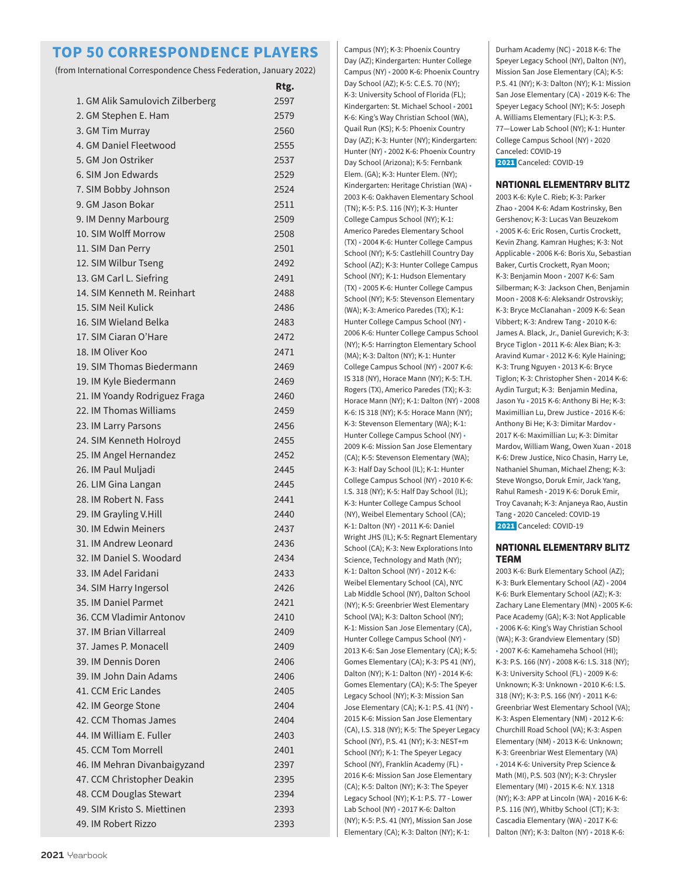## TOP 50 CORRESPONDENCE PLAYERS

(from International Correspondence Chess Federation, January 2022)

| | Rtg. |
|---|---|
| 1. GM Alik Samulovich Zilberberg | 2597 |
| 2. GM Stephen E. Ham | 2579 |
| 3. GM Tim Murray | 2560 |
| 4. GM Daniel Fleetwood | 2555 |
| 5. GM Jon Ostriker | 2537 |
| 6. SIM Jon Edwards | 2529 |
| 7. SIM Bobby Johnson | 2524 |
| 9. GM Jason Bokar | 2511 |
| 9. IM Denny Marbourg | 2509 |
| 10. SIM Wolff Morrow | 2508 |
| 11. SIM Dan Perry | 2501 |
| 12. SIM Wilbur Tseng | 2492 |
| 13. GM Carl L. Siefring | 2491 |
| 14. SIM Kenneth M. Reinhart | 2488 |
| 15. SIM Neil Kulick | 2486 |
| 16. SIM Wieland Belka | 2483 |
| 17. SIM Ciaran O'Hare | 2472 |
| 18. IM Oliver Koo | 2471 |
| 19. SIM Thomas Biedermann | 2469 |
| 19. IM Kyle Biedermann | 2469 |
| 21. IM Yoandy Rodriguez Fraga | 2460 |
| 22. IM Thomas Williams | 2459 |
| 23. IM Larry Parsons | 2456 |
| 24. SIM Kenneth Holroyd | 2455 |
| 25. IM Angel Hernandez | 2452 |
| 26. IM Paul Muljadi | 2445 |
| 26. LIM Gina Langan | 2445 |
| 28. IM Robert N. Fass | 2441 |
| 29. IM Grayling V.Hill | 2440 |
| 30. IM Edwin Meiners | 2437 |
| 31. IM Andrew Leonard | 2436 |
| 32. IM Daniel S. Woodard | 2434 |
| 33. IM Adel Faridani | 2433 |
| 34. SIM Harry Ingersol | 2426 |
| 35. IM Daniel Parmet | 2421 |
| 36. CCM Vladimir Antonov | 2410 |
| 37. IM Brian Villarreal | 2409 |
| 37. James P. Monacell | 2409 |
| 39. IM Dennis Doren | 2406 |
| 39. IM John Dain Adams | 2406 |
| 41. CCM Eric Landes | 2405 |
| 42. IM George Stone | 2404 |
| 42. CCM Thomas James | 2404 |
| 44. IM William E. Fuller | 2403 |
| 45. CCM Tom Morrell | 2401 |
| 46. IM Mehran Divanbaigyzand | 2397 |
| 47. CCM Christopher Deakin | 2395 |
| 48. CCM Douglas Stewart | 2394 |
| 49. SIM Kristo S. Miettinen | 2393 |
| 49. IM Robert Rizzo | 2393 |

Campus (NY); K-3: Phoenix Country Day (AZ); Kindergarten: Hunter College Campus (NY) • 2000 K-6: Phoenix Country Day School (AZ); K-5: C.E.S. 70 (NY); K-3: University School of Florida (FL); Kindergarten: St. Michael School • 2001 K-6: King's Way Christian School (WA), Quail Run (KS); K-5: Phoenix Country Day (AZ); K-3: Hunter (NY); Kindergarten: Hunter (NY) • 2002 K-6: Phoenix Country Day School (Arizona); K-5: Fernbank Elem. (GA); K-3: Hunter Elem. (NY); Kindergarten: Heritage Christian (WA) • 2003 K-6: Oakhaven Elementary School (TN); K-5: P.S. 116 (NY); K-3: Hunter College Campus School (NY); K-1: Americo Paredes Elementary School (TX) • 2004 K-6: Hunter College Campus School (NY); K-5: Castlehill Country Day School (AZ); K-3: Hunter College Campus School (NY); K-1: Hudson Elementary (TX) • 2005 K-6: Hunter College Campus School (NY); K-5: Stevenson Elementary (WA); K-3: Americo Paredes (TX); K-1: Hunter College Campus School (NY) • 2006 K-6: Hunter College Campus School (NY); K-5: Harrington Elementary School (MA); K-3: Dalton (NY); K-1: Hunter College Campus School (NY) • 2007 K-6: IS 318 (NY), Horace Mann (NY); K-5: T.H. Rogers (TX), Americo Paredes (TX); K-3: Horace Mann (NY); K-1: Dalton (NY) • 2008 K-6: IS 318 (NY); K-5: Horace Mann (NY); K-3: Stevenson Elementary (WA); K-1: Hunter College Campus School (NY) • 2009 K-6: Mission San Jose Elementary (CA); K-5: Stevenson Elementary (WA); K-3: Half Day School (IL); K-1: Hunter College Campus School (NY) • 2010 K-6: I.S. 318 (NY); K-5: Half Day School (IL); K-3: Hunter College Campus School (NY), Weibel Elementary School (CA); K-1: Dalton (NY) • 2011 K-6: Daniel Wright JHS (IL); K-5: Regnart Elementary School (CA); K-3: New Explorations Into Science, Technology and Math (NY); K-1: Dalton School (NY) • 2012 K-6: Weibel Elementary School (CA), NYC Lab Middle School (NY), Dalton School (NY); K-5: Greenbrier West Elementary School (VA); K-3: Dalton School (NY); K-1: Mission San Jose Elementary (CA), Hunter College Campus School (NY) • 2013 K-6: San Jose Elementary (CA); K-5: Gomes Elementary (CA); K-3: PS 41 (NY), Dalton (NY); K-1: Dalton (NY) • 2014 K-6: Gomes Elementary (CA); K-5: The Speyer Legacy School (NY); K-3: Mission San Jose Elementary (CA); K-1: P.S. 41 (NY) • 2015 K-6: Mission San Jose Elementary (CA), I.S. 318 (NY); K-5: The Speyer Legacy School (NY), P.S. 41 (NY); K-3: NEST+m School (NY); K-1: The Speyer Legacy School (NY), Franklin Academy (FL) • 2016 K-6: Mission San Jose Elementary (CA); K-5: Dalton (NY); K-3: The Speyer Legacy School (NY); K-1: P.S. 77 - Lower Lab School (NY) • 2017 K-6: Dalton (NY); K-5: P.S. 41 (NY), Mission San Jose Elementary (CA); K-3: Dalton (NY); K-1: Durham Academy (NC) • 2018 K-6: The Speyer Legacy School (NY), Dalton (NY), Mission San Jose Elementary (CA); K-5: P.S. 41 (NY); K-3: Dalton (NY); K-1: Mission San Jose Elementary (CA) • 2019 K-6: The Speyer Legacy School (NY); K-5: Joseph A. Williams Elementary (FL); K-3: P.S. 77—Lower Lab School (NY); K-1: Hunter College Campus School (NY) • 2020 Canceled: COVID-19

**2021** Canceled: COVID-19

## NATIONAL ELEMENTARY BLITZ

2003 K-6: Kyle C. Rieb; K-3: Parker Zhao • 2004 K-6: Adam Kostrinsky, Ben Gershenov; K-3: Lucas Van Beuzekom • 2005 K-6: Eric Rosen, Curtis Crockett, Kevin Zhang. Kamran Hughes; K-3: Not Applicable • 2006 K-6: Boris Xu, Sebastian Baker, Curtis Crockett, Ryan Moon; K-3: Benjamin Moon • 2007 K-6: Sam Silberman; K-3: Jackson Chen, Benjamin Moon • 2008 K-6: Aleksandr Ostrovskiy; K-3: Bryce McClanahan • 2009 K-6: Sean Vibbert; K-3: Andrew Tang • 2010 K-6: James A. Black, Jr., Daniel Gurevich; K-3: Bryce Tiglon • 2011 K-6: Alex Bian; K-3: Aravind Kumar • 2012 K-6: Kyle Haining; K-3: Trung Nguyen • 2013 K-6: Bryce Tiglon; K-3: Christopher Shen • 2014 K-6: Aydin Turgut; K-3: Benjamin Medina, Jason Yu • 2015 K-6: Anthony Bi He; K-3: Maximillian Lu, Drew Justice • 2016 K-6: Anthony Bi He; K-3: Dimitar Mardov • 2017 K-6: Maximillian Lu; K-3: Dimitar Mardov, William Wang, Owen Xuan • 2018 K-6: Drew Justice, Nico Chasin, Harry Le, Nathaniel Shuman, Michael Zheng; K-3: Steve Wongso, Doruk Emir, Jack Yang, Rahul Ramesh • 2019 K-6: Doruk Emir, Troy Cavanah; K-3: Anjaneya Rao, Austin Tang • 2020 Canceled: COVID-19

**2021** Canceled: COVID-19

## NATIONAL ELEMENTARY BLITZ TEAM

2003 K-6: Burk Elementary School (AZ); K-3: Burk Elementary School (AZ) • 2004 K-6: Burk Elementary School (AZ); K-3: Zachary Lane Elementary (MN) • 2005 K-6: Pace Academy (GA); K-3: Not Applicable • 2006 K-6: King's Way Christian School (WA); K-3: Grandview Elementary (SD) • 2007 K-6: Kamehameha School (HI); K-3: P.S. 166 (NY) • 2008 K-6: I.S. 318 (NY); K-3: University School (FL) • 2009 K-6: Unknown; K-3: Unknown • 2010 K-6: I.S. 318 (NY); K-3: P.S. 166 (NY) • 2011 K-6: Greenbriar West Elementary School (VA); K-3: Aspen Elementary (NM) • 2012 K-6: Churchill Road School (VA); K-3: Aspen Elementary (NM) • 2013 K-6: Unknown; K-3: Greenbriar West Elementary (VA) • 2014 K-6: University Prep Science & Math (MI), P.S. 503 (NY); K-3: Chrysler Elementary (MI) • 2015 K-6: N.Y. 1318 (NY); K-3: APP at Lincoln (WA) • 2016 K-6: P.S. 116 (NY), Whitby School (CT); K-3: Cascadia Elementary (WA) • 2017 K-6: Dalton (NY); K-3: Dalton (NY) • 2018 K-6: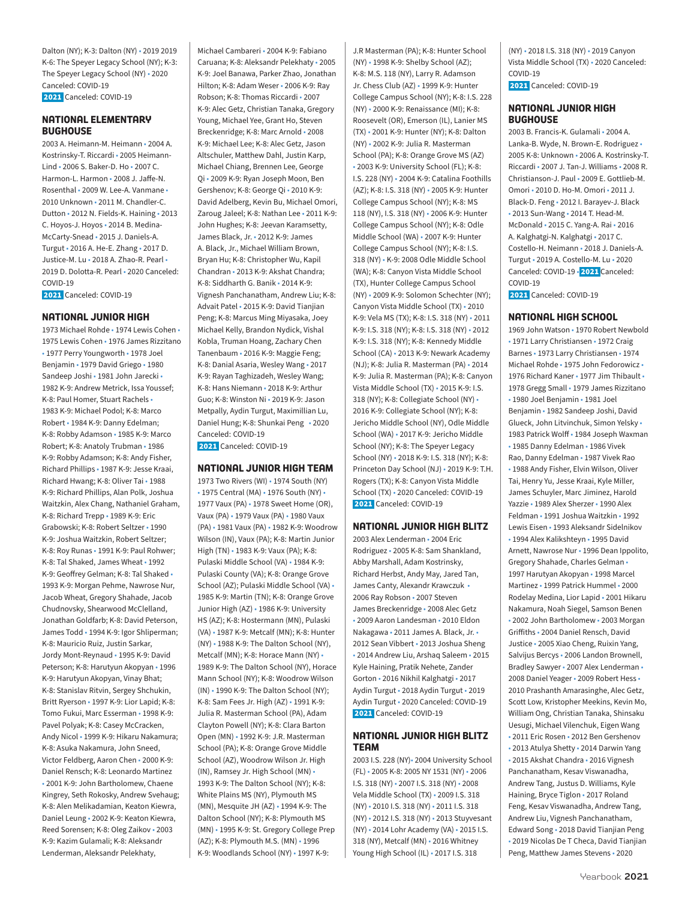Dalton (NY); K-3: Dalton (NY) • 2019 2019 K-6: The Speyer Legacy School (NY); K-3: The Speyer Legacy School (NY) • 2020 Canceled: COVID-19
**2021** Canceled: COVID-19

## NATIONAL ELEMENTARY BUGHOUSE

2003 A. Heimann-M. Heimann • 2004 A. Kostrinsky-T. Riccardi • 2005 Heimann-Lind • 2006 S. Baker-D. Ho • 2007 C. Harmon-L. Harmon • 2008 J. Jaffe-N. Rosenthal • 2009 W. Lee-A. Vanmane • 2010 Unknown • 2011 M. Chandler-C. Dutton • 2012 N. Fields-K. Haining • 2013 C. Hoyos-J. Hoyos • 2014 B. Medina-McCarty-Snead • 2015 J. Daniels-A. Turgut • 2016 A. He-E. Zhang • 2017 D. Justice-M. Lu • 2018 A. Zhao-R. Pearl • 2019 D. Dolotta-R. Pearl • 2020 Canceled: COVID-19
**2021** Canceled: COVID-19

## NATIONAL JUNIOR HIGH

1973 Michael Rohde • 1974 Lewis Cohen • 1975 Lewis Cohen • 1976 James Rizzitano • 1977 Perry Youngworth • 1978 Joel Benjamin • 1979 David Griego • 1980 Sandeep Joshi • 1981 John Jarecki • 1982 K-9: Andrew Metrick, Issa Youssef; K-8: Paul Homer, Stuart Rachels • 1983 K-9: Michael Podol; K-8: Marco Robert • 1984 K-9: Danny Edelman; K-8: Robby Adamson • 1985 K-9: Marco Robert; K-8: Anatoly Trubman • 1986 K-9: Robby Adamson; K-8: Andy Fisher, Richard Phillips • 1987 K-9: Jesse Kraai, Richard Hwang; K-8: Oliver Tai • 1988 K-9: Richard Phillips, Alan Polk, Joshua Waitzkin, Alex Chang, Nathaniel Graham, K-8: Richard Trepp • 1989 K-9: Eric Grabowski; K-8: Robert Seltzer • 1990 K-9: Joshua Waitzkin, Robert Seltzer; K-8: Roy Runas • 1991 K-9: Paul Rohwer; K-8: Tal Shaked, James Wheat • 1992 K-9: Geoffrey Gelman; K-8: Tal Shaked • 1993 K-9: Morgan Pehme, Nawrose Nur, Jacob Wheat, Gregory Shahade, Jacob Chudnovsky, Shearwood McClelland, Jonathan Goldfarb; K-8: David Peterson, James Todd • 1994 K-9: Igor Shliperman; K-8: Mauricio Ruiz, Justin Sarkar, Jordy Mont-Reynaud • 1995 K-9: David Peterson; K-8: Harutyun Akopyan • 1996 K-9: Harutyun Akopyan, Vinay Bhat; K-8: Stanislav Ritvin, Sergey Shchukin, Britt Ryerson • 1997 K-9: Lior Lapid; K-8: Tomo Fukui, Marc Esserman • 1998 K-9: Pavel Polyak; K-8: Casey McCracken, Andy Nicol • 1999 K-9: Hikaru Nakamura; K-8: Asuka Nakamura, John Sneed, Victor Feldberg, Aaron Chen • 2000 K-9: Daniel Rensch; K-8: Leonardo Martinez • 2001 K-9: John Bartholomew, Chaene Kingrey, Seth Rokosky, Andrew Svehaug; K-8: Alen Melikadamian, Keaton Kiewra, Daniel Leung • 2002 K-9: Keaton Kiewra, Reed Sorensen; K-8: Oleg Zaikov • 2003 K-9: Kazim Gulamali; K-8: Aleksandr Lenderman, Aleksandr Pelekhaty, Michael Cambareri • 2004 K-9: Fabiano Caruana; K-8: Aleksandr Pelekhaty • 2005 K-9: Joel Banawa, Parker Zhao, Jonathan Hilton; K-8: Adam Weser • 2006 K-9: Ray Robson; K-8: Thomas Riccardi • 2007 K-9: Alec Getz, Christian Tanaka, Gregory Young, Michael Yee, Grant Ho, Steven Breckenridge; K-8: Marc Arnold • 2008 K-9: Michael Lee; K-8: Alec Getz, Jason Altschuler, Matthew Dahl, Justin Karp, Michael Chiang, Brennen Lee, George Qi • 2009 K-9: Ryan Joseph Moon, Ben Gershenov; K-8: George Qi • 2010 K-9: David Adelberg, Kevin Bu, Michael Omori, Zaroug Jaleel; K-8: Nathan Lee • 2011 K-9: John Hughes; K-8: Jeevan Karamsetty, James Black, Jr. • 2012 K-9: James A. Black, Jr., Michael William Brown, Bryan Hu; K-8: Christopher Wu, Kapil Chandran • 2013 K-9: Akshat Chandra; K-8: Siddharth G. Banik • 2014 K-9: Vignesh Panchanatham, Andrew Liu; K-8: Advait Patel • 2015 K-9: David Tianjian Peng; K-8: Marcus Ming Miyasaka, Joey Michael Kelly, Brandon Nydick, Vishal Kobla, Truman Hoang, Zachary Chen Tanenbaum • 2016 K-9: Maggie Feng; K-8: Danial Asaria, Wesley Wang • 2017 K-9: Rayan Taghizadeh, Wesley Wang; K-8: Hans Niemann • 2018 K-9: Arthur Guo; K-8: Winston Ni • 2019 K-9: Jason Metpally, Aydin Turgut, Maximillian Lu, Daniel Hung; K-8: Shunkai Peng • 2020 Canceled: COVID-19
**2021** Canceled: COVID-19

## NATIONAL JUNIOR HIGH TEAM

1973 Two Rivers (WI) • 1974 South (NY) • 1975 Central (MA) • 1976 South (NY) • 1977 Vaux (PA) • 1978 Sweet Home (OR), Vaux (PA) • 1979 Vaux (PA) • 1980 Vaux (PA) • 1981 Vaux (PA) • 1982 K-9: Woodrow Wilson (IN), Vaux (PA); K-8: Martin Junior High (TN) • 1983 K-9: Vaux (PA); K-8: Pulaski Middle School (VA) • 1984 K-9: Pulaski County (VA); K-8: Orange Grove School (AZ); Pulaski Middle School (VA) • 1985 K-9: Martin (TN); K-8: Orange Grove Junior High (AZ) • 1986 K-9: University HS (AZ); K-8: Hostermann (MN), Pulaski (VA) • 1987 K-9: Metcalf (MN); K-8: Hunter (NY) • 1988 K-9: The Dalton School (NY), Metcalf (MN); K-8: Horace Mann (NY) • 1989 K-9: The Dalton School (NY), Horace Mann School (NY); K-8: Woodrow Wilson (IN) • 1990 K-9: The Dalton School (NY); K-8: Sam Fees Jr. High (AZ) • 1991 K-9: Julia R. Masterman School (PA), Adam Clayton Powell (NY); K-8: Clara Barton Open (MN) • 1992 K-9: J.R. Masterman School (PA); K-8: Orange Grove Middle School (AZ), Woodrow Wilson Jr. High (IN), Ramsey Jr. High School (MN) • 1993 K-9: The Dalton School (NY); K-8: White Plains MS (NY), Plymouth MS (MN), Mesquite JH (AZ) • 1994 K-9: The Dalton School (NY); K-8: Plymouth MS (MN) • 1995 K-9: St. Gregory College Prep (AZ); K-8: Plymouth M.S. (MN) • 1996 K-9: Woodlands School (NY) • 1997 K-9: J.R Masterman (PA); K-8: Hunter School (NY) • 1998 K-9: Shelby School (AZ); K-8: M.S. 118 (NY), Larry R. Adamson Jr. Chess Club (AZ) • 1999 K-9: Hunter College Campus School (NY); K-8: I.S. 228 (NY) • 2000 K-9: Renaissance (MI); K-8: Roosevelt (OR), Emerson (IL), Lanier MS (TX) • 2001 K-9: Hunter (NY); K-8: Dalton (NY) • 2002 K-9: Julia R. Masterman School (PA); K-8: Orange Grove MS (AZ) • 2003 K-9: University School (FL); K-8: I.S. 228 (NY) • 2004 K-9: Catalina Foothills (AZ); K-8: I.S. 318 (NY) • 2005 K-9: Hunter College Campus School (NY); K-8: MS 118 (NY), I.S. 318 (NY) • 2006 K-9: Hunter College Campus School (NY); K-8: Odle Middle School (WA) • 2007 K-9: Hunter College Campus School (NY); K-8: I.S. 318 (NY) • K-9: 2008 Odle Middle School (WA); K-8: Canyon Vista Middle School (TX), Hunter College Campus School (NY) • 2009 K-9: Solomon Schechter (NY); Canyon Vista Middle School (TX) • 2010 K-9: Vela MS (TX); K-8: I.S. 318 (NY) • 2011 K-9: I.S. 318 (NY); K-8: I.S. 318 (NY) • 2012 K-9: I.S. 318 (NY); K-8: Kennedy Middle School (CA) • 2013 K-9: Newark Academy (NJ); K-8: Julia R. Masterman (PA) • 2014 K-9: Julia R. Masterman (PA); K-8: Canyon Vista Middle School (TX) • 2015 K-9: I.S. 318 (NY); K-8: Collegiate School (NY) • 2016 K-9: Collegiate School (NY); K-8: Jericho Middle School (NY), Odle Middle School (WA) • 2017 K-9: Jericho Middle School (NY); K-8: The Speyer Legacy School (NY) • 2018 K-9: I.S. 318 (NY); K-8: Princeton Day School (NJ) • 2019 K-9: T.H. Rogers (TX); K-8: Canyon Vista Middle School (TX) • 2020 Canceled: COVID-19
**2021** Canceled: COVID-19

## NATIONAL JUNIOR HIGH BLITZ

2003 Alex Lenderman • 2004 Eric Rodriguez • 2005 K-8: Sam Shankland, Abby Marshall, Adam Kostrinsky, Richard Herbst, Andy May, Jared Tan, James Canty, Alexandr Krawczuk • 2006 Ray Robson • 2007 Steven James Breckenridge • 2008 Alec Getz • 2009 Aaron Landesman • 2010 Eldon Nakagawa • 2011 James A. Black, Jr. • 2012 Sean Vibbert • 2013 Joshua Sheng • 2014 Andrew Liu, Arshaq Saleem • 2015 Kyle Haining, Pratik Nehete, Zander Gorton • 2016 Nikhil Kalghatgi • 2017 Aydin Turgut • 2018 Aydin Turgut • 2019 Aydin Turgut • 2020 Canceled: COVID-19
**2021** Canceled: COVID-19

## NATIONAL JUNIOR HIGH BLITZ TEAM

2003 I.S. 228 (NY)• 2004 University School (FL) • 2005 K-8: 2005 NY 1531 (NY) • 2006 I.S. 318 (NY) • 2007 I.S. 318 (NY) • 2008 Vela Middle School (TX) • 2009 I.S. 318 (NY) • 2010 I.S. 318 (NY) • 2011 I.S. 318 (NY) • 2012 I.S. 318 (NY) • 2013 Stuyvesant (NY) • 2014 Lohr Academy (VA) • 2015 I.S. 318 (NY), Metcalf (MN) • 2016 Whitney Young High School (IL) • 2017 I.S. 318 (NY) • 2018 I.S. 318 (NY) • 2019 Canyon Vista Middle School (TX) • 2020 Canceled: COVID-19
**2021** Canceled: COVID-19

## NATIONAL JUNIOR HIGH BUGHOUSE

2003 B. Francis-K. Gulamali • 2004 A. Lanka-B. Wyde, N. Brown-E. Rodriguez • 2005 K-8: Unknown • 2006 A. Kostrinsky-T. Riccardi • 2007 J. Tan-J. Williams • 2008 R. Christianson-J. Paul • 2009 E. Gottlieb-M. Omori • 2010 D. Ho-M. Omori • 2011 J. Black-D. Feng • 2012 I. Barayev-J. Black • 2013 Sun-Wang • 2014 T. Head-M. McDonald • 2015 C. Yang-A. Rai • 2016 A. Kalghatgi-N. Kalghatgi • 2017 C. Costello-H. Neimann • 2018 J. Daniels-A. Turgut • 2019 A. Costello-M. Lu • 2020 Canceled: COVID-19 • **2021** Canceled: COVID-19
**2021** Canceled: COVID-19

## NATIONAL HIGH SCHOOL

1969 John Watson • 1970 Robert Newbold • 1971 Larry Christiansen • 1972 Craig Barnes • 1973 Larry Christiansen • 1974 Michael Rohde • 1975 John Fedorowicz • 1976 Richard Kaner • 1977 Jim Thibault • 1978 Gregg Small • 1979 James Rizzitano • 1980 Joel Benjamin • 1981 Joel Benjamin • 1982 Sandeep Joshi, David Glueck, John Litvinchuk, Simon Yelsky • 1983 Patrick Wolff • 1984 Joseph Waxman • 1985 Danny Edelman • 1986 Vivek Rao, Danny Edelman • 1987 Vivek Rao • 1988 Andy Fisher, Elvin Wilson, Oliver Tai, Henry Yu, Jesse Kraai, Kyle Miller, James Schuyler, Marc Jiminez, Harold Yazzie • 1989 Alex Sherzer • 1990 Alex Feldman • 1991 Joshua Waitzkin • 1992 Lewis Eisen • 1993 Aleksandr Sidelnikov • 1994 Alex Kalikshteyn • 1995 David Arnett, Nawrose Nur • 1996 Dean Ippolito, Gregory Shahade, Charles Gelman • 1997 Harutyan Akopyan • 1998 Marcel Martinez • 1999 Patrick Hummel • 2000 Rodelay Medina, Lior Lapid • 2001 Hikaru Nakamura, Noah Siegel, Samson Benen • 2002 John Bartholomew • 2003 Morgan Griffiths • 2004 Daniel Rensch, David Justice • 2005 Xiao Cheng, Ruixin Yang, Salvijus Bercys • 2006 Landon Brownell, Bradley Sawyer • 2007 Alex Lenderman • 2008 Daniel Yeager • 2009 Robert Hess • 2010 Prashanth Amarasinghe, Alec Getz, Scott Low, Kristopher Meekins, Kevin Mo, William Ong, Christian Tanaka, Shinsaku Uesugi, Michael Vilenchuk, Eigen Wang • 2011 Eric Rosen • 2012 Ben Gershenov • 2013 Atulya Shetty • 2014 Darwin Yang • 2015 Akshat Chandra • 2016 Vignesh Panchanatham, Kesav Viswanadha, Andrew Tang, Justus D. Williams, Kyle Haining, Bryce Tiglon • 2017 Roland Feng, Kesav Viswanadha, Andrew Tang, Andrew Liu, Vignesh Panchanatham, Edward Song • 2018 David Tianjian Peng • 2019 Nicolas De T Checa, David Tianjian Peng, Matthew James Stevens • 2020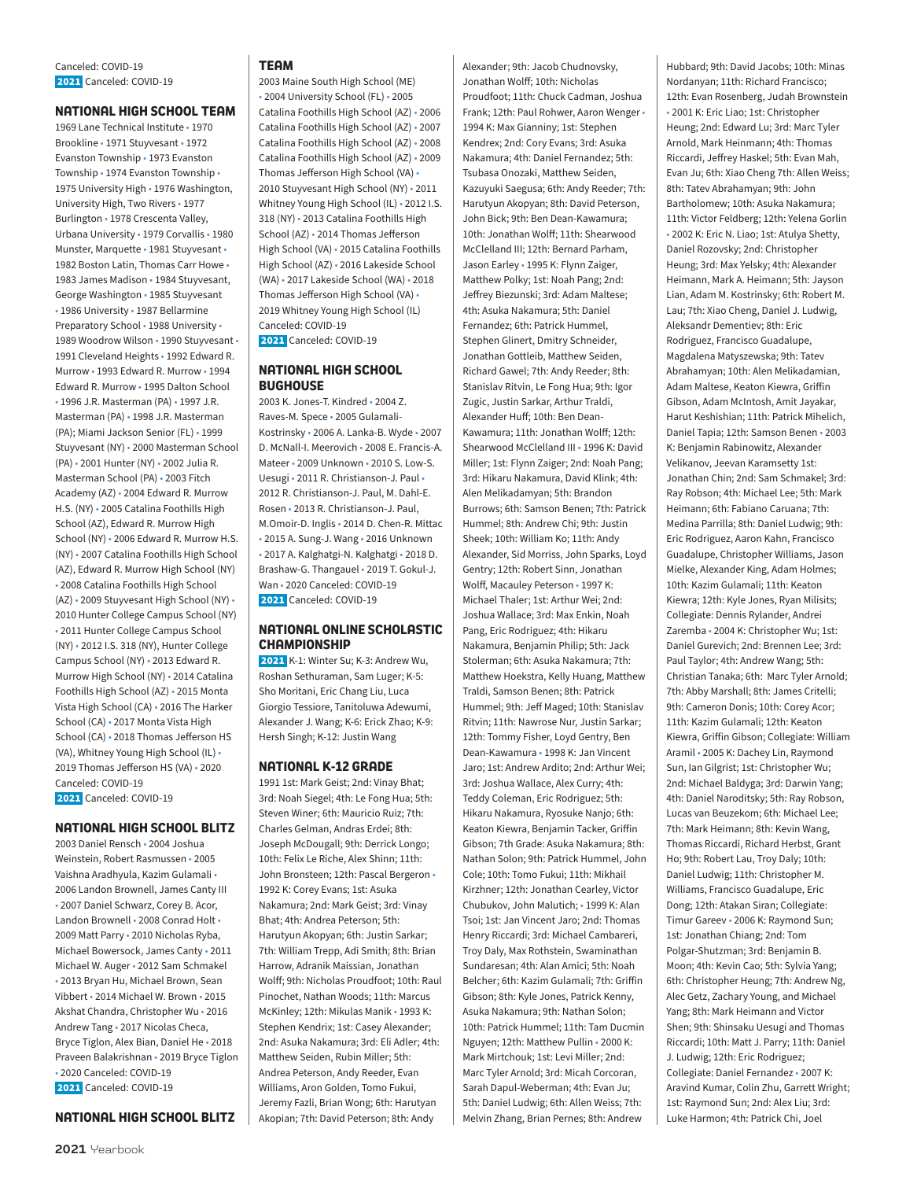Canceled: COVID-19

**2021** Canceled: COVID-19

## NATIONAL HIGH SCHOOL TEAM

1969 Lane Technical Institute • 1970 Brookline • 1971 Stuyvesant • 1972 Evanston Township • 1973 Evanston Township • 1974 Evanston Township • 1975 University High • 1976 Washington, University High, Two Rivers • 1977 Burlington • 1978 Crescenta Valley, Urbana University • 1979 Corvallis • 1980 Munster, Marquette • 1981 Stuyvesant • 1982 Boston Latin, Thomas Carr Howe • 1983 James Madison • 1984 Stuyvesant, George Washington • 1985 Stuyvesant • 1986 University • 1987 Bellarmine Preparatory School • 1988 University • 1989 Woodrow Wilson • 1990 Stuyvesant • 1991 Cleveland Heights • 1992 Edward R. Murrow • 1993 Edward R. Murrow • 1994 Edward R. Murrow • 1995 Dalton School • 1996 J.R. Masterman (PA) • 1997 J.R. Masterman (PA) • 1998 J.R. Masterman (PA); Miami Jackson Senior (FL) • 1999 Stuyvesant (NY) • 2000 Masterman School (PA) • 2001 Hunter (NY) • 2002 Julia R. Masterman School (PA) • 2003 Fitch Academy (AZ) • 2004 Edward R. Murrow H.S. (NY) • 2005 Catalina Foothills High School (AZ), Edward R. Murrow High School (NY) • 2006 Edward R. Murrow H.S. (NY) • 2007 Catalina Foothills High School (AZ), Edward R. Murrow High School (NY) • 2008 Catalina Foothills High School (AZ) • 2009 Stuyvesant High School (NY) • 2010 Hunter College Campus School (NY) • 2011 Hunter College Campus School (NY) • 2012 I.S. 318 (NY), Hunter College Campus School (NY) • 2013 Edward R. Murrow High School (NY) • 2014 Catalina Foothills High School (AZ) • 2015 Monta Vista High School (CA) • 2016 The Harker School (CA) • 2017 Monta Vista High School (CA) • 2018 Thomas Jefferson HS (VA), Whitney Young High School (IL) • 2019 Thomas Jefferson HS (VA) • 2020 Canceled: COVID-19

**2021** Canceled: COVID-19

## NATIONAL HIGH SCHOOL BLITZ

2003 Daniel Rensch • 2004 Joshua Weinstein, Robert Rasmussen • 2005 Vaishna Aradhyula, Kazim Gulamali • 2006 Landon Brownell, James Canty III • 2007 Daniel Schwarz, Corey B. Acor, Landon Brownell • 2008 Conrad Holt • 2009 Matt Parry • 2010 Nicholas Ryba, Michael Bowersock, James Canty • 2011 Michael W. Auger • 2012 Sam Schmakel • 2013 Bryan Hu, Michael Brown, Sean Vibbert • 2014 Michael W. Brown • 2015 Akshat Chandra, Christopher Wu • 2016 Andrew Tang • 2017 Nicolas Checa, Bryce Tiglon, Alex Bian, Daniel He • 2018 Praveen Balakrishnan • 2019 Bryce Tiglon • 2020 Canceled: COVID-19

**2021** Canceled: COVID-19

## NATIONAL HIGH SCHOOL BLITZ TEAM

2003 Maine South High School (ME) • 2004 University School (FL) • 2005 Catalina Foothills High School (AZ) • 2006 Catalina Foothills High School (AZ) • 2007 Catalina Foothills High School (AZ) • 2008 Catalina Foothills High School (AZ) • 2009 Thomas Jefferson High School (VA) • 2010 Stuyvesant High School (NY) • 2011 Whitney Young High School (IL) • 2012 I.S. 318 (NY) • 2013 Catalina Foothills High School (AZ) • 2014 Thomas Jefferson High School (VA) • 2015 Catalina Foothills High School (AZ) • 2016 Lakeside School (WA) • 2017 Lakeside School (WA) • 2018 Thomas Jefferson High School (VA) • 2019 Whitney Young High School (IL) Canceled: COVID-19

**2021** Canceled: COVID-19

## NATIONAL HIGH SCHOOL BUGHOUSE

2003 K. Jones-T. Kindred • 2004 Z. Raves-M. Spece • 2005 Gulamali-Kostrinsky • 2006 A. Lanka-B. Wyde • 2007 D. McNall-I. Meerovich • 2008 E. Francis-A. Mateer • 2009 Unknown • 2010 S. Low-S. Uesugi • 2011 R. Christianson-J. Paul • 2012 R. Christianson-J. Paul, M. Dahl-E. Rosen • 2013 R. Christianson-J. Paul, M.Omoir-D. Inglis • 2014 D. Chen-R. Mittac • 2015 A. Sung-J. Wang • 2016 Unknown • 2017 A. Kalghatgi-N. Kalghatgi • 2018 D. Brashaw-G. Thangauel • 2019 T. Gokul-J. Wan • 2020 Canceled: COVID-19

**2021** Canceled: COVID-19

## NATIONAL ONLINE SCHOLASTIC CHAMPIONSHIP

**2021** K-1: Winter Su; K-3: Andrew Wu, Roshan Sethuraman, Sam Luger; K-5: Sho Moritani, Eric Chang Liu, Luca Giorgio Tessiore, Tanitoluwa Adewumi, Alexander J. Wang; K-6: Erick Zhao; K-9: Hersh Singh; K-12: Justin Wang

## NATIONAL K-12 GRADE

1991 1st: Mark Geist; 2nd: Vinay Bhat; 3rd: Noah Siegel; 4th: Le Fong Hua; 5th: Steven Winer; 6th: Mauricio Ruiz; 7th: Charles Gelman, Andras Erdei; 8th: Joseph McDougall; 9th: Derrick Longo; 10th: Felix Le Riche, Alex Shinn; 11th: John Bronsteen; 12th: Pascal Bergeron • 1992 K: Corey Evans; 1st: Asuka Nakamura; 2nd: Mark Geist; 3rd: Vinay Bhat; 4th: Andrea Peterson; 5th: Harutyun Akopyan; 6th: Justin Sarkar; 7th: William Trepp, Adi Smith; 8th: Brian Harrow, Adranik Maissian, Jonathan Wolff; 9th: Nicholas Proudfoot; 10th: Raul Pinochet, Nathan Woods; 11th: Marcus McKinley; 12th: Mikulas Manik • 1993 K: Stephen Kendrix; 1st: Casey Alexander; 2nd: Asuka Nakamura; 3rd: Eli Adler; 4th: Matthew Seiden, Rubin Miller; 5th: Andrea Peterson, Andy Reeder, Evan Williams, Aron Golden, Tomo Fukui, Jeremy Fazli, Brian Wong; 6th: Harutyan Akopian; 7th: David Peterson; 8th: Andy Alexander; 9th: Jacob Chudnovsky, Jonathan Wolff; 10th: Nicholas Proudfoot; 11th: Chuck Cadman, Joshua Frank; 12th: Paul Rohwer, Aaron Wenger • 1994 K: Max Gianniny; 1st: Stephen Kendrex; 2nd: Cory Evans; 3rd: Asuka Nakamura; 4th: Daniel Fernandez; 5th: Tsubasa Onozaki, Matthew Seiden, Kazuyuki Saegusa; 6th: Andy Reeder; 7th: Harutyun Akopyan; 8th: David Peterson, John Bick; 9th: Ben Dean-Kawamura; 10th: Jonathan Wolff; 11th: Shearwood McClelland III; 12th: Bernard Parham, Jason Earley • 1995 K: Flynn Zaiger, Matthew Polky; 1st: Noah Pang; 2nd: Jeffrey Biezunski; 3rd: Adam Maltese; 4th: Asuka Nakamura; 5th: Daniel Fernandez; 6th: Patrick Hummel, Stephen Glinert, Dmitry Schneider, Jonathan Gottleib, Matthew Seiden, Richard Gawel; 7th: Andy Reeder; 8th: Stanislav Ritvin, Le Fong Hua; 9th: Igor Zugic, Justin Sarkar, Arthur Traldi, Alexander Huff; 10th: Ben Dean-Kawamura; 11th: Jonathan Wolff; 12th: Shearwood McClelland III • 1996 K: David Miller; 1st: Flynn Zaiger; 2nd: Noah Pang; 3rd: Hikaru Nakamura, David Klink; 4th: Alen Melikadamyan; 5th: Brandon Burrows; 6th: Samson Benen; 7th: Patrick Hummel; 8th: Andrew Chi; 9th: Justin Sheek; 10th: William Ko; 11th: Andy Alexander, Sid Morriss, John Sparks, Loyd Gentry; 12th: Robert Sinn, Jonathan Wolff, Macauley Peterson • 1997 K: Michael Thaler; 1st: Arthur Wei; 2nd: Joshua Wallace; 3rd: Max Enkin, Noah Pang, Eric Rodriguez; 4th: Hikaru Nakamura, Benjamin Philip; 5th: Jack Stolerman; 6th: Asuka Nakamura; 7th: Matthew Hoekstra, Kelly Huang, Matthew Traldi, Samson Benen; 8th: Patrick Hummel; 9th: Jeff Maged; 10th: Stanislav Ritvin; 11th: Nawrose Nur, Justin Sarkar; 12th: Tommy Fisher, Loyd Gentry, Ben Dean-Kawamura • 1998 K: Jan Vincent Jaro; 1st: Andrew Ardito; 2nd: Arthur Wei; 3rd: Joshua Wallace, Alex Curry; 4th: Teddy Coleman, Eric Rodriguez; 5th: Hikaru Nakamura, Ryosuke Nanjo; 6th: Keaton Kiewra, Benjamin Tacker, Griffin Gibson; 7th Grade: Asuka Nakamura; 8th: Nathan Solon; 9th: Patrick Hummel, John Cole; 10th: Tomo Fukui; 11th: Mikhail Kirzhner; 12th: Jonathan Cearley, Victor Chubukov, John Malutich; • 1999 K: Alan Tsoi; 1st: Jan Vincent Jaro; 2nd: Thomas Henry Riccardi; 3rd: Michael Cambareri, Troy Daly, Max Rothstein, Swaminathan Sundaresan; 4th: Alan Amici; 5th: Noah Belcher; 6th: Kazim Gulamali; 7th: Griffin Gibson; 8th: Kyle Jones, Patrick Kenny, Asuka Nakamura; 9th: Nathan Solon; 10th: Patrick Hummel; 11th: Tam Ducmin Nguyen; 12th: Matthew Pullin • 2000 K: Mark Mirtchouk; 1st: Levi Miller; 2nd: Marc Tyler Arnold; 3rd: Micah Corcoran, Sarah Dapul-Weberman; 4th: Evan Ju; 5th: Daniel Ludwig; 6th: Allen Weiss; 7th: Melvin Zhang, Brian Pernes; 8th: Andrew Hubbard; 9th: David Jacobs; 10th: Minas Nordanyan; 11th: Richard Francisco; 12th: Evan Rosenberg, Judah Brownstein • 2001 K: Eric Liao; 1st: Christopher Heung; 2nd: Edward Lu; 3rd: Marc Tyler Arnold, Mark Heinmann; 4th: Thomas Riccardi, Jeffrey Haskel; 5th: Evan Mah, Evan Ju; 6th: Xiao Cheng 7th: Allen Weiss; 8th: Tatev Abrahamyan; 9th: John Bartholomew; 10th: Asuka Nakamura; 11th: Victor Feldberg; 12th: Yelena Gorlin • 2002 K: Eric N. Liao; 1st: Atulya Shetty, Daniel Rozovsky; 2nd: Christopher Heung; 3rd: Max Yelsky; 4th: Alexander Heimann, Mark A. Heimann; 5th: Jayson Lian, Adam M. Kostrinsky; 6th: Robert M. Lau; 7th: Xiao Cheng, Daniel J. Ludwig, Aleksandr Dementiev; 8th: Eric Rodriguez, Francisco Guadalupe, Magdalena Matyszewska; 9th: Tatev Abrahamyan; 10th: Alen Melikadamian, Adam Maltese, Keaton Kiewra, Griffin Gibson, Adam McIntosh, Amit Jayakar, Harut Keshishian; 11th: Patrick Mihelich, Daniel Tapia; 12th: Samson Benen • 2003 K: Benjamin Rabinowitz, Alexander Velikanov, Jeevan Karamsetty 1st: Jonathan Chin; 2nd: Sam Schmakel; 3rd: Ray Robson; 4th: Michael Lee; 5th: Mark Heimann; 6th: Fabiano Caruana; 7th: Medina Parrilla; 8th: Daniel Ludwig; 9th: Eric Rodriguez, Aaron Kahn, Francisco Guadalupe, Christopher Williams, Jason Mielke, Alexander King, Adam Holmes; 10th: Kazim Gulamali; 11th: Keaton Kiewra; 12th: Kyle Jones, Ryan Milisits; Collegiate: Dennis Rylander, Andrei Zaremba • 2004 K: Christopher Wu; 1st: Daniel Gurevich; 2nd: Brennen Lee; 3rd: Paul Taylor; 4th: Andrew Wang; 5th: Christian Tanaka; 6th: Marc Tyler Arnold; 7th: Abby Marshall; 8th: James Critelli; 9th: Cameron Donis; 10th: Corey Acor; 11th: Kazim Gulamali; 12th: Keaton Kiewra, Griffin Gibson; Collegiate: William Aramil • 2005 K: Dachey Lin, Raymond Sun, Ian Gilgrist; 1st: Christopher Wu; 2nd: Michael Baldyga; 3rd: Darwin Yang; 4th: Daniel Naroditsky; 5th: Ray Robson, Lucas van Beuzekom; 6th: Michael Lee; 7th: Mark Heimann; 8th: Kevin Wang, Thomas Riccardi, Richard Herbst, Grant Ho; 9th: Robert Lau, Troy Daly; 10th: Daniel Ludwig; 11th: Christopher M. Williams, Francisco Guadalupe, Eric Dong; 12th: Atakan Siran; Collegiate: Timur Gareev • 2006 K: Raymond Sun; 1st: Jonathan Chiang; 2nd: Tom Polgar-Shutzman; 3rd: Benjamin B. Moon; 4th: Kevin Cao; 5th: Sylvia Yang; 6th: Christopher Heung; 7th: Andrew Ng, Alec Getz, Zachary Young, and Michael Yang; 8th: Mark Heimann and Victor Shen; 9th: Shinsaku Uesugi and Thomas Riccardi; 10th: Matt J. Parry; 11th: Daniel J. Ludwig; 12th: Eric Rodriguez; Collegiate: Daniel Fernandez • 2007 K: Aravind Kumar, Colin Zhu, Garrett Wright; 1st: Raymond Sun; 2nd: Alex Liu; 3rd: Luke Harmon; 4th: Patrick Chi, Joel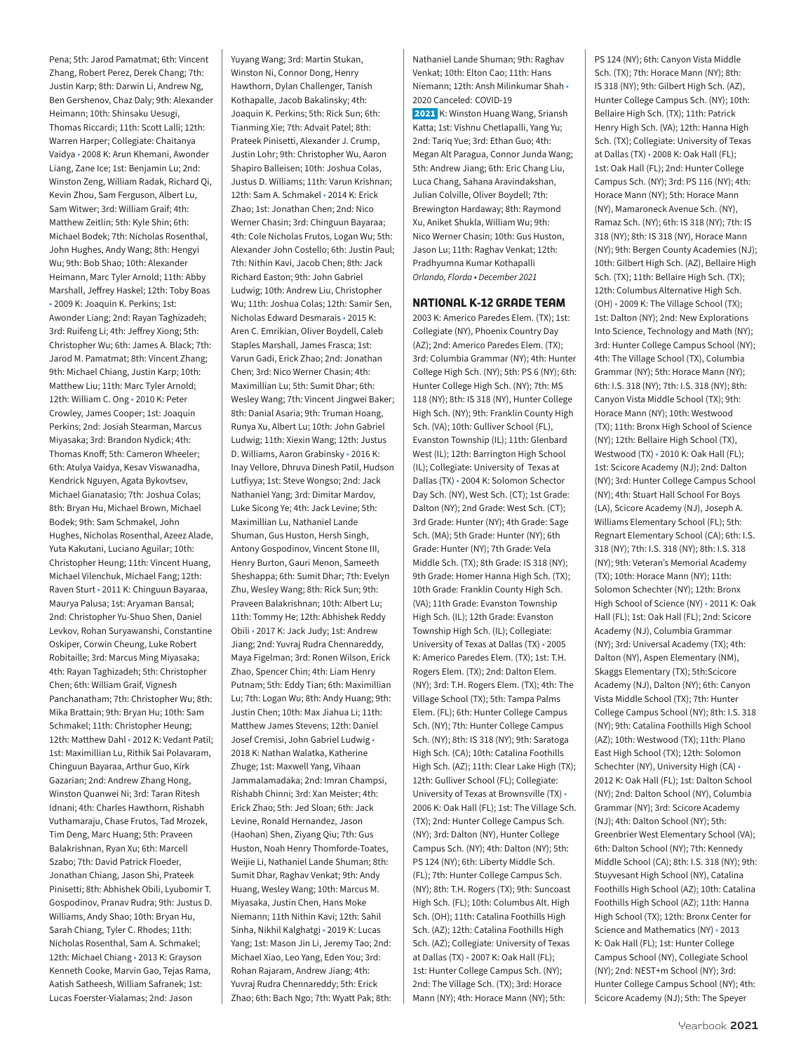Pena; 5th: Jarod Pamatmat; 6th: Vincent Zhang, Robert Perez, Derek Chang; 7th: Justin Karp; 8th: Darwin Li, Andrew Ng, Ben Gershenov, Chaz Daly; 9th: Alexander Heimann; 10th: Shinsaku Uesugi, Thomas Riccardi; 11th: Scott Lalli; 12th: Warren Harper; Collegiate: Chaitanya Vaidya • 2008 K: Arun Khemani, Awonder Liang, Zane Ice; 1st: Benjamin Lu; 2nd: Winston Zeng, William Radak, Richard Qi, Kevin Zhou, Sam Ferguson, Albert Lu, Sam Witwer; 3rd: William Graif; 4th: Matthew Zeitlin; 5th: Kyle Shin; 6th: Michael Bodek; 7th: Nicholas Rosenthal, John Hughes, Andy Wang; 8th: Hengyi Wu; 9th: Bob Shao; 10th: Alexander Heimann, Marc Tyler Arnold; 11th: Abby Marshall, Jeffrey Haskel; 12th: Toby Boas • 2009 K: Joaquin K. Perkins; 1st: Awonder Liang; 2nd: Rayan Taghizadeh; 3rd: Ruifeng Li; 4th: Jeffrey Xiong; 5th: Christopher Wu; 6th: James A. Black; 7th: Jarod M. Pamatmat; 8th: Vincent Zhang; 9th: Michael Chiang, Justin Karp; 10th: Matthew Liu; 11th: Marc Tyler Arnold; 12th: William C. Ong • 2010 K: Peter Crowley, James Cooper; 1st: Joaquin Perkins; 2nd: Josiah Stearman, Marcus Miyasaka; 3rd: Brandon Nydick; 4th: Thomas Knoff; 5th: Cameron Wheeler; 6th: Atulya Vaidya, Kesav Viswanadha, Kendrick Nguyen, Agata Bykovtsev, Michael Gianatasio; 7th: Joshua Colas; 8th: Bryan Hu, Michael Brown, Michael Bodek; 9th: Sam Schmakel, John Hughes, Nicholas Rosenthal, Azeez Alade, Yuta Kakutani, Luciano Aguilar; 10th: Christopher Heung; 11th: Vincent Huang, Michael Vilenchuk, Michael Fang; 12th: Raven Sturt • 2011 K: Chinguun Bayaraa, Maurya Palusa; 1st: Aryaman Bansal; 2nd: Christopher Yu-Shuo Shen, Daniel Levkov, Rohan Suryawanshi, Constantine Oskiper, Corwin Cheung, Luke Robert Robitaille; 3rd: Marcus Ming Miyasaka; 4th: Rayan Taghizadeh; 5th: Christopher Chen; 6th: William Graif, Vignesh Panchanatham; 7th: Christopher Wu; 8th: Mika Brattain; 9th: Bryan Hu; 10th: Sam Schmakel; 11th: Christopher Heung; 12th: Matthew Dahl • 2012 K: Vedant Patil; 1st: Maximillian Lu, Rithik Sai Polavaram, Chinguun Bayaraa, Arthur Guo, Kirk Gazarian; 2nd: Andrew Zhang Hong, Winston Quanwei Ni; 3rd: Taran Ritesh Idnani; 4th: Charles Hawthorn, Rishabh Vuthamaraju, Chase Frutos, Tad Mrozek, Tim Deng, Marc Huang; 5th: Praveen Balakrishnan, Ryan Xu; 6th: Marcell Szabo; 7th: David Patrick Floeder, Jonathan Chiang, Jason Shi, Prateek Pinisetti; 8th: Abhishek Obili, Lyubomir T. Gospodinov, Pranav Rudra; 9th: Justus D. Williams, Andy Shao; 10th: Bryan Hu, Sarah Chiang, Tyler C. Rhodes; 11th: Nicholas Rosenthal, Sam A. Schmakel; 12th: Michael Chiang • 2013 K: Grayson Kenneth Cooke, Marvin Gao, Tejas Rama, Aatish Satheesh, William Safranek; 1st: Lucas Foerster-Vialamas; 2nd: Jason Yuyang Wang; 3rd: Martin Stukan, Winston Ni, Connor Dong, Henry Hawthorn, Dylan Challenger, Tanish Kothapalle, Jacob Bakalinsky; 4th: Joaquin K. Perkins; 5th: Rick Sun; 6th: Tianming Xie; 7th: Advait Patel; 8th: Prateek Pinisetti, Alexander J. Crump, Justin Lohr; 9th: Christopher Wu, Aaron Shapiro Balleisen; 10th: Joshua Colas, Justus D. Williams; 11th: Varun Krishnan; 12th: Sam A. Schmakel • 2014 K: Erick Zhao; 1st: Jonathan Chen; 2nd: Nico Werner Chasin; 3rd: Chinguun Bayaraa; 4th: Cole Nicholas Frutos, Logan Wu; 5th: Alexander John Costello; 6th: Justin Paul; 7th: Nithin Kavi, Jacob Chen; 8th: Jack Richard Easton; 9th: John Gabriel Ludwig; 10th: Andrew Liu, Christopher Wu; 11th: Joshua Colas; 12th: Samir Sen, Nicholas Edward Desmarais • 2015 K: Aren C. Emrikian, Oliver Boydell, Caleb Staples Marshall, James Frasca; 1st: Varun Gadi, Erick Zhao; 2nd: Jonathan Chen; 3rd: Nico Werner Chasin; 4th: Maximillian Lu; 5th: Sumit Dhar; 6th: Wesley Wang; 7th: Vincent Jingwei Baker; 8th: Danial Asaria; 9th: Truman Hoang, Runya Xu, Albert Lu; 10th: John Gabriel Ludwig; 11th: Xiexin Wang; 12th: Justus D. Williams, Aaron Grabinsky • 2016 K: Inay Vellore, Dhruva Dinesh Patil, Hudson Lutfiyya; 1st: Steve Wongso; 2nd: Jack Nathaniel Yang; 3rd: Dimitar Mardov, Luke Sicong Ye; 4th: Jack Levine; 5th: Maximillian Lu, Nathaniel Lande Shuman, Gus Huston, Hersh Singh, Antony Gospodinov, Vincent Stone III, Henry Burton, Gauri Menon, Sameeth Sheshappa; 6th: Sumit Dhar; 7th: Evelyn Zhu, Wesley Wang; 8th: Rick Sun; 9th: Praveen Balakrishnan; 10th: Albert Lu; 11th: Tommy He; 12th: Abhishek Reddy Obili • 2017 K: Jack Judy; 1st: Andrew Jiang; 2nd: Yuvraj Rudra Chennareddy, Maya Figelman; 3rd: Ronen Wilson, Erick Zhao, Spencer Chin; 4th: Liam Henry Putnam; 5th: Eddy Tian; 6th: Maximillian Lu; 7th: Logan Wu; 8th: Andy Huang; 9th: Justin Chen; 10th: Max Jiahua Li; 11th: Matthew James Stevens; 12th: Daniel Josef Cremisi, John Gabriel Ludwig • 2018 K: Nathan Walatka, Katherine Zhuge; 1st: Maxwell Yang, Vihaan Jammalamadaka; 2nd: Imran Champsi, Rishabh Chinni; 3rd: Xan Meister; 4th: Erick Zhao; 5th: Jed Sloan; 6th: Jack Levine, Ronald Hernandez, Jason (Haohan) Shen, Ziyang Qiu; 7th: Gus Huston, Noah Henry Thomforde-Toates, Weijie Li, Nathaniel Lande Shuman; 8th: Sumit Dhar, Raghav Venkat; 9th: Andy Huang, Wesley Wang; 10th: Marcus M. Miyasaka, Justin Chen, Hans Moke Niemann; 11th Nithin Kavi; 12th: Sahil Sinha, Nikhil Kalghatgi • 2019 K: Lucas Yang; 1st: Mason Jin Li, Jeremy Tao; 2nd: Michael Xiao, Leo Yang, Eden You; 3rd: Rohan Rajaram, Andrew Jiang; 4th: Yuvraj Rudra Chennareddy; 5th: Erick Zhao; 6th: Bach Ngo; 7th: Wyatt Pak; 8th: Nathaniel Lande Shuman; 9th: Raghav Venkat; 10th: Elton Cao; 11th: Hans Niemann; 12th: Ansh Milinkumar Shah • 2020 Canceled: COVID-19

**2021** K: Winston Huang Wang, Sriansh Katta; 1st: Vishnu Chetlapalli, Yang Yu; 2nd: Tariq Yue; 3rd: Ethan Guo; 4th: Megan Alt Paragua, Connor Junda Wang; 5th: Andrew Jiang; 6th: Eric Chang Liu, Luca Chang, Sahana Aravindakshan, Julian Colville, Oliver Boydell; 7th: Brewington Hardaway; 8th: Raymond Xu, Aniket Shukla, William Wu; 9th: Nico Werner Chasin; 10th: Gus Huston, Jason Lu; 11th: Raghav Venkat; 12th: Pradhyumna Kumar Kothapalli

*Orlando, Florida • December 2021*

## NATIONAL K-12 GRADE TEAM

2003 K: Americo Paredes Elem. (TX); 1st: Collegiate (NY), Phoenix Country Day (AZ); 2nd: Americo Paredes Elem. (TX); 3rd: Columbia Grammar (NY); 4th: Hunter College High Sch. (NY); 5th: PS 6 (NY); 6th: Hunter College High Sch. (NY); 7th: MS 118 (NY); 8th: IS 318 (NY), Hunter College High Sch. (NY); 9th: Franklin County High Sch. (VA); 10th: Gulliver School (FL), Evanston Township (IL); 11th: Glenbard West (IL); 12th: Barrington High School (IL); Collegiate: University of Texas at Dallas (TX) • 2004 K: Solomon Schector Day Sch. (NY), West Sch. (CT); 1st Grade: Dalton (NY); 2nd Grade: West Sch. (CT); 3rd Grade: Hunter (NY); 4th Grade: Sage Sch. (MA); 5th Grade: Hunter (NY); 6th Grade: Hunter (NY); 7th Grade: Vela Middle Sch. (TX); 8th Grade: IS 318 (NY); 9th Grade: Homer Hanna High Sch. (TX); 10th Grade: Franklin County High Sch. (VA); 11th Grade: Evanston Township High Sch. (IL); 12th Grade: Evanston Township High Sch. (IL); Collegiate: University of Texas at Dallas (TX) • 2005 K: Americo Paredes Elem. (TX); 1st: T.H. Rogers Elem. (NY); 2nd: Dalton Elem. (NY); 3rd: T.H. Rogers Elem. (TX); 4th: The Village School (TX); 5th: Tampa Palms Elem. (FL); 6th: Hunter College Campus Sch. (NY); 7th: Hunter College Campus Sch. (NY); 8th: IS 318 (NY); 9th: Saratoga High Sch. (CA); 10th: Catalina Foothills High Sch. (AZ); 11th: Clear Lake High (TX); 12th: Gulliver School (FL); Collegiate: University of Texas at Brownsville (TX) • 2006 K: Oak Hall (FL); 1st: The Village Sch. (TX); 2nd: Hunter College Campus Sch. (NY); 3rd: Dalton (NY), Hunter College Campus Sch. (NY); 4th: Dalton (NY); 5th: PS 124 (NY); 6th: Liberty Middle Sch. (FL); 7th: Hunter College Campus Sch. (NY); 8th: T.H. Rogers (TX); 9th: Suncoast High Sch. (FL); 10th: Columbus Alt. High Sch. (OH); 11th: Catalina Foothills High Sch. (AZ); 12th: Catalina Foothills High Sch. (AZ); Collegiate: University of Texas at Dallas (TX) • 2007 K: Oak Hall (FL); 1st: Hunter College Campus Sch. (NY); 2nd: The Village Sch. (TX); 3rd: Horace Mann (NY); 4th: Horace Mann (NY); 5th: PS 124 (NY); 6th: Canyon Vista Middle Sch. (TX); 7th: Horace Mann (NY); 8th: IS 318 (NY); 9th: Gilbert High Sch. (AZ), Hunter College Campus Sch. (NY); 10th: Bellaire High Sch. (TX); 11th: Patrick Henry High Sch. (VA); 12th: Hanna High Sch. (TX); Collegiate: University of Texas at Dallas (TX) • 2008 K: Oak Hall (FL); 1st: Oak Hall (FL); 2nd: Hunter College Campus Sch. (NY); 3rd: PS 116 (NY); 4th: Horace Mann (NY); 5th: Horace Mann (NY), Mamaroneck Avenue Sch. (NY), Ramaz Sch. (NY); 6th: IS 318 (NY); 7th: IS 318 (NY); 8th: IS 318 (NY), Horace Mann (NY); 9th: Bergen County Academies (NJ); 10th: Gilbert High Sch. (AZ), Bellaire High Sch. (TX); 11th: Bellaire High Sch. (TX); 12th: Columbus Alternative High Sch. (OH) • 2009 K: The Village School (TX); 1st: Dalton (NY); 2nd: New Explorations Into Science, Technology and Math (NY); 3rd: Hunter College Campus School (NY); 4th: The Village School (TX), Columbia Grammar (NY); 5th: Horace Mann (NY); 6th: I.S. 318 (NY); 7th: I.S. 318 (NY); 8th: Canyon Vista Middle School (TX); 9th: Horace Mann (NY); 10th: Westwood (TX); 11th: Bronx High School of Science (NY); 12th: Bellaire High School (TX), Westwood (TX) • 2010 K: Oak Hall (FL); 1st: Scicore Academy (NJ); 2nd: Dalton (NY); 3rd: Hunter College Campus School (NY); 4th: Stuart Hall School For Boys (LA), Scicore Academy (NJ), Joseph A. Williams Elementary School (FL); 5th: Regnart Elementary School (CA); 6th: I.S. 318 (NY); 7th: I.S. 318 (NY); 8th: I.S. 318 (NY); 9th: Veteran's Memorial Academy (TX); 10th: Horace Mann (NY); 11th: Solomon Schechter (NY); 12th: Bronx High School of Science (NY) • 2011 K: Oak Hall (FL); 1st: Oak Hall (FL); 2nd: Scicore Academy (NJ), Columbia Grammar (NY); 3rd: Universal Academy (TX); 4th: Dalton (NY), Aspen Elementary (NM), Skaggs Elementary (TX); 5th:Scicore Academy (NJ), Dalton (NY); 6th: Canyon Vista Middle School (TX); 7th: Hunter College Campus School (NY); 8th: I.S. 318 (NY); 9th: Catalina Foothills High School (AZ); 10th: Westwood (TX); 11th: Plano East High School (TX); 12th: Solomon Schechter (NY), University High (CA) • 2012 K: Oak Hall (FL); 1st: Dalton School (NY); 2nd: Dalton School (NY), Columbia Grammar (NY); 3rd: Scicore Academy (NJ); 4th: Dalton School (NY); 5th: Greenbrier West Elementary School (VA); 6th: Dalton School (NY); 7th: Kennedy Middle School (CA); 8th: I.S. 318 (NY); 9th: Stuyvesant High School (NY), Catalina Foothills High School (AZ); 10th: Catalina Foothills High School (AZ); 11th: Hanna High School (TX); 12th: Bronx Center for Science and Mathematics (NY) • 2013 K: Oak Hall (FL); 1st: Hunter College Campus School (NY), Collegiate School (NY); 2nd: NEST+m School (NY); 3rd: Hunter College Campus School (NY); 4th: Scicore Academy (NJ); 5th: The Speyer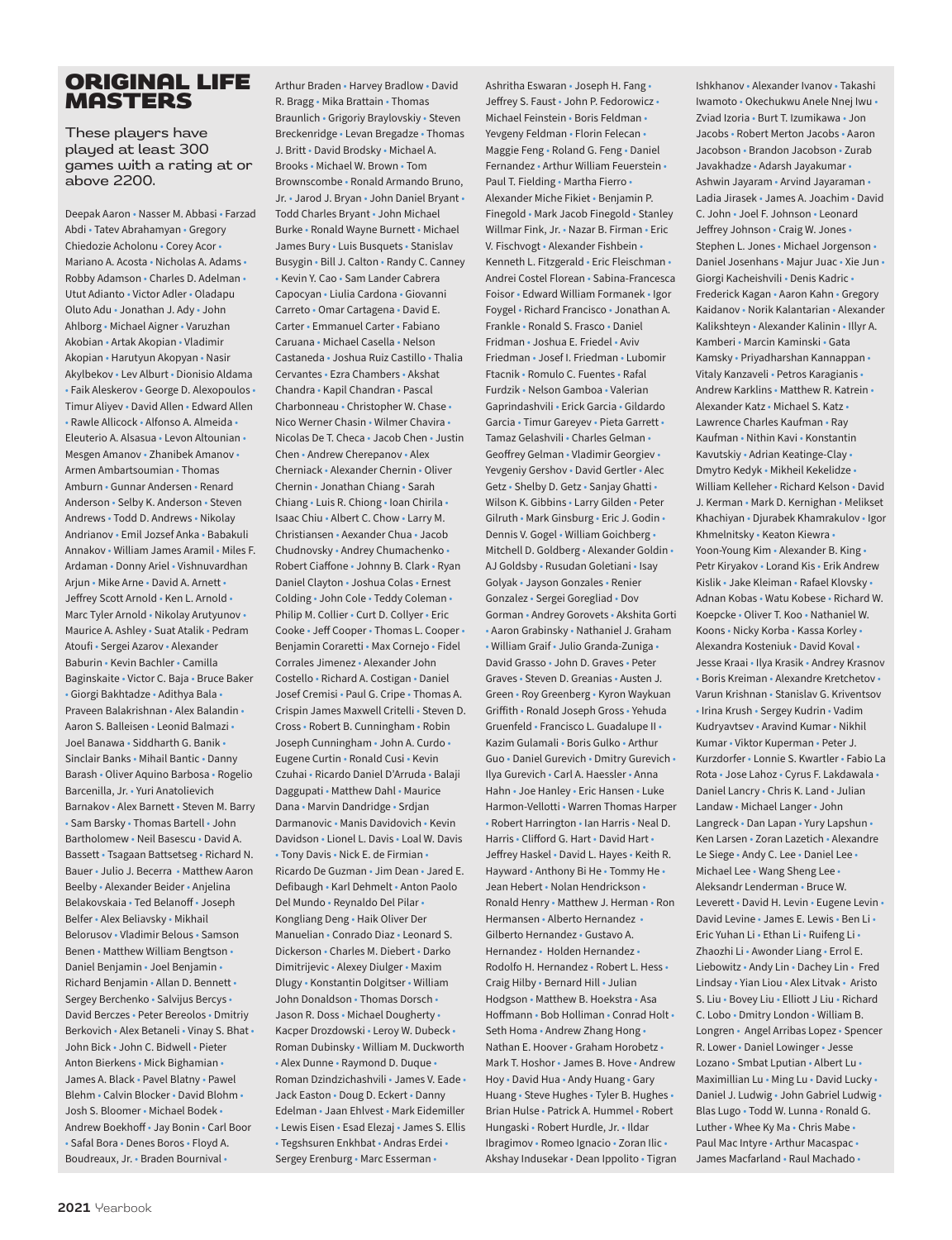# ORIGINAL LIFE MASTERS

These players have played at least 300 games with a rating at or above 2200.

Deepak Aaron • Nasser M. Abbasi • Farzad Abdi • Tatev Abrahamyan • Gregory Chiedozie Acholonu • Corey Acor • Mariano A. Acosta • Nicholas A. Adams • Robby Adamson • Charles D. Adelman • Utut Adianto • Victor Adler • Oladapu Oluto Adu • Jonathan J. Ady • John Ahlborg • Michael Aigner • Varuzhan Akobian • Artak Akopian • Vladimir Akopian • Harutyun Akopyan • Nasir Akylbekov • Lev Alburt • Dionisio Aldama • Faik Aleskerov • George D. Alexopoulos • Timur Aliyev • David Allen • Edward Allen • Rawle Allicock • Alfonso A. Almeida • Eleuterio A. Alsasua • Levon Altounian • Mesgen Amanov • Zhanibek Amanov • Armen Ambartsoumian • Thomas Amburn • Gunnar Andersen • Renard Anderson • Selby K. Anderson • Steven Andrews • Todd D. Andrews • Nikolay Andrianov • Emil Jozsef Anka • Babakuli Annakov • William James Aramil • Miles F. Ardaman • Donny Ariel • Vishnuvardhan Arjun • Mike Arne • David A. Arnett • Jeffrey Scott Arnold • Ken L. Arnold • Marc Tyler Arnold • Nikolay Arutyunov • Maurice A. Ashley • Suat Atalik • Pedram Atoufi • Sergei Azarov • Alexander Baburin • Kevin Bachler • Camilla Baginskaite • Victor C. Baja • Bruce Baker • Giorgi Bakhtadze • Adithya Bala • Praveen Balakrishnan • Alex Balandin • Aaron S. Balleisen • Leonid Balmazi • Joel Banawa • Siddharth G. Banik • Sinclair Banks • Mihail Bantic • Danny Barash • Oliver Aquino Barbosa • Rogelio Barcenilla, Jr. • Yuri Anatolievich Barnakov • Alex Barnett • Steven M. Barry • Sam Barsky • Thomas Bartell • John Bartholomew • Neil Basescu • David A. Bassett • Tsagaan Battsetseg • Richard N. Bauer • Julio J. Becerra • Matthew Aaron Beelby • Alexander Beider • Anjelina Belakovskaia • Ted Belanoff • Joseph Belfer • Alex Beliavsky • Mikhail Belorusov • Vladimir Belous • Samson Benen • Matthew William Bengtson • Daniel Benjamin • Joel Benjamin • Richard Benjamin • Allan D. Bennett • Sergey Berchenko • Salvijus Bercys • David Berczes • Peter Bereolos • Dmitriy Berkovich • Alex Betaneli • Vinay S. Bhat • John Bick • John C. Bidwell • Pieter Anton Bierkens • Mick Bighamian • James A. Black • Pavel Blatny • Pawel Blehm • Calvin Blocker • David Blohm • Josh S. Bloomer • Michael Bodek • Andrew Boekhoff • Jay Bonin • Carl Boor • Safal Bora • Denes Boros • Floyd A. Boudreaux, Jr. • Braden Bournival • Arthur Braden • Harvey Bradlow • David R. Bragg • Mika Brattain • Thomas Braunlich • Grigoriy Braylovskiy • Steven Breckenridge • Levan Bregadze • Thomas J. Britt • David Brodsky • Michael A. Brooks • Michael W. Brown • Tom Brownscombe • Ronald Armando Bruno, Jr. • Jarod J. Bryan • John Daniel Bryant • Todd Charles Bryant • John Michael Burke • Ronald Wayne Burnett • Michael James Bury • Luis Busquets • Stanislav Busygin • Bill J. Calton • Randy C. Canney • Kevin Y. Cao • Sam Lander Cabrera Capocyan • Liulia Cardona • Giovanni Carreto • Omar Cartagena • David E. Carter • Emmanuel Carter • Fabiano Caruana • Michael Casella • Nelson Castaneda • Joshua Ruiz Castillo • Thalia Cervantes • Ezra Chambers • Akshat Chandra • Kapil Chandran • Pascal Charbonneau • Christopher W. Chase • Nico Werner Chasin • Wilmer Chavira • Nicolas De T. Checa • Jacob Chen • Justin Chen • Andrew Cherepanov • Alex Cherniack • Alexander Chernin • Oliver Chernin • Jonathan Chiang • Sarah Chiang • Luis R. Chiong • Ioan Chirila • Isaac Chiu • Albert C. Chow • Larry M. Christiansen • Aexander Chua • Jacob Chudnovsky • Andrey Chumachenko • Robert Ciaffone • Johnny B. Clark • Ryan Daniel Clayton • Joshua Colas • Ernest Colding • John Cole • Teddy Coleman • Philip M. Collier • Curt D. Collyer • Eric Cooke • Jeff Cooper • Thomas L. Cooper • Benjamin Coraretti • Max Cornejo • Fidel Corrales Jimenez • Alexander John Costello • Richard A. Costigan • Daniel Josef Cremisi • Paul G. Cripe • Thomas A. Crispin James Maxwell Critelli • Steven D. Cross • Robert B. Cunningham • Robin Joseph Cunningham • John A. Curdo • Eugene Curtin • Ronald Cusi • Kevin Czuhai • Ricardo Daniel D'Arruda • Balaji Daggupati • Matthew Dahl • Maurice Dana • Marvin Dandridge • Srdjan Darmanovic • Manis Davidovich • Kevin Davidson • Lionel L. Davis • Loal W. Davis • Tony Davis • Nick E. de Firmian • Ricardo De Guzman • Jim Dean • Jared E. Defibaugh • Karl Dehmelt • Anton Paolo Del Mundo • Reynaldo Del Pilar • Kongliang Deng • Haik Oliver Der Manuelian • Conrado Diaz • Leonard S. Dickerson • Charles M. Diebert • Darko Dimitrijevic • Alexey Diulger • Maxim Dlugy • Konstantin Dolgitser • William John Donaldson • Thomas Dorsch • Jason R. Doss • Michael Dougherty • Kacper Drozdowski • Leroy W. Dubeck • Roman Dubinsky • William M. Duckworth • Alex Dunne • Raymond D. Duque • Roman Dzindzichashvili • James V. Eade • Jack Easton • Doug D. Eckert • Danny Edelman • Jaan Ehlvest • Mark Eidemiller • Lewis Eisen • Esad Elezaj • James S. Ellis • Tegshsuren Enkhbat • Andras Erdei • Sergey Erenburg • Marc Esserman • Ashritha Eswaran • Joseph H. Fang • Jeffrey S. Faust • John P. Fedorowicz • Michael Feinstein • Boris Feldman • Yevgeny Feldman • Florin Felecan • Maggie Feng • Roland G. Feng • Daniel Fernandez • Arthur William Feuerstein • Paul T. Fielding • Martha Fierro • Alexander Miche Fikiet • Benjamin P. Finegold • Mark Jacob Finegold • Stanley Willmar Fink, Jr. • Nazar B. Firman • Eric V. Fischvogt • Alexander Fishbein • Kenneth L. Fitzgerald • Eric Fleischman • Andrei Costel Florean • Sabina-Francesca Foisor • Edward William Formanek • Igor Foygel • Richard Francisco • Jonathan A. Frankle • Ronald S. Frasco • Daniel Fridman • Joshua E. Friedel • Aviv Friedman • Josef I. Friedman • Lubomir Ftacnik • Romulo C. Fuentes • Rafal Furdzik • Nelson Gamboa • Valerian Gaprindashvili • Erick Garcia • Gildardo Garcia • Timur Gareyev • Pieta Garrett • Tamaz Gelashvili • Charles Gelman • Geoffrey Gelman • Vladimir Georgiev • Yevgeniy Gershov • David Gertler • Alec Getz • Shelby D. Getz • Sanjay Ghatti • Wilson K. Gibbins • Larry Gilden • Peter Gilruth • Mark Ginsburg • Eric J. Godin • Dennis V. Gogel • William Goichberg • Mitchell D. Goldberg • Alexander Goldin • AJ Goldsby • Rusudan Goletiani • Isay Golyak • Jayson Gonzales • Renier Gonzalez • Sergei Goregliad • Dov Gorman • Andrey Gorovets • Akshita Gorti • Aaron Grabinsky • Nathaniel J. Graham • William Graif • Julio Granda-Zuniga • David Grasso • John D. Graves • Peter Graves • Steven D. Greanias • Austen J. Green • Roy Greenberg • Kyron Waykuan Griffith • Ronald Joseph Gross • Yehuda Gruenfeld • Francisco L. Guadalupe II • Kazim Gulamali • Boris Gulko • Arthur Guo • Daniel Gurevich • Dmitry Gurevich • Ilya Gurevich • Carl A. Haessler • Anna Hahn • Joe Hanley • Eric Hansen • Luke Harmon-Vellotti • Warren Thomas Harper • Robert Harrington • Ian Harris • Neal D. Harris • Clifford G. Hart • David Hart • Jeffrey Haskel • David L. Hayes • Keith R. Hayward • Anthony Bi He • Tommy He • Jean Hebert • Nolan Hendrickson • Ronald Henry • Matthew J. Herman • Ron Hermansen • Alberto Hernandez • Gilberto Hernandez • Gustavo A. Hernandez • Holden Hernandez • Rodolfo H. Hernandez • Robert L. Hess • Craig Hilby • Bernard Hill • Julian Hodgson • Matthew B. Hoekstra • Asa Hoffmann • Bob Holliman • Conrad Holt • Seth Homa • Andrew Zhang Hong • Nathan E. Hoover • Graham Horobetz • Mark T. Hoshor • James B. Hove • Andrew Hoy • David Hua • Andy Huang • Gary Huang • Steve Hughes • Tyler B. Hughes • Brian Hulse • Patrick A. Hummel • Robert Hungaski • Robert Hurdle, Jr. • Ildar Ibragimov • Romeo Ignacio • Zoran Ilic • Akshay Indusekar • Dean Ippolito • Tigran Ishkhanov • Alexander Ivanov • Takashi Iwamoto • Okechukwu Anele Nnej Iwu • Zviad Izoria • Burt T. Izumikawa • Jon Jacobs • Robert Merton Jacobs • Aaron Jacobson • Brandon Jacobson • Zurab Javakhadze • Adarsh Jayakumar • Ashwin Jayaram • Arvind Jayaraman • Ladia Jirasek • James A. Joachim • David C. John • Joel F. Johnson • Leonard Jeffrey Johnson • Craig W. Jones • Stephen L. Jones • Michael Jorgenson • Daniel Josenhans • Majur Juac • Xie Jun • Giorgi Kacheishvili • Denis Kadric • Frederick Kagan • Aaron Kahn • Gregory Kaidanov • Norik Kalantarian • Alexander Kalikshteyn • Alexander Kalinin • Illyr A. Kamberi • Marcin Kaminski • Gata Kamsky • Priyadharshan Kannappan • Vitaly Kanzaveli • Petros Karagianis • Andrew Karklins • Matthew R. Katrein • Alexander Katz • Michael S. Katz • Lawrence Charles Kaufman • Ray Kaufman • Nithin Kavi • Konstantin Kavutskiy • Adrian Keatinge-Clay • Dmytro Kedyk • Mikheil Kekelidze • William Kelleher • Richard Kelson • David J. Kerman • Mark D. Kernighan • Melikset Khachiyan • Djurabek Khamrakulov • Igor Khmelnitsky • Keaton Kiewra • Yoon-Young Kim • Alexander B. King • Petr Kiryakov • Lorand Kis • Erik Andrew Kislik • Jake Kleiman • Rafael Klovsky • Adnan Kobas • Watu Kobese • Richard W. Koepcke • Oliver T. Koo • Nathaniel W. Koons • Nicky Korba • Kassa Korley • Alexandra Kosteniuk • David Koval • Jesse Kraai • Ilya Krasik • Andrey Krasnov • Boris Kreiman • Alexandre Kretchetov • Varun Krishnan • Stanislav G. Kriventsov • Irina Krush • Sergey Kudrin • Vadim Kudryavtsev • Aravind Kumar • Nikhil Kumar • Viktor Kuperman • Peter J. Kurzdorfer • Lonnie S. Kwartler • Fabio La Rota • Jose Lahoz • Cyrus F. Lakdawala • Daniel Lancry • Chris K. Land • Julian Landaw • Michael Langer • John Langreck • Dan Lapan • Yury Lapshun • Ken Larsen • Zoran Lazetich • Alexandre Le Siege • Andy C. Lee • Daniel Lee • Michael Lee • Wang Sheng Lee • Aleksandr Lenderman • Bruce W. Leverett • David H. Levin • Eugene Levin • David Levine • James E. Lewis • Ben Li • Eric Yuhan Li • Ethan Li • Ruifeng Li • Zhaozhi Li • Awonder Liang • Errol E. Liebowitz • Andy Lin • Dachey Lin • Fred Lindsay • Yian Liou • Alex Litvak • Aristo S. Liu • Bovey Liu • Elliott J Liu • Richard C. Lobo • Dmitry London • William B. Longren • Angel Arribas Lopez • Spencer R. Lower • Daniel Lowinger • Jesse Lozano • Smbat Lputian • Albert Lu • Maximillian Lu • Ming Lu • David Lucky • Daniel J. Ludwig • John Gabriel Ludwig • Blas Lugo • Todd W. Lunna • Ronald G. Luther • Whee Ky Ma • Chris Mabe • Paul Mac Intyre • Arthur Macaspac • James Macfarland • Raul Machado •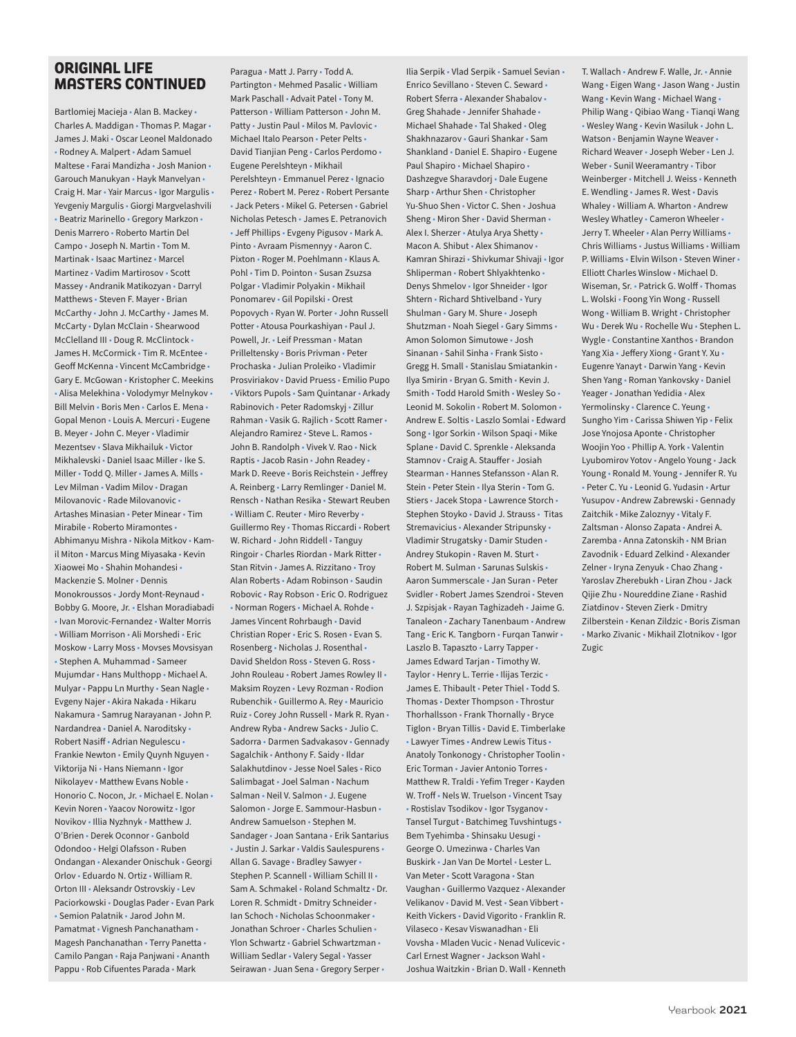## ORIGINAL LIFE MASTERS CONTINUED

Bartlomiej Macieja • Alan B. Mackey • Charles A. Maddigan • Thomas P. Magar • James J. Maki • Oscar Leonel Maldonado • Rodney A. Malpert • Adam Samuel Maltese • Farai Mandizha • Josh Manion • Garouch Manukyan • Hayk Manvelyan • Craig H. Mar • Yair Marcus • Igor Margulis • Yevgeniy Margulis • Giorgi Margvelashvili • Beatriz Marinello • Gregory Markzon • Denis Marrero • Roberto Martin Del Campo • Joseph N. Martin • Tom M. Martinak • Isaac Martinez • Marcel Martinez • Vadim Martirosov • Scott Massey • Andranik Matikozyan • Darryl Matthews • Steven F. Mayer • Brian McCarthy • John J. McCarthy • James M. McCarty • Dylan McClain • Shearwood McClelland III • Doug R. McClintock • James H. McCormick • Tim R. McEntee • Geoff McKenna • Vincent McCambridge • Gary E. McGowan • Kristopher C. Meekins • Alisa Melekhina • Volodymyr Melnykov • Bill Melvin • Boris Men • Carlos E. Mena • Gopal Menon • Louis A. Mercuri • Eugene B. Meyer • John C. Meyer • Vladimir Mezentsev • Slava Mikhailuk • Victor Mikhalevski • Daniel Isaac Miller • Ike S. Miller • Todd Q. Miller • James A. Mills • Lev Milman • Vadim Milov • Dragan Milovanovic • Rade Milovanovic • Artashes Minasian • Peter Minear • Tim Mirabile • Roberto Miramontes • Abhimanyu Mishra • Nikola Mitkov • Kamil Miton • Marcus Ming Miyasaka • Kevin Xiaowei Mo • Shahin Mohandesi • Mackenzie S. Molner • Dennis Monokroussos • Jordy Mont-Reynaud • Bobby G. Moore, Jr. • Elshan Moradiabadi • Ivan Morovic-Fernandez • Walter Morris • William Morrison • Ali Morshedi • Eric Moskow • Larry Moss • Movses Movsisyan • Stephen A. Muhammad • Sameer Mujumdar • Hans Multhopp • Michael A. Mulyar • Pappu Ln Murthy • Sean Nagle • Evgeny Najer • Akira Nakada • Hikaru Nakamura • Samrug Narayanan • John P. Nardandrea • Daniel A. Naroditsky • Robert Nasiff • Adrian Negulescu • Frankie Newton • Emily Quynh Nguyen • Viktorija Ni • Hans Niemann • Igor Nikolayev • Matthew Evans Noble • Honorio C. Nocon, Jr. • Michael E. Nolan • Kevin Noren • Yaacov Norowitz • Igor Novikov • Illia Nyzhnyk • Matthew J. O'Brien • Derek Oconnor • Ganbold Odondoo • Helgi Olafsson • Ruben Ondangan • Alexander Onischuk • Georgi Orlov • Eduardo N. Ortiz • William R. Orton III • Aleksandr Ostrovskiy • Lev Paciorkowski • Douglas Pader • Evan Park • Semion Palatnik • Jarod John M. Pamatmat • Vignesh Panchanatham • Magesh Panchanathan • Terry Panetta • Camilo Pangan • Raja Panjwani • Ananth Pappu • Rob Cifuentes Parada • Mark Paragua • Matt J. Parry • Todd A. Partington • Mehmed Pasalic • William Mark Paschall • Advait Patel • Tony M. Patterson • William Patterson • John M. Patty • Justin Paul • Milos M. Pavlovic • Michael Italo Pearson • Peter Pelts • David Tianjian Peng • Carlos Perdomo • Eugene Perelshteyn • Mikhail Perelshteyn • Emmanuel Perez • Ignacio Perez • Robert M. Perez • Robert Persante • Jack Peters • Mikel G. Petersen • Gabriel Nicholas Petesch • James E. Petranovich • Jeff Phillips • Evgeny Pigusov • Mark A. Pinto • Avraam Pismennyy • Aaron C. Pixton • Roger M. Poehlmann • Klaus A. Pohl • Tim D. Pointon • Susan Zsuzsa Polgar • Vladimir Polyakin • Mikhail Ponomarev • Gil Popilski • Orest Popovych • Ryan W. Porter • John Russell Potter • Atousa Pourkashiyan • Paul J. Powell, Jr. • Leif Pressman • Matan Prilleltensky • Boris Privman • Peter Prochaska • Julian Proleiko • Vladimir Prosviriakov • David Pruess • Emilio Pupo • Viktors Pupols • Sam Quintanar • Arkady Rabinovich • Peter Radomskyj • Zillur Rahman • Vasik G. Rajlich • Scott Ramer • Alejandro Ramirez • Steve L. Ramos • John B. Randolph • Vivek V. Rao • Nick Raptis • Jacob Rasin • John Readey • Mark D. Reeve • Boris Reichstein • Jeffrey A. Reinberg • Larry Remlinger • Daniel M. Rensch • Nathan Resika • Stewart Reuben • William C. Reuter • Miro Reverby • Guillermo Rey • Thomas Riccardi • Robert W. Richard • John Riddell • Tanguy Ringoir • Charles Riordan • Mark Ritter • Stan Ritvin • James A. Rizzitano • Troy Alan Roberts • Adam Robinson • Saudin Robovic • Ray Robson • Eric O. Rodriguez • Norman Rogers • Michael A. Rohde • James Vincent Rohrbaugh • David Christian Roper • Eric S. Rosen • Evan S. Rosenberg • Nicholas J. Rosenthal • David Sheldon Ross • Steven G. Ross • John Rouleau • Robert James Rowley II • Maksim Royzen • Levy Rozman • Rodion Rubenchik • Guillermo A. Rey • Mauricio Ruiz • Corey John Russell • Mark R. Ryan • Andrew Ryba • Andrew Sacks • Julio C. Sadorra • Darmen Sadvakasov • Gennady Sagalchik • Anthony F. Saidy • Ildar Salakhutdinov • Jesse Noel Sales • Rico Salimbagat • Joel Salman • Nachum Salman • Neil V. Salmon • J. Eugene Salomon • Jorge E. Sammour-Hasbun • Andrew Samuelson • Stephen M. Sandager • Joan Santana • Erik Santarius • Justin J. Sarkar • Valdis Saulespurens • Allan G. Savage • Bradley Sawyer • Stephen P. Scannell • William Schill II • Sam A. Schmakel • Roland Schmaltz • Dr. Loren R. Schmidt • Dmitry Schneider • Ian Schoch • Nicholas Schoonmaker • Jonathan Schroer • Charles Schulien • Ylon Schwartz • Gabriel Schwartzman • William Sedlar • Valery Segal • Yasser Seirawan • Juan Sena • Gregory Serper • Ilia Serpik • Vlad Serpik • Samuel Sevian • Enrico Sevillano • Steven C. Seward • Robert Sferra • Alexander Shabalov • Greg Shahade • Jennifer Shahade • Michael Shahade • Tal Shaked • Oleg Shakhnazarov • Gauri Shankar • Sam Shankland • Daniel E. Shapiro • Eugene Paul Shapiro • Michael Shapiro • Dashzegve Sharavdorj • Dale Eugene Sharp • Arthur Shen • Christopher Yu-Shuo Shen • Victor C. Shen • Joshua Sheng • Miron Sher • David Sherman • Alex I. Sherzer • Atulya Arya Shetty • Macon A. Shibut • Alex Shimanov • Kamran Shirazi • Shivkumar Shivaji • Igor Shliperman • Robert Shlyakhtenko • Denys Shmelov • Igor Shneider • Igor Shtern • Richard Shtivelband • Yury Shulman • Gary M. Shure • Joseph Shutzman • Noah Siegel • Gary Simms • Amon Solomon Simutowe • Josh Sinanan • Sahil Sinha • Frank Sisto • Gregg H. Small • Stanislau Smiatankin • Ilya Smirin • Bryan G. Smith • Kevin J. Smith • Todd Harold Smith • Wesley So • Leonid M. Sokolin • Robert M. Solomon • Andrew E. Soltis • Laszlo Somlai • Edward Song • Igor Sorkin • Wilson Spaqi • Mike Splane • David C. Sprenkle • Aleksanda Stamnov • Craig A. Stauffer • Josiah Stearman • Hannes Stefansson • Alan R. Stein • Peter Stein • Ilya Sterin • Tom G. Stiers • Jacek Stopa • Lawrence Storch • Stephen Stoyko • David J. Strauss • Titas Stremavicius • Alexander Stripunsky • Vladimir Strugatsky • Damir Studen • Andrey Stukopin • Raven M. Sturt • Robert M. Sulman • Sarunas Sulskis • Aaron Summerscale • Jan Suran • Peter Svidler • Robert James Szendroi • Steven J. Szpisjak • Rayan Taghizadeh • Jaime G. Tanaleon • Zachary Tanenbaum • Andrew Tang • Eric K. Tangborn • Furqan Tanwir • Laszlo B. Tapaszto • Larry Tapper • James Edward Tarjan • Timothy W. Taylor • Henry L. Terrie • Ilijas Terzic • James E. Thibault • Peter Thiel • Todd S. Thomas • Dexter Thompson • Throstur Thorhallsson • Frank Thornally • Bryce Tiglon • Bryan Tillis • David E. Timberlake • Lawyer Times • Andrew Lewis Titus • Anatoly Tonkonogy • Christopher Toolin • Eric Torman • Javier Antonio Torres • Matthew R. Traldi • Yefim Treger • Kayden W. Troff • Nels W. Truelson • Vincent Tsay • Rostislav Tsodikov • Igor Tsyganov • Tansel Turgut • Batchimeg Tuvshintugs • Bem Tyehimba • Shinsaku Uesugi • George O. Umezinwa • Charles Van Buskirk • Jan Van De Mortel • Lester L. Van Meter • Scott Varagona • Stan Vaughan • Guillermo Vazquez • Alexander Velikanov • David M. Vest • Sean Vibbert • Keith Vickers • David Vigorito • Franklin R. Vilaseco • Kesav Viswanadhan • Eli Vovsha • Mladen Vucic • Nenad Vulicevic • Carl Ernest Wagner • Jackson Wahl • Joshua Waitzkin • Brian D. Wall • Kenneth T. Wallach • Andrew F. Walle, Jr. • Annie Wang • Eigen Wang • Jason Wang • Justin Wang • Kevin Wang • Michael Wang • Philip Wang • Qibiao Wang • Tianqi Wang • Wesley Wang • Kevin Wasiluk • John L. Watson • Benjamin Wayne Weaver • Richard Weaver • Joseph Weber • Len J. Weber • Sunil Weeramantry • Tibor Weinberger • Mitchell J. Weiss • Kenneth E. Wendling • James R. West • Davis Whaley • William A. Wharton • Andrew Wesley Whatley • Cameron Wheeler • Jerry T. Wheeler • Alan Perry Williams • Chris Williams • Justus Williams • William P. Williams • Elvin Wilson • Steven Winer • Elliott Charles Winslow • Michael D. Wiseman, Sr. • Patrick G. Wolff • Thomas L. Wolski • Foong Yin Wong • Russell Wong • William B. Wright • Christopher Wu • Derek Wu • Rochelle Wu • Stephen L. Wygle • Constantine Xanthos • Brandon Yang Xia • Jeffery Xiong • Grant Y. Xu • Eugenre Yanayt • Darwin Yang • Kevin Shen Yang • Roman Yankovsky • Daniel Yeager • Jonathan Yedidia • Alex Yermolinsky • Clarence C. Yeung • Sungho Yim • Carissa Shiwen Yip • Felix Jose Ynojosa Aponte • Christopher Woojin Yoo • Phillip A. York • Valentin Lyubomirov Yotov • Angelo Young • Jack Young • Ronald M. Young • Jennifer R. Yu • Peter C. Yu • Leonid G. Yudasin • Artur Yusupov • Andrew Zabrewski • Gennady Zaitchik • Mike Zaloznyy • Vitaly F. Zaltsman • Alonso Zapata • Andrei A. Zaremba • Anna Zatonskih • NM Brian Zavodnik • Eduard Zelkind • Alexander Zelner • Iryna Zenyuk • Chao Zhang • Yaroslav Zherebukh • Liran Zhou • Jack Qijie Zhu • Noureddine Ziane • Rashid Ziatdinov • Steven Zierk • Dmitry Zilberstein • Kenan Zildzic • Boris Zisman • Marko Zivanic • Mikhail Zlotnikov • Igor Zugic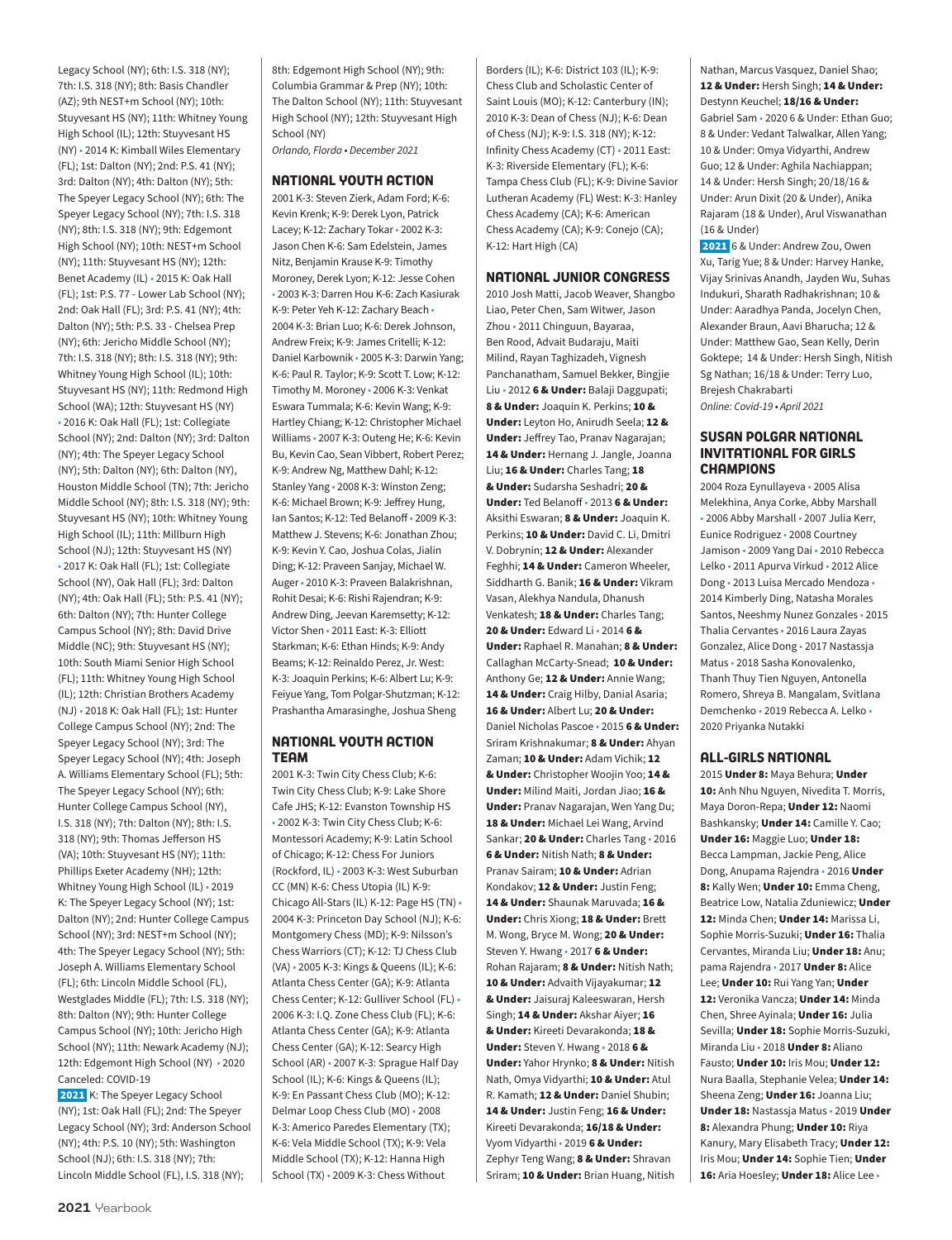Legacy School (NY); 6th: I.S. 318 (NY); 7th: I.S. 318 (NY); 8th: Basis Chandler (AZ); 9th NEST+m School (NY); 10th: Stuyvesant HS (NY); 11th: Whitney Young High School (IL); 12th: Stuyvesant HS (NY) • 2014 K: Kimball Wiles Elementary (FL); 1st: Dalton (NY); 2nd: P.S. 41 (NY); 3rd: Dalton (NY); 4th: Dalton (NY); 5th: The Speyer Legacy School (NY); 6th: The Speyer Legacy School (NY); 7th: I.S. 318 (NY); 8th: I.S. 318 (NY); 9th: Edgemont High School (NY); 10th: NEST+m School (NY); 11th: Stuyvesant HS (NY); 12th: Benet Academy (IL) • 2015 K: Oak Hall (FL); 1st: P.S. 77 - Lower Lab School (NY); 2nd: Oak Hall (FL); 3rd: P.S. 41 (NY); 4th: Dalton (NY); 5th: P.S. 33 - Chelsea Prep (NY); 6th: Jericho Middle School (NY); 7th: I.S. 318 (NY); 8th: I.S. 318 (NY); 9th: Whitney Young High School (IL); 10th: Stuyvesant HS (NY); 11th: Redmond High School (WA); 12th: Stuyvesant HS (NY) • 2016 K: Oak Hall (FL); 1st: Collegiate School (NY); 2nd: Dalton (NY); 3rd: Dalton (NY); 4th: The Speyer Legacy School (NY); 5th: Dalton (NY), 6th: Dalton (NY), Houston Middle School (TN); 7th: Jericho Middle School (NY); 8th: I.S. 318 (NY); 9th: Stuyvesant HS (NY); 10th: Whitney Young High School (IL); 11th: Millburn High School (NJ); 12th: Stuyvesant HS (NY) • 2017 K: Oak Hall (FL); 1st: Collegiate School (NY), Oak Hall (FL); 3rd: Dalton (NY); 4th: Oak Hall (FL); 5th: P.S. 41 (NY); 6th: Dalton (NY); 7th: Hunter College Campus School (NY); 8th: David Drive Middle (NC); 9th: Stuyvesant HS (NY); 10th: South Miami Senior High School (FL); 11th: Whitney Young High School (IL); 12th: Christian Brothers Academy (NJ) • 2018 K: Oak Hall (FL); 1st: Hunter College Campus School (NY); 2nd: The Speyer Legacy School (NY); 3rd: The Speyer Legacy School (NY); 4th: Joseph A. Williams Elementary School (FL); 5th: The Speyer Legacy School (NY); 6th: Hunter College Campus School (NY), I.S. 318 (NY); 7th: Dalton (NY); 8th: I.S. 318 (NY); 9th: Thomas Jefferson HS (VA); 10th: Stuyvesant HS (NY); 11th: Phillips Exeter Academy (NH); 12th: Whitney Young High School (IL) • 2019 K: The Speyer Legacy School (NY); 1st: Dalton (NY); 2nd: Hunter College Campus School (NY); 3rd: NEST+m School (NY); 4th: The Speyer Legacy School (NY); 5th: Joseph A. Williams Elementary School (FL); 6th: Lincoln Middle School (FL), Westglades Middle (FL); 7th: I.S. 318 (NY); 8th: Dalton (NY); 9th: Hunter College Campus School (NY); 10th: Jericho High School (NY); 11th: Newark Academy (NJ); 12th: Edgemont High School (NY) • 2020 Canceled: COVID-19

**2021** K: The Speyer Legacy School (NY); 1st: Oak Hall (FL); 2nd: The Speyer Legacy School (NY); 3rd: Anderson School (NY); 4th: P.S. 10 (NY); 5th: Washington School (NJ); 6th: I.S. 318 (NY); 7th: Lincoln Middle School (FL), I.S. 318 (NY); 8th: Edgemont High School (NY); 9th: Columbia Grammar & Prep (NY); 10th: The Dalton School (NY); 11th: Stuyvesant High School (NY); 12th: Stuyvesant High School (NY)

*Orlando, Florda • December 2021*

## NATIONAL YOUTH ACTION

2001 K-3: Steven Zierk, Adam Ford; K-6: Kevin Krenk; K-9: Derek Lyon, Patrick Lacey; K-12: Zachary Tokar • 2002 K-3: Jason Chen K-6: Sam Edelstein, James Nitz, Benjamin Krause K-9: Timothy Moroney, Derek Lyon; K-12: Jesse Cohen • 2003 K-3: Darren Hou K-6: Zach Kasiurak K-9: Peter Yeh K-12: Zachary Beach • 2004 K-3: Brian Luo; K-6: Derek Johnson, Andrew Freix; K-9: James Critelli; K-12: Daniel Karbownik • 2005 K-3: Darwin Yang; K-6: Paul R. Taylor; K-9: Scott T. Low; K-12: Timothy M. Moroney • 2006 K-3: Venkat Eswara Tummala; K-6: Kevin Wang; K-9: Hartley Chiang; K-12: Christopher Michael Williams • 2007 K-3: Outeng He; K-6: Kevin Bu, Kevin Cao, Sean Vibbert, Robert Perez; K-9: Andrew Ng, Matthew Dahl; K-12: Stanley Yang • 2008 K-3: Winston Zeng; K-6: Michael Brown; K-9: Jeffrey Hung, Ian Santos; K-12: Ted Belanoff • 2009 K-3: Matthew J. Stevens; K-6: Jonathan Zhou; K-9: Kevin Y. Cao, Joshua Colas, Jialin Ding; K-12: Praveen Sanjay, Michael W. Auger • 2010 K-3: Praveen Balakrishnan, Rohit Desai; K-6: Rishi Rajendran; K-9: Andrew Ding, Jeevan Karemsetty; K-12: Victor Shen • 2011 East: K-3: Elliott Starkman; K-6: Ethan Hinds; K-9: Andy Beams; K-12: Reinaldo Perez, Jr. West: K-3: Joaquin Perkins; K-6: Albert Lu; K-9: Feiyue Yang, Tom Polgar-Shutzman; K-12: Prashantha Amarasinghe, Joshua Sheng

## NATIONAL YOUTH ACTION TEAM

2001 K-3: Twin City Chess Club; K-6: Twin City Chess Club; K-9: Lake Shore Cafe JHS; K-12: Evanston Township HS • 2002 K-3: Twin City Chess Club; K-6: Montessori Academy; K-9: Latin School of Chicago; K-12: Chess For Juniors (Rockford, IL) • 2003 K-3: West Suburban CC (MN) K-6: Chess Utopia (IL) K-9: Chicago All-Stars (IL) K-12: Page HS (TN) • 2004 K-3: Princeton Day School (NJ); K-6: Montgomery Chess (MD); K-9: Nilsson's Chess Warriors (CT); K-12: TJ Chess Club (VA) • 2005 K-3: Kings & Queens (IL); K-6: Atlanta Chess Center (GA); K-9: Atlanta Chess Center; K-12: Gulliver School (FL) • 2006 K-3: I.Q. Zone Chess Club (FL); K-6: Atlanta Chess Center (GA); K-9: Atlanta Chess Center (GA); K-12: Searcy High School (AR) • 2007 K-3: Sprague Half Day School (IL); K-6: Kings & Queens (IL); K-9: En Passant Chess Club (MO); K-12: Delmar Loop Chess Club (MO) • 2008 K-3: Americo Paredes Elementary (TX); K-6: Vela Middle School (TX); K-9: Vela Middle School (TX); K-12: Hanna High School (TX) • 2009 K-3: Chess Without Borders (IL); K-6: District 103 (IL); K-9: Chess Club and Scholastic Center of Saint Louis (MO); K-12: Canterbury (IN); 2010 K-3: Dean of Chess (NJ); K-6: Dean of Chess (NJ); K-9: I.S. 318 (NY); K-12: Infinity Chess Academy (CT) • 2011 East: K-3: Riverside Elementary (FL); K-6: Tampa Chess Club (FL); K-9: Divine Savior Lutheran Academy (FL) West: K-3: Hanley Chess Academy (CA); K-6: American Chess Academy (CA); K-9: Conejo (CA); K-12: Hart High (CA)

## NATIONAL JUNIOR CONGRESS

2010 Josh Matti, Jacob Weaver, Shangbo Liao, Peter Chen, Sam Witwer, Jason Zhou • 2011 Chinguun, Bayaraa, Ben Rood, Advait Budaraju, Maiti Milind, Rayan Taghizadeh, Vignesh Panchanatham, Samuel Bekker, Bingjie Liu • 2012 **6 & Under:** Balaji Daggupati; **8 & Under:** Joaquin K. Perkins; **10 & Under:** Leyton Ho, Anirudh Seela; **12 & Under:** Jeffrey Tao, Pranav Nagarajan; **14 & Under:** Hernang J. Jangle, Joanna Liu; **16 & Under:** Charles Tang; **18 & Under:** Sudarsha Seshadri; **20 & Under:** Ted Belanoff • 2013 **6 & Under:** Aksithi Eswaran; **8 & Under:** Joaquin K. Perkins; **10 & Under:** David C. Li, Dmitri V. Dobrynin; **12 & Under:** Alexander Feghhi; **14 & Under:** Cameron Wheeler, Siddharth G. Banik; **16 & Under:** Vikram Vasan, Alekhya Nandula, Dhanush Venkatesh; **18 & Under:** Charles Tang; **20 & Under:** Edward Li • 2014 **6 & Under:** Raphael R. Manahan; **8 & Under:** Callaghan McCarty-Snead; **10 & Under:** Anthony Ge; **12 & Under:** Annie Wang; **14 & Under:** Craig Hilby, Danial Asaria; **16 & Under:** Albert Lu; **20 & Under:** Daniel Nicholas Pascoe • 2015 **6 & Under:** Sriram Krishnakumar; **8 & Under:** Ahyan Zaman; **10 & Under:** Adam Vichik; **12 & Under:** Christopher Woojin Yoo; **14 & Under:** Milind Maiti, Jordan Jiao; **16 & Under:** Pranav Nagarajan, Wen Yang Du; **18 & Under:** Michael Lei Wang, Arvind Sankar; **20 & Under:** Charles Tang • 2016 **6 & Under:** Nitish Nath; **8 & Under:** Pranav Sairam; **10 & Under:** Adrian Kondakov; **12 & Under:** Justin Feng; **14 & Under:** Shaunak Maruvada; **16 & Under:** Chris Xiong; **18 & Under:** Brett M. Wong, Bryce M. Wong; **20 & Under:** Steven Y. Hwang • 2017 **6 & Under:** Rohan Rajaram; **8 & Under:** Nitish Nath; **10 & Under:** Advaith Vijayakumar; **12 & Under:** Jaisuraj Kaleeswaran, Hersh Singh; **14 & Under:** Akshar Aiyer; **16 & Under:** Kireeti Devarakonda; **18 & Under:** Steven Y. Hwang • 2018 **6 & Under:** Yahor Hrynko; **8 & Under:** Nitish Nath, Omya Vidyarthi; **10 & Under:** Atul R. Kamath; **12 & Under:** Daniel Shubin; **14 & Under:** Justin Feng; **16 & Under:** Kireeti Devarakonda; **16/18 & Under:** Vyom Vidyarthi • 2019 **6 & Under:** Zephyr Teng Wang; **8 & Under:** Shravan Sriram; **10 & Under:** Brian Huang, Nitish Nathan, Marcus Vasquez, Daniel Shao; **12 & Under:** Hersh Singh; **14 & Under:** Destynn Keuchel; **18/16 & Under:** Gabriel Sam • 2020 6 & Under: Ethan Guo; 8 & Under: Vedant Talwalkar, Allen Yang; 10 & Under: Omya Vidyarthi, Andrew Guo; 12 & Under: Aghila Nachiappan; 14 & Under: Hersh Singh; 20/18/16 & Under: Arun Dixit (20 & Under), Anika Rajaram (18 & Under), Arul Viswanathan (16 & Under)

**2021** 6 & Under: Andrew Zou, Owen Xu, Tarig Yue; 8 & Under: Harvey Hanke, Vijay Srinivas Anandh, Jayden Wu, Suhas Indukuri, Sharath Radhakrishnan; 10 & Under: Aaradhya Panda, Jocelyn Chen, Alexander Braun, Aavi Bharucha; 12 & Under: Matthew Gao, Sean Kelly, Derin Goktepe; 14 & Under: Hersh Singh, Nitish Sg Nathan; 16/18 & Under: Terry Luo, Brejesh Chakrabarti

*Online: Covid-19 • April 2021*

## SUSAN POLGAR NATIONAL INVITATIONAL FOR GIRLS CHAMPIONS

2004 Roza Eynullayeva • 2005 Alisa Melekhina, Anya Corke, Abby Marshall • 2006 Abby Marshall • 2007 Julia Kerr, Eunice Rodriguez • 2008 Courtney Jamison • 2009 Yang Dai • 2010 Rebecca Lelko • 2011 Apurva Virkud • 2012 Alice Dong • 2013 Luisa Mercado Mendoza • 2014 Kimberly Ding, Natasha Morales Santos, Neeshmy Nunez Gonzales • 2015 Thalia Cervantes • 2016 Laura Zayas Gonzalez, Alice Dong • 2017 Nastassja Matus • 2018 Sasha Konovalenko, Thanh Thuy Tien Nguyen, Antonella Romero, Shreya B. Mangalam, Svitlana Demchenko • 2019 Rebecca A. Lelko • 2020 Priyanka Nutakki

## ALL-GIRLS NATIONAL

2015 **Under 8:** Maya Behura; **Under 10:** Anh Nhu Nguyen, Nivedita T. Morris, Maya Doron-Repa; **Under 12:** Naomi Bashkansky; **Under 14:** Camille Y. Cao; **Under 16:** Maggie Luo; **Under 18:** Becca Lampman, Jackie Peng, Alice Dong, Anupama Rajendra • 2016 **Under 8:** Kally Wen; **Under 10:** Emma Cheng, Beatrice Low, Natalia Zduniewicz; **Under 12:** Minda Chen; **Under 14:** Marissa Li, Sophie Morris-Suzuki; **Under 16:** Thalia Cervantes, Miranda Liu; **Under 18:** Anu; pama Rajendra • 2017 **Under 8:** Alice Lee; **Under 10:** Rui Yang Yan; **Under 12:** Veronika Vancza; **Under 14:** Minda Chen, Shree Ayinala; **Under 16:** Julia Sevilla; **Under 18:** Sophie Morris-Suzuki, Miranda Liu • 2018 **Under 8:** Aliano Fausto; **Under 10:** Iris Mou; **Under 12:** Nura Baalla, Stephanie Velea; **Under 14:** Sheena Zeng; **Under 16:** Joanna Liu; **Under 18:** Nastassja Matus • 2019 **Under 8:** Alexandra Phung; **Under 10:** Riya Kanury, Mary Elisabeth Tracy; **Under 12:** Iris Mou; **Under 14:** Sophie Tien; **Under 16:** Aria Hoesley; **Under 18:** Alice Lee •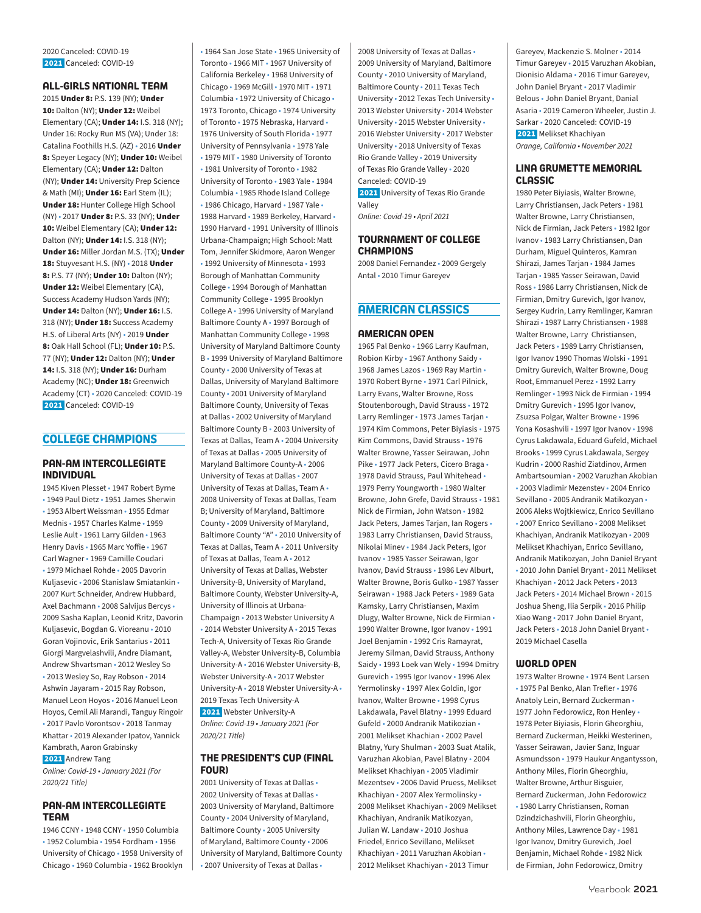2020 Canceled: COVID-19
**2021** Canceled: COVID-19

### ALL-GIRLS NATIONAL TEAM

2015 **Under 8:** P.S. 139 (NY); **Under 10:** Dalton (NY); **Under 12:** Weibel Elementary (CA); **Under 14:** I.S. 318 (NY); Under 16: Rocky Run MS (VA); Under 18: Catalina Foothills H.S. (AZ) • 2016 **Under 8:** Speyer Legacy (NY); **Under 10:** Weibel Elementary (CA); **Under 12:** Dalton (NY); **Under 14:** University Prep Science & Math (MI); **Under 16:** Earl Stem (IL); **Under 18:** Hunter College High School (NY) • 2017 **Under 8:** P.S. 33 (NY); **Under 10:** Weibel Elementary (CA); **Under 12:** Dalton (NY); **Under 14:** I.S. 318 (NY); **Under 16:** Miller Jordan M.S. (TX); **Under 18:** Stuyvesant H.S. (NY) • 2018 **Under 8:** P.S. 77 (NY); **Under 10:** Dalton (NY); **Under 12:** Weibel Elementary (CA), Success Academy Hudson Yards (NY); **Under 14:** Dalton (NY); **Under 16:** I.S. 318 (NY); **Under 18:** Success Academy H.S. of Liberal Arts (NY) • 2019 **Under 8:** Oak Hall School (FL); **Under 10:** P.S. 77 (NY); **Under 12:** Dalton (NY); **Under 14:** I.S. 318 (NY); **Under 16:** Durham Academy (NC); **Under 18:** Greenwich Academy (CT) • 2020 Canceled: COVID-19
**2021** Canceled: COVID-19

## COLLEGE CHAMPIONS

### PAN-AM INTERCOLLEGIATE INDIVIDUAL

1945 Kiven Plesset • 1947 Robert Byrne • 1949 Paul Dietz • 1951 James Sherwin • 1953 Albert Weissman • 1955 Edmar Mednis • 1957 Charles Kalme • 1959 Leslie Ault • 1961 Larry Gilden • 1963 Henry Davis • 1965 Marc Yoffie • 1967 Carl Wagner • 1969 Camille Coudari • 1979 Michael Rohde • 2005 Davorin Kuljasevic • 2006 Stanislaw Smiatankin • 2007 Kurt Schneider, Andrew Hubbard, Axel Bachmann • 2008 Salvijus Bercys • 2009 Sasha Kaplan, Leonid Kritz, Davorin Kuljasevic, Bogdan G. Vioreanu • 2010 Goran Vojinovic, Erik Santarius • 2011 Giorgi Margvelashvili, Andre Diamant, Andrew Shvartsman • 2012 Wesley So • 2013 Wesley So, Ray Robson • 2014 Ashwin Jayaram • 2015 Ray Robson, Manuel Leon Hoyos • 2016 Manuel Leon Hoyos, Cemil Ali Marandi, Tanguy Ringoir • 2017 Pavlo Vorontsov • 2018 Tanmay Khattar • 2019 Alexander Ipatov, Yannick Kambrath, Aaron Grabinsky
**2021** Andrew Tang
*Online: Covid-19 • January 2021 (For 2020/21 Title)*

### PAN-AM INTERCOLLEGIATE TEAM

1946 CCNY • 1948 CCNY • 1950 Columbia • 1952 Columbia • 1954 Fordham • 1956 University of Chicago • 1958 University of Chicago • 1960 Columbia • 1962 Brooklyn • 1964 San Jose State • 1965 University of Toronto • 1966 MIT • 1967 University of California Berkeley • 1968 University of Chicago • 1969 McGill • 1970 MIT • 1971 Columbia • 1972 University of Chicago • 1973 Toronto, Chicago • 1974 University of Toronto • 1975 Nebraska, Harvard • 1976 University of South Florida • 1977 University of Pennsylvania • 1978 Yale • 1979 MIT • 1980 University of Toronto • 1981 University of Toronto • 1982 University of Toronto • 1983 Yale • 1984 Columbia • 1985 Rhode Island College • 1986 Chicago, Harvard • 1987 Yale • 1988 Harvard • 1989 Berkeley, Harvard • 1990 Harvard • 1991 University of Illinois Urbana-Champaign; High School: Matt Tom, Jennifer Skidmore, Aaron Wenger • 1992 University of Minnesota • 1993 Borough of Manhattan Community College • 1994 Borough of Manhattan Community College • 1995 Brooklyn College A • 1996 University of Maryland Baltimore County A • 1997 Borough of Manhattan Community College • 1998 University of Maryland Baltimore County B • 1999 University of Maryland Baltimore County • 2000 University of Texas at Dallas, University of Maryland Baltimore County • 2001 University of Maryland Baltimore County, University of Texas at Dallas • 2002 University of Maryland Baltimore County B • 2003 University of Texas at Dallas, Team A • 2004 University of Texas at Dallas • 2005 University of Maryland Baltimore County-A • 2006 University of Texas at Dallas • 2007 University of Texas at Dallas, Team A • 2008 University of Texas at Dallas, Team B; University of Maryland, Baltimore County • 2009 University of Maryland, Baltimore County "A" • 2010 University of Texas at Dallas, Team A • 2011 University of Texas at Dallas, Team A • 2012 University of Texas at Dallas, Webster University-B, University of Maryland, Baltimore County, Webster University-A, University of Illinois at Urbana-Champaign • 2013 Webster University A • 2014 Webster University A • 2015 Texas Tech-A, University of Texas Rio Grande Valley-A, Webster University-B, Columbia University-A • 2016 Webster University-B, Webster University-A • 2017 Webster University-A • 2018 Webster University-A • 2019 Texas Tech University-A
**2021** Webster University-A
*Online: Covid-19 • January 2021 (For 2020/21 Title)*

### THE PRESIDENT'S CUP (FINAL FOUR)

2001 University of Texas at Dallas • 2002 University of Texas at Dallas • 2003 University of Maryland, Baltimore County • 2004 University of Maryland, Baltimore County • 2005 University of Maryland, Baltimore County • 2006 University of Maryland, Baltimore County • 2007 University of Texas at Dallas • 2008 University of Texas at Dallas • 2009 University of Maryland, Baltimore County • 2010 University of Maryland, Baltimore County • 2011 Texas Tech University • 2012 Texas Tech University • 2013 Webster University • 2014 Webster University • 2015 Webster University • 2016 Webster University • 2017 Webster University • 2018 University of Texas Rio Grande Valley • 2019 University of Texas Rio Grande Valley • 2020 Canceled: COVID-19
**2021** University of Texas Rio Grande Valley
*Online: Covid-19 • April 2021*

### TOURNAMENT OF COLLEGE CHAMPIONS

2008 Daniel Fernandez • 2009 Gergely Antal • 2010 Timur Gareyev

## AMERICAN CLASSICS

### AMERICAN OPEN

1965 Pal Benko • 1966 Larry Kaufman, Robion Kirby • 1967 Anthony Saidy • 1968 James Lazos • 1969 Ray Martin • 1970 Robert Byrne • 1971 Carl Pilnick, Larry Evans, Walter Browne, Ross Stoutenborough, David Strauss • 1972 Larry Remlinger • 1973 James Tarjan • 1974 Kim Commons, Peter Biyiasis • 1975 Kim Commons, David Strauss • 1976 Walter Browne, Yasser Seirawan, John Pike • 1977 Jack Peters, Cicero Braga • 1978 David Strauss, Paul Whitehead • 1979 Perry Youngworth • 1980 Walter Browne, John Grefe, David Strauss • 1981 Nick de Firmian, John Watson • 1982 Jack Peters, James Tarjan, Ian Rogers • 1983 Larry Christiansen, David Strauss, Nikolai Minev • 1984 Jack Peters, Igor Ivanov • 1985 Yasser Seirawan, Igor Ivanov, David Strauss • 1986 Lev Alburt, Walter Browne, Boris Gulko • 1987 Yasser Seirawan • 1988 Jack Peters • 1989 Gata Kamsky, Larry Christiansen, Maxim Dlugy, Walter Browne, Nick de Firmian • 1990 Walter Browne, Igor Ivanov • 1991 Joel Benjamin • 1992 Cris Ramayrat, Jeremy Silman, David Strauss, Anthony Saidy • 1993 Loek van Wely • 1994 Dmitry Gurevich • 1995 Igor Ivanov • 1996 Alex Yermolinsky • 1997 Alex Goldin, Igor Ivanov, Walter Browne • 1998 Cyrus Lakdawala, Pavel Blatny • 1999 Eduard Gufeld • 2000 Andranik Matikozian • 2001 Melikset Khachian • 2002 Pavel Blatny, Yury Shulman • 2003 Suat Atalik, Varuzhan Akobian, Pavel Blatny • 2004 Melikset Khachiyan • 2005 Vladimir Mezentsev • 2006 David Pruess, Melikset Khachiyan • 2007 Alex Yermolinsky • 2008 Melikset Khachiyan • 2009 Melikset Khachiyan, Andranik Matikozyan, Julian W. Landaw • 2010 Joshua Friedel, Enrico Sevillano, Melikset Khachiyan • 2011 Varuzhan Akobian • 2012 Melikset Khachiyan • 2013 Timur Gareyev, Mackenzie S. Molner • 2014 Timur Gareyev • 2015 Varuzhan Akobian, Dionisio Aldama • 2016 Timur Gareyev, John Daniel Bryant • 2017 Vladimir Belous • John Daniel Bryant, Danial Asaria • 2019 Cameron Wheeler, Justin J. Sarkar • 2020 Canceled: COVID-19
**2021** Melikset Khachiyan
*Orange, California • November 2021*

### LINA GRUMETTE MEMORIAL CLASSIC

1980 Peter Biyiasis, Walter Browne, Larry Christiansen, Jack Peters • 1981 Walter Browne, Larry Christiansen, Nick de Firmian, Jack Peters • 1982 Igor Ivanov • 1983 Larry Christiansen, Dan Durham, Miguel Quinteros, Kamran Shirazi, James Tarjan • 1984 James Tarjan • 1985 Yasser Seirawan, David Ross • 1986 Larry Christiansen, Nick de Firmian, Dmitry Gurevich, Igor Ivanov, Sergey Kudrin, Larry Remlinger, Kamran Shirazi • 1987 Larry Christiansen • 1988 Walter Browne, Larry Christiansen, Jack Peters • 1989 Larry Christiansen, Igor Ivanov 1990 Thomas Wolski • 1991 Dmitry Gurevich, Walter Browne, Doug Root, Emmanuel Perez • 1992 Larry Remlinger • 1993 Nick de Firmian • 1994 Dmitry Gurevich • 1995 Igor Ivanov, Zsuzsa Polgar, Walter Browne • 1996 Yona Kosashvili • 1997 Igor Ivanov • 1998 Cyrus Lakdawala, Eduard Gufeld, Michael Brooks • 1999 Cyrus Lakdawala, Sergey Kudrin • 2000 Rashid Ziatdinov, Armen Ambartsoumian • 2002 Varuzhan Akobian • 2003 Vladimir Mezentsev • 2004 Enrico Sevillano • 2005 Andranik Matikozyan • 2006 Aleks Wojtkiewicz, Enrico Sevillano • 2007 Enrico Sevillano • 2008 Melikset Khachiyan, Andranik Matikozyan • 2009 Melikset Khachiyan, Enrico Sevillano, Andranik Matikozyan, John Daniel Bryant • 2010 John Daniel Bryant • 2011 Melikset Khachiyan • 2012 Jack Peters • 2013 Jack Peters • 2014 Michael Brown • 2015 Joshua Sheng, Ilia Serpik • 2016 Philip Xiao Wang • 2017 John Daniel Bryant, Jack Peters • 2018 John Daniel Bryant • 2019 Michael Casella

### WORLD OPEN

1973 Walter Browne • 1974 Bent Larsen • 1975 Pal Benko, Alan Trefler • 1976 Anatoly Lein, Bernard Zuckerman • 1977 John Fedorowicz, Ron Henley • 1978 Peter Biyiasis, Florin Gheorghiu, Bernard Zuckerman, Heikki Westerinen, Yasser Seirawan, Javier Sanz, Inguar Asmundsson • 1979 Haukur Angantysson, Anthony Miles, Florin Gheorghiu, Walter Browne, Arthur Bisguier, Bernard Zuckerman, John Fedorowicz • 1980 Larry Christiansen, Roman Dzindzichashvili, Florin Gheorghiu, Anthony Miles, Lawrence Day • 1981 Igor Ivanov, Dmitry Gurevich, Joel Benjamin, Michael Rohde • 1982 Nick de Firmian, John Fedorowicz, Dmitry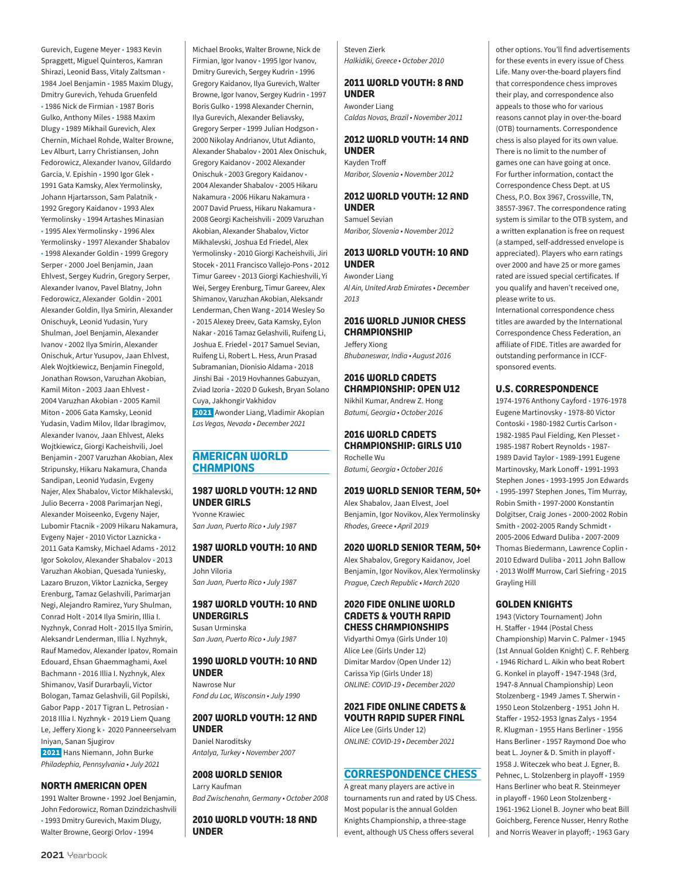Gurevich, Eugene Meyer • 1983 Kevin Spraggett, Miguel Quinteros, Kamran Shirazi, Leonid Bass, Vitaly Zaltsman • 1984 Joel Benjamin • 1985 Maxim Dlugy, Dmitry Gurevich, Yehuda Gruenfeld • 1986 Nick de Firmian • 1987 Boris Gulko, Anthony Miles • 1988 Maxim Dlugy • 1989 Mikhail Gurevich, Alex Chernin, Michael Rohde, Walter Browne, Lev Alburt, Larry Christiansen, John Fedorowicz, Alexander Ivanov, Gildardo Garcia, V. Epishin • 1990 Igor Glek • 1991 Gata Kamsky, Alex Yermolinsky, Johann Hjartarsson, Sam Palatnik • 1992 Gregory Kaidanov • 1993 Alex Yermolinsky • 1994 Artashes Minasian • 1995 Alex Yermolinsky • 1996 Alex Yermolinsky • 1997 Alexander Shabalov • 1998 Alexander Goldin • 1999 Gregory Serper • 2000 Joel Benjamin, Jaan Ehlvest, Sergey Kudrin, Gregory Serper, Alexander Ivanov, Pavel Blatny, John Fedorowicz, Alexander Goldin • 2001 Alexander Goldin, Ilya Smirin, Alexander Onischuyk, Leonid Yudasin, Yury Shulman, Joel Benjamin, Alexander Ivanov • 2002 Ilya Smirin, Alexander Onischuk, Artur Yusupov, Jaan Ehlvest, Alek Wojtkiewicz, Benjamin Finegold, Jonathan Rowson, Varuzhan Akobian, Kamil Miton • 2003 Jaan Ehlvest • 2004 Varuzhan Akobian • 2005 Kamil Miton • 2006 Gata Kamsky, Leonid Yudasin, Vadim Milov, Ildar Ibragimov, Alexander Ivanov, Jaan Ehlvest, Aleks Wojtkiewicz, Giorgi Kacheishvili, Joel Benjamin • 2007 Varuzhan Akobian, Alex Stripunsky, Hikaru Nakamura, Chanda Sandipan, Leonid Yudasin, Evgeny Najer, Alex Shabalov, Victor Mikhalevski, Julio Becerra • 2008 Parimarjan Negi, Alexander Moiseenko, Evgeny Najer, Lubomir Ftacnik • 2009 Hikaru Nakamura, Evgeny Najer • 2010 Victor Laznicka • 2011 Gata Kamsky, Michael Adams • 2012 Igor Sokolov, Alexander Shabalov • 2013 Varuzhan Akobian, Quesada Yuniesky, Lazaro Bruzon, Viktor Laznicka, Sergey Erenburg, Tamaz Gelashvili, Parimarjan Negi, Alejandro Ramirez, Yury Shulman, Conrad Holt • 2014 Ilya Smirin, Illia I. Nyzhnyk, Conrad Holt • 2015 Ilya Smirin, Aleksandr Lenderman, Illia I. Nyzhnyk, Rauf Mamedov, Alexander Ipatov, Romain Edouard, Ehsan Ghaemmaghami, Axel Bachmann • 2016 Illia I. Nyzhnyk, Alex Shimanov, Vasif Durarbayli, Victor Bologan, Tamaz Gelashvili, Gil Popilski, Gabor Papp • 2017 Tigran L. Petrosian • 2018 Illia I. Nyzhnyk • 2019 Liem Quang Le, Jeffery Xiong k • 2020 Panneerselvam Iniyan, Sanan Sjugirov

**2021** Hans Niemann, John Burke
*Philadelphia, Pennsylvania • July 2021*

## NORTH AMERICAN OPEN

1991 Walter Browne • 1992 Joel Benjamin, John Fedorowicz, Roman Dzindzichashvili • 1993 Dmitry Gurevich, Maxim Dlugy, Walter Browne, Georgi Orlov • 1994 Michael Brooks, Walter Browne, Nick de Firmian, Igor Ivanov • 1995 Igor Ivanov, Dmitry Gurevich, Sergey Kudrin • 1996 Gregory Kaidanov, Ilya Gurevich, Walter Browne, Igor Ivanov, Sergey Kudrin • 1997 Boris Gulko • 1998 Alexander Chernin, Ilya Gurevich, Alexander Beliavsky, Gregory Serper • 1999 Julian Hodgson • 2000 Nikolay Andrianov, Utut Adianto, Alexander Shabalov • 2001 Alex Onischuk, Gregory Kaidanov • 2002 Alexander Onischuk • 2003 Gregory Kaidanov • 2004 Alexander Shabalov • 2005 Hikaru Nakamura • 2006 Hikaru Nakamura • 2007 David Pruess, Hikaru Nakamura • 2008 Georgi Kacheishvili • 2009 Varuzhan Akobian, Alexander Shabalov, Victor Mikhalevski, Joshua Ed Friedel, Alex Yermolinsky • 2010 Giorgi Kacheishvili, Jiri Stocek • 2011 Francisco Vallejo-Pons • 2012 Timur Gareev • 2013 Giorgi Kachieshvili, Yi Wei, Sergey Erenburg, Timur Gareev, Alex Shimanov, Varuzhan Akobian, Aleksandr Lenderman, Chen Wang • 2014 Wesley So • 2015 Alexey Dreev, Gata Kamsky, Eylon Nakar • 2016 Tamaz Gelashvili, Ruifeng Li, Joshua E. Friedel • 2017 Samuel Sevian, Ruifeng Li, Robert L. Hess, Arun Prasad Subramanian, Dionisio Aldama • 2018 Jinshi Bai • 2019 Hovhannes Gabuzyan, Zviad Izoria • 2020 D Gukesh, Bryan Solano Cuya, Jakhongir Vakhidov

**2021** Awonder Liang, Vladimir Akopian
*Las Vegas, Nevada • December 2021*

## AMERICAN WORLD CHAMPIONS

### 1987 WORLD YOUTH: 12 AND UNDER GIRLS
Yvonne Krawiec
*San Juan, Puerto Rico • July 1987*

### 1987 WORLD YOUTH: 10 AND UNDER
John Viloria
*San Juan, Puerto Rico • July 1987*

### 1987 WORLD YOUTH: 10 AND UNDERGIRLS
Susan Urminska
*San Juan, Puerto Rico • July 1987*

### 1990 WORLD YOUTH: 10 AND UNDER
Nawrose Nur
*Fond du Lac, Wisconsin • July 1990*

### 2007 WORLD YOUTH: 12 AND UNDER
Daniel Naroditsky
*Antalya, Turkey • November 2007*

### 2008 WORLD SENIOR
Larry Kaufman
*Bad Zwischenahn, Germany • October 2008*

### 2010 WORLD YOUTH: 18 AND UNDER
Steven Zierk
*Halkidiki, Greece • October 2010*

### 2011 WORLD YOUTH: 8 AND UNDER
Awonder Liang
*Caldas Novas, Brazil • November 2011*

### 2012 WORLD YOUTH: 14 AND UNDER
Kayden Troff
*Maribor, Slovenia • November 2012*

### 2012 WORLD YOUTH: 12 AND UNDER
Samuel Sevian
*Maribor, Slovenia • November 2012*

### 2013 WORLD YOUTH: 10 AND UNDER
Awonder Liang
*Al Ain, United Arab Emirates • December 2013*

### 2016 WORLD JUNIOR CHESS CHAMPIONSHIP
Jeffery Xiong
*Bhubaneswar, India • August 2016*

### 2016 WORLD CADETS CHAMPIONSHIP: OPEN U12
Nikhil Kumar, Andrew Z. Hong
*Batumi, Georgia • October 2016*

### 2016 WORLD CADETS CHAMPIONSHIP: GIRLS U10
Rochelle Wu
*Batumi, Georgia • October 2016*

### 2019 WORLD SENIOR TEAM, 50+
Alex Shabalov, Jaan Elvest, Joel Benjamin, Igor Novikov, Alex Yermolinsky
*Rhodes, Greece • April 2019*

### 2020 WORLD SENIOR TEAM, 50+
Alex Shabalov, Gregory Kaidanov, Joel Benjamin, Igor Novikov, Alex Yermolinsky
*Prague, Czech Republic • March 2020*

### 2020 FIDE ONLINE WORLD CADETS & YOUTH RAPID CHESS CHAMPIONSHIPS
Vidyarthi Omya (Girls Under 10)
Alice Lee (Girls Under 12)
Dimitar Mardov (Open Under 12)
Carissa Yip (Girls Under 18)
*ONLINE: COVID-19 • December 2020*

### 2021 FIDE ONLINE CADETS & YOUTH RAPID SUPER FINAL
Alice Lee (Girls Under 12)
*ONLINE: COVID-19 • December 2021*

## CORRESPONDENCE CHESS

A great many players are active in tournaments run and rated by US Chess. Most popular is the annual Golden Knights Championship, a three-stage event, although US Chess offers several other options. You'll find advertisements for these events in every issue of Chess Life. Many over-the-board players find that correspondence chess improves their play, and correspondence also appeals to those who for various reasons cannot play in over-the-board (OTB) tournaments. Correspondence chess is also played for its own value. There is no limit to the number of games one can have going at once. For further information, contact the Correspondence Chess Dept. at US Chess, P.O. Box 3967, Crossville, TN, 38557-3967. The correspondence rating system is similar to the OTB system, and a written explanation is free on request (a stamped, self-addressed envelope is appreciated). Players who earn ratings over 2000 and have 25 or more games rated are issued special certificates. If you qualify and haven't received one, please write to us.

International correspondence chess titles are awarded by the International Correspondence Chess Federation, an affiliate of FIDE. Titles are awarded for outstanding performance in ICCF-sponsored events.

## U.S. CORRESPONDENCE

1974-1976 Anthony Cayford • 1976-1978 Eugene Martinovsky • 1978-80 Victor Contoski • 1980-1982 Curtis Carlson • 1982-1985 Paul Fielding, Ken Plesset • 1985-1987 Robert Reynolds • 1987-1989 David Taylor • 1989-1991 Eugene Martinovsky, Mark Lonoff • 1991-1993 Stephen Jones • 1993-1995 Jon Edwards • 1995-1997 Stephen Jones, Tim Murray, Robin Smith • 1997-2000 Konstantin Dolgitser, Craig Jones • 2000-2002 Robin Smith • 2002-2005 Randy Schmidt • 2005-2006 Edward Duliba • 2007-2009 Thomas Biedermann, Lawrence Coplin • 2010 Edward Duliba • 2011 John Ballow • 2013 Wolff Murrow, Carl Siefring • 2015 Grayling Hill

## GOLDEN KNIGHTS

1943 (Victory Tournament) John H. Staffer • 1944 (Postal Chess Championship) Marvin C. Palmer • 1945 (1st Annual Golden Knight) C. F. Rehberg • 1946 Richard L. Aikin who beat Robert G. Konkel in playoff • 1947-1948 (3rd, 1947-8 Annual Championship) Leon Stolzenberg • 1949 James T. Sherwin • 1950 Leon Stolzenberg • 1951 John H. Staffer • 1952-1953 Ignas Zalys • 1954 R. Klugman • 1955 Hans Berliner • 1956 Hans Berliner • 1957 Raymond Doe who beat L. Joyner & D. Smith in playoff • 1958 J. Witeczek who beat J. Egner, B. Pehnec, L. Stolzenberg in playoff • 1959 Hans Berliner who beat R. Steinmeyer in playoff • 1960 Leon Stolzenberg • 1961-1962 Lionel B. Joyner who beat Bill Goichberg, Ference Nusser, Henry Rothe and Norris Weaver in playoff; • 1963 Gary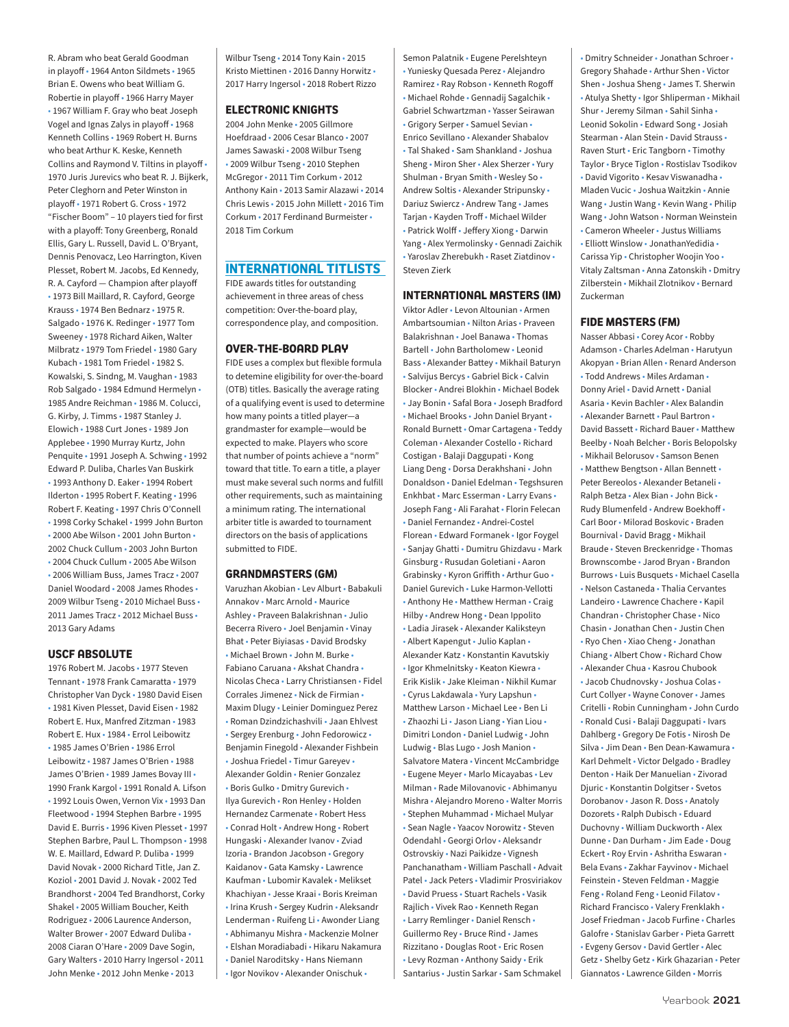R. Abram who beat Gerald Goodman in playoff • 1964 Anton Sildmets • 1965 Brian E. Owens who beat William G. Robertie in playoff • 1966 Harry Mayer • 1967 William F. Gray who beat Joseph Vogel and Ignas Zalys in playoff • 1968 Kenneth Collins • 1969 Robert H. Burns who beat Arthur K. Keske, Kenneth Collins and Raymond V. Tiltins in playoff • 1970 Juris Jurevics who beat R. J. Bijkerk, Peter Cleghorn and Peter Winston in playoff • 1971 Robert G. Cross • 1972 "Fischer Boom" – 10 players tied for first with a playoff: Tony Greenberg, Ronald Ellis, Gary L. Russell, David L. O'Bryant, Dennis Penovacz, Leo Harrington, Kiven Plesset, Robert M. Jacobs, Ed Kennedy, R. A. Cayford — Champion after playoff • 1973 Bill Maillard, R. Cayford, George Krauss • 1974 Ben Bednarz • 1975 R. Salgado • 1976 K. Redinger • 1977 Tom Sweeney • 1978 Richard Aiken, Walter Milbratz • 1979 Tom Friedel • 1980 Gary Kubach • 1981 Tom Friedel • 1982 S. Kowalski, S. Sindng, M. Vaughan • 1983 Rob Salgado • 1984 Edmund Hermelyn • 1985 Andre Reichman • 1986 M. Colucci, G. Kirby, J. Timms • 1987 Stanley J. Elowich • 1988 Curt Jones • 1989 Jon Applebee • 1990 Murray Kurtz, John Penquite • 1991 Joseph A. Schwing • 1992 Edward P. Duliba, Charles Van Buskirk • 1993 Anthony D. Eaker • 1994 Robert Ilderton • 1995 Robert F. Keating • 1996 Robert F. Keating • 1997 Chris O'Connell • 1998 Corky Schakel • 1999 John Burton • 2000 Abe Wilson • 2001 John Burton • 2002 Chuck Cullum • 2003 John Burton • 2004 Chuck Cullum • 2005 Abe Wilson • 2006 William Buss, James Tracz • 2007 Daniel Woodard • 2008 James Rhodes • 2009 Wilbur Tseng • 2010 Michael Buss • 2011 James Tracz • 2012 Michael Buss • 2013 Gary Adams

### USCF ABSOLUTE

1976 Robert M. Jacobs • 1977 Steven Tennant • 1978 Frank Camaratta • 1979 Christopher Van Dyck • 1980 David Eisen • 1981 Kiven Plesset, David Eisen • 1982 Robert E. Hux, Manfred Zitzman • 1983 Robert E. Hux • 1984 • Errol Leibowitz • 1985 James O'Brien • 1986 Errol Leibowitz • 1987 James O'Brien • 1988 James O'Brien • 1989 James Bovay III • 1990 Frank Kargol • 1991 Ronald A. Lifson • 1992 Louis Owen, Vernon Vix • 1993 Dan Fleetwood • 1994 Stephen Barbre • 1995 David E. Burris • 1996 Kiven Plesset • 1997 Stephen Barbre, Paul L. Thompson • 1998 W. E. Maillard, Edward P. Duliba • 1999 David Novak • 2000 Richard Title, Jan Z. Koziol • 2001 David J. Novak • 2002 Ted Brandhorst • 2004 Ted Brandhorst, Corky Shakel • 2005 William Boucher, Keith Rodriguez • 2006 Laurence Anderson, Walter Brower • 2007 Edward Duliba • 2008 Ciaran O'Hare • 2009 Dave Sogin, Gary Walters • 2010 Harry Ingersol • 2011 John Menke • 2012 John Menke • 2013 Wilbur Tseng • 2014 Tony Kain • 2015 Kristo Miettinen • 2016 Danny Horwitz • 2017 Harry Ingersol • 2018 Robert Rizzo

### ELECTRONIC KNIGHTS

2004 John Menke • 2005 Gillmore Hoefdraad • 2006 Cesar Blanco • 2007 James Sawaski • 2008 Wilbur Tseng • 2009 Wilbur Tseng • 2010 Stephen McGregor • 2011 Tim Corkum • 2012 Anthony Kain • 2013 Samir Alazawi • 2014 Chris Lewis • 2015 John Millett • 2016 Tim Corkum • 2017 Ferdinand Burmeister • 2018 Tim Corkum

## INTERNATIONAL TITLISTS

FIDE awards titles for outstanding achievement in three areas of chess competition: Over-the-board play, correspondence play, and composition.

### OVER-THE-BOARD PLAY

FIDE uses a complex but flexible formula to detemine eligibility for over-the-board (OTB) titles. Basically the average rating of a qualifying event is used to determine how many points a titled player—a grandmaster for example—would be expected to make. Players who score that number of points achieve a "norm" toward that title. To earn a title, a player must make several such norms and fulfill other requirements, such as maintaining a minimum rating. The international arbiter title is awarded to tournament directors on the basis of applications submitted to FIDE.

### GRANDMASTERS (GM)

Varuzhan Akobian • Lev Alburt • Babakuli Annakov • Marc Arnold • Maurice Ashley • Praveen Balakrishnan • Julio Becerra Rivero • Joel Benjamin • Vinay Bhat • Peter Biyiasas • David Brodsky • Michael Brown • John M. Burke • Fabiano Caruana • Akshat Chandra • Nicolas Checa • Larry Christiansen • Fidel Corrales Jimenez • Nick de Firmian • Maxim Dlugy • Leinier Dominguez Perez • Roman Dzindzichashvili • Jaan Ehlvest • Sergey Erenburg • John Fedorowicz • Benjamin Finegold • Alexander Fishbein • Joshua Friedel • Timur Gareyev • Alexander Goldin • Renier Gonzalez • Boris Gulko • Dmitry Gurevich • Ilya Gurevich • Ron Henley • Holden Hernandez Carmenate • Robert Hess • Conrad Holt • Andrew Hong • Robert Hungaski • Alexander Ivanov • Zviad Izoria • Brandon Jacobson • Gregory Kaidanov • Gata Kamsky • Lawrence Kaufman • Lubomir Kavalek • Melikset Khachiyan • Jesse Kraai • Boris Kreiman • Irina Krush • Sergey Kudrin • Aleksandr Lenderman • Ruifeng Li • Awonder Liang • Abhimanyu Mishra • Mackenzie Molner • Elshan Moradiabadi • Hikaru Nakamura • Daniel Naroditsky • Hans Niemann • Igor Novikov • Alexander Onischuk • Semon Palatnik • Eugene Perelshteyn • Yuniesky Quesada Perez • Alejandro Ramirez • Ray Robson • Kenneth Rogoff • Michael Rohde • Gennadij Sagalchik • Gabriel Schwartzman • Yasser Seirawan • Grigory Serper • Samuel Sevian • Enrico Sevillano • Alexander Shabalov • Tal Shaked • Sam Shankland • Joshua Sheng • Miron Sher • Alex Sherzer • Yury Shulman • Bryan Smith • Wesley So • Andrew Soltis • Alexander Stripunsky • Dariuz Swiercz • Andrew Tang • James Tarjan • Kayden Troff • Michael Wilder • Patrick Wolff • Jeffery Xiong • Darwin Yang • Alex Yermolinsky • Gennadi Zaichik • Yaroslav Zherebukh • Raset Ziatdinov • Steven Zierk

### INTERNATIONAL MASTERS (IM)

Viktor Adler • Levon Altounian • Armen Ambartsoumian • Nilton Arias • Praveen Balakrishnan • Joel Banawa • Thomas Bartell • John Bartholomew • Leonid Bass • Alexander Battey • Mikhail Baturyn • Salvijus Bercys • Gabriel Bick • Calvin Blocker • Andrei Blokhin • Michael Bodek • Jay Bonin • Safal Bora • Joseph Bradford • Michael Brooks • John Daniel Bryant • Ronald Burnett • Omar Cartagena • Teddy Coleman • Alexander Costello • Richard Costigan • Balaji Daggupati • Kong Liang Deng • Dorsa Derakhshani • John Donaldson • Daniel Edelman • Tegshsuren Enkhbat • Marc Esserman • Larry Evans • Joseph Fang • Ali Farahat • Florin Felecan • Daniel Fernandez • Andrew-Costel Florean • Edward Formanek • Igor Foygel • Sanjay Ghatti • Dumitru Ghizdavu • Mark Ginsburg • Rusudan Goletiani • Aaron Grabinsky • Kyron Griffith • Arthur Guo • Daniel Gurevich • Luke Harmon-Vellotti • Anthony He • Matthew Herman • Craig Hilby • Andrew Hong • Dean Ippolito • Ladia Jirasek • Alexander Kalikstyen • Albert Kapengut • Julio Kaplan • Alexander Katz • Konstantin Kavutskiy • Igor Khmelnitsky • Keaton Kiewra • Erik Kislik • Jake Kleiman • Nikhil Kumar • Cyrus Lakdawala • Yury Lapshun • Matthew Larson • Michael Lee • Ben Li • Zhaozhi Li • Jason Liang • Yian Liou • Dimitri London • Daniel Ludwig • John Ludwig • Blas Lugo • Josh Manion • Salvatore Matera • Vincent McCambridge • Eugene Meyer • Marlo Micayabas • Lev Milman • Rade Milovanovic • Abhimanyu Mishra • Alejandro Moreno • Walter Morris • Stephen Muhammad • Michael Mulyar • Sean Nagle • Yaacov Norowitz • Steven Odendahl • Georgi Orlov • Aleksandr Ostrovskiy • Nazi Paikidze • Vignesh Panchanatham • William Paschall • Advait Patel • Jack Peters • Vladimir Prosviriakov • David Pruess • Stuart Rachels • Vasik Rajlich • Vivek Rao • Kenneth Regan • Larry Remlinger • Daniel Rensch • Guillermo Rey • Bruce Rind • James Rizzitano • Douglas Root • Eric Rosen • Levy Rozman • Anthony Saidy • Erik Santarius • Justin Sarkar • Sam Schmakel • Dmitry Schneider • Jonathan Schroer • Gregory Shahade • Arthur Shen • Victor Shen • Joshua Sheng • James T. Sherwin • Atulya Shetty • Igor Shliperman • Mikhail Shur • Jeremy Silman • Sahil Sinha • Leonid Sokolin • Edward Song • Josiah Stearman • Alan Stein • David Strauss • Raven Sturt • Eric Tangborn • Timothy Taylor • Bryce Tiglon • Rostislav Tsodikov • David Vigorito • Kesav Viswanadha • Mladen Vucic • Joshua Waitzkin • Annie Wang • Justin Wang • Kevin Wang • Philip Wang • John Watson • Norman Weinstein • Cameron Wheeler • Justus Williams • Elliott Winslow • JonathanYedidia • Carissa Yip • Christopher Woojin Yoo • Vitaly Zaltsman • Anna Zatonskih • Dmitry Zilberstein • Mikhail Zlotnikov • Bernard Zuckerman

### FIDE MASTERS (FM)

Nasser Abbasi • Corey Acor • Robby Adamson • Charles Adelman • Harutyun Akopyan • Brian Allen • Renard Anderson • Todd Andrews • Miles Ardaman • Donny Ariel • David Arnett • Danial Asaria • Kevin Bachler • Alex Balandin • Alexander Barnett • Paul Bartron • David Bassett • Richard Bauer • Matthew Beelby • Noah Belcher • Boris Belopolsky • Mikhail Belorusov • Samson Benen • Matthew Bengtson • Allan Bennett • Peter Bereolos • Alexander Betaneli • Ralph Betza • Alex Bian • John Bick • Rudy Blumenfeld • Andrew Boekhoff • Carl Boor • Milorad Boskovic • Braden Bournival • David Bragg • Mikhail Braude • Steven Breckenridge • Thomas Brownscombe • Jarod Bryan • Brandon Burrows • Luis Busquets • Michael Casella • Nelson Castaneda • Thalia Cervantes Landeiro • Lawrence Chachere • Kapil Chandran • Christopher Chase • Nico Chasin • Jonathan Chen • Justin Chen • Ryo Chen • Xiao Cheng • Jonathan Chiang • Albert Chow • Richard Chow • Alexander Chua • Kasrou Chubook • Jacob Chudnovsky • Joshua Colas • Curt Collyer • Wayne Conover • James Critelli • Robin Cunningham • John Curdo • Ronald Cusi • Balaji Daggupati • Ivars Dahlberg • Gregory De Fotis • Nirosh De Silva • Jim Dean • Ben Dean-Kawamura • Karl Dehmelt • Victor Delgado • Bradley Denton • Haik Der Manuelian • Zivorad Djuric • Konstantin Dolgitser • Svetos Dorobanov • Jason R. Doss • Anatoly Dozorets • Ralph Dubisch • Eduard Duchovny • William Duckworth • Alex Dunne • Dan Durham • Jim Eade • Doug Eckert • Roy Ervin • Ashritha Eswaran • Bela Evans • Zakhar Fayvinov • Michael Feinstein • Steven Feldman • Maggie Feng • Roland Feng • Leonid Filatov • Richard Francisco • Valery Frenklakh • Josef Friedman • Jacob Furfine • Charles Galofre • Stanislav Garber • Pieta Garrett • Evgeny Gersov • David Gertler • Alec Getz • Shelby Getz • Kirk Ghazarian • Peter Giannatos • Lawrence Gilden • Morris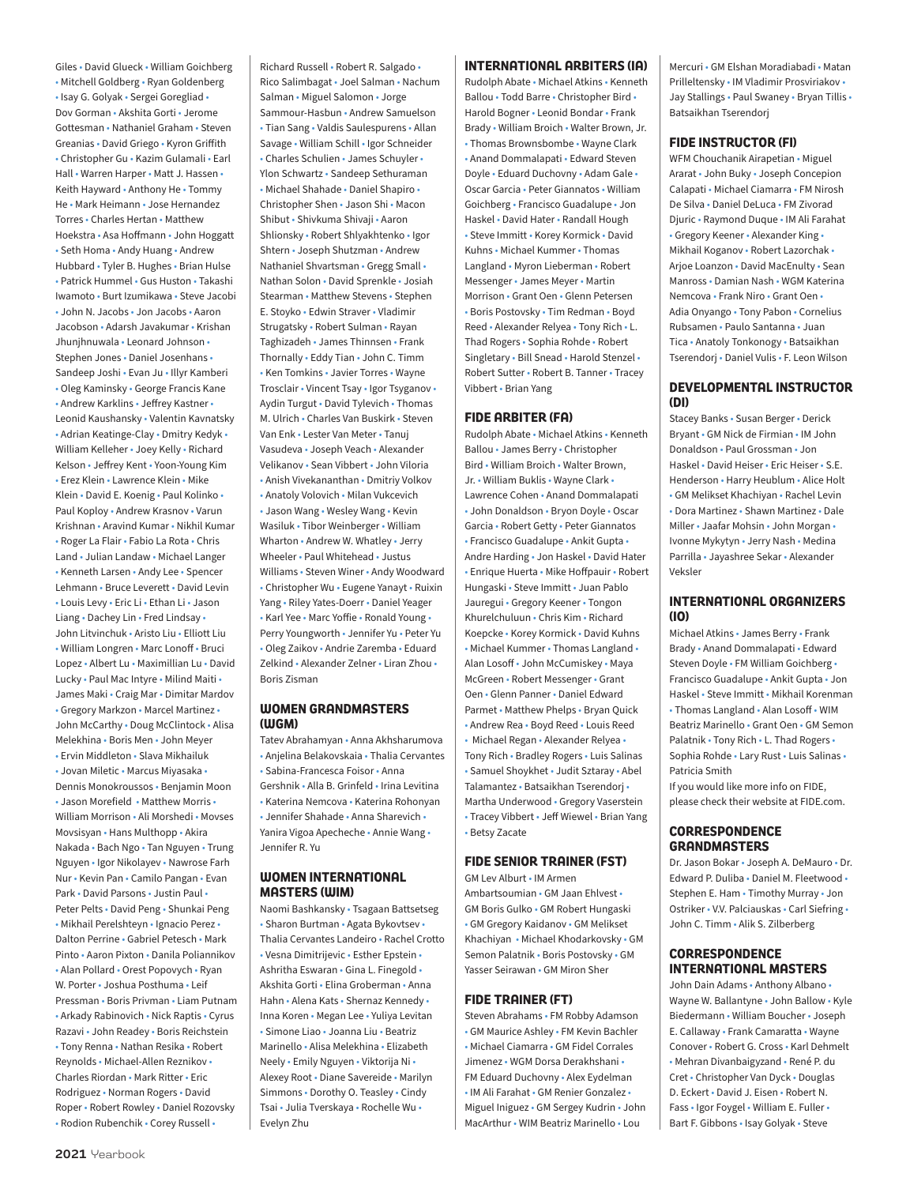Giles • David Glueck • William Goichberg • Mitchell Goldberg • Ryan Goldenberg • Isay G. Golyak • Sergei Goregliad • Dov Gorman • Akshita Gorti • Jerome Gottesman • Nathaniel Graham • Steven Greanias • David Griego • Kyron Griffith • Christopher Gu • Kazim Gulamali • Earl Hall • Warren Harper • Matt J. Hassen • Keith Hayward • Anthony He • Tommy He • Mark Heimann • Jose Hernandez Torres • Charles Hertan • Matthew Hoekstra • Asa Hoffmann • John Hoggatt • Seth Homa • Andy Huang • Andrew Hubbard • Tyler B. Hughes • Brian Hulse • Patrick Hummel • Gus Huston • Takashi Iwamoto • Burt Izumikawa • Steve Jacobi • John N. Jacobs • Jon Jacobs • Aaron Jacobson • Adarsh Javakumar • Krishan Jhunjhnuwala • Leonard Johnson • Stephen Jones • Daniel Josenhans • Sandeep Joshi • Evan Ju • Illyr Kamberi • Oleg Kaminsky • George Francis Kane • Andrew Karklins • Jeffrey Kastner • Leonid Kaushansky • Valentin Kavnatsky • Adrian Keatinge-Clay • Dmitry Kedyk • William Kelleher • Joey Kelly • Richard Kelson • Jeffrey Kent • Yoon-Young Kim • Erez Klein • Lawrence Klein • Mike Klein • David E. Koenig • Paul Kolinko • Paul Koploy • Andrew Krasnov • Varun Krishnan • Aravind Kumar • Nikhil Kumar • Roger La Flair • Fabio La Rota • Chris Land • Julian Landaw • Michael Langer • Kenneth Larsen • Andy Lee • Spencer Lehmann • Bruce Leverett • David Levin • Louis Levy • Eric Li • Ethan Li • Jason Liang • Dachey Lin • Fred Lindsay • John Litvinchuk • Aristo Liu • Elliott Liu • William Longren • Marc Lonoff • Bruci Lopez • Albert Lu • Maximillian Lu • David Lucky • Paul Mac Intyre • Milind Maiti • James Maki • Craig Mar • Dimitar Mardov • Gregory Markzon • Marcel Martinez • John McCarthy • Doug McClintock • Alisa Melekhina • Boris Men • John Meyer • Ervin Middleton • Slava Mikhailuk • Jovan Miletic • Marcus Miyasaka • Dennis Monokroussos • Benjamin Moon • Jason Morefield • Matthew Morris • William Morrison • Ali Morshedi • Movses Movsisyan • Hans Multhopp • Akira Nakada • Bach Ngo • Tan Nguyen • Trung Nguyen • Igor Nikolayev • Nawrose Farh Nur • Kevin Pan • Camilo Pangan • Evan Park • David Parsons • Justin Paul • Peter Pelts • David Peng • Shunkai Peng • Mikhail Perelshteyn • Ignacio Perez • Dalton Perrine • Gabriel Petesch • Mark Pinto • Aaron Pixton • Danila Poliannikov • Alan Pollard • Orest Popovych • Ryan W. Porter • Joshua Posthuma • Leif Pressman • Boris Privman • Liam Putnam • Arkady Rabinovich • Nick Raptis • Cyrus Razavi • John Readey • Boris Reichstein • Tony Renna • Nathan Resika • Robert Reynolds • Michael-Allen Reznikov • Charles Riordan • Mark Ritter • Eric Rodriguez • Norman Rogers • David Roper • Robert Rowley • Daniel Rozovsky • Rodion Rubenchik • Corey Russell • Richard Russell • Robert R. Salgado • Rico Salimbagat • Joel Salman • Nachum Salman • Miguel Salomon • Jorge Sammour-Hasbun • Andrew Samuelson • Tian Sang • Valdis Saulespurens • Allan Savage • William Schill • Igor Schneider • Charles Schulien • James Schuyler • Ylon Schwartz • Sandeep Sethuraman • Michael Shahade • Daniel Shapiro • Christopher Shen • Jason Shi • Macon Shibut • Shivkuma Shivaji • Aaron Shlionsky • Robert Shlyakhtenko • Igor Shtern • Joseph Shutzman • Andrew Nathaniel Shvartsman • Gregg Small • Nathan Solon • David Sprenkle • Josiah Stearman • Matthew Stevens • Stephen E. Stoyko • Edwin Straver • Vladimir Strugatsky • Robert Sulman • Rayan Taghizadeh • James Thinnsen • Frank Thornally • Eddy Tian • John C. Timm • Ken Tomkins • Javier Torres • Wayne Trosclair • Vincent Tsay • Igor Tsyganov • Aydin Turgut • David Tylevich • Thomas M. Ulrich • Charles Van Buskirk • Steven Van Enk • Lester Van Meter • Tanuj Vasudeva • Joseph Veach • Alexander Velikanov • Sean Vibbert • John Viloria • Anish Vivekananthan • Dmitriy Volkov • Anatoly Volovich • Milan Vukcevich • Jason Wang • Wesley Wang • Kevin Wasiluk • Tibor Weinberger • William Wharton • Andrew W. Whatley • Jerry Wheeler • Paul Whitehead • Justus Williams • Steven Winer • Andy Woodward • Christopher Wu • Eugene Yanayt • Ruixin Yang • Riley Yates-Doerr • Daniel Yeager • Karl Yee • Marc Yoffie • Ronald Young • Perry Youngworth • Jennifer Yu • Peter Yu • Oleg Zaikov • Andrie Zaremba • Eduard Zelkind • Alexander Zelner • Liran Zhou • Boris Zisman

## WOMEN GRANDMASTERS (WGM)

Tatev Abrahamyan • Anna Akhsharumova • Anjelina Belakovskaia • Thalia Cervantes • Sabina-Francesca Foisor • Anna Gershnik • Alla B. Grinfeld • Irina Levitina • Katerina Nemcova • Katerina Rohonyan • Jennifer Shahade • Anna Sharevich • Yanira Vigoa Apecheche • Annie Wang • Jennifer R. Yu

## WOMEN INTERNATIONAL MASTERS (WIM)

Naomi Bashkansky • Tsagaan Battsetseg • Sharon Burtman • Agata Bykovtsev • Thalia Cervantes Landeiro • Rachel Crotto • Vesna Dimitrijevic • Esther Epstein • Ashritha Eswaran • Gina L. Finegold • Akshita Gorti • Elina Groberman • Anna Hahn • Alena Kats • Shernaz Kennedy • Inna Koren • Megan Lee • Yuliya Levitan • Simone Liao • Joanna Liu • Beatriz Marinello • Alisa Melekhina • Elizabeth Neely • Emily Nguyen • Viktorija Ni • Alexey Root • Diane Savereide • Marilyn Simmons • Dorothy O. Teasley • Cindy Tsai • Julia Tverskaya • Rochelle Wu • Evelyn Zhu

## INTERNATIONAL ARBITERS (IA)

Rudolph Abate • Michael Atkins • Kenneth Ballou • Todd Barre • Christopher Bird • Harold Bogner • Leonid Bondar • Frank Brady • William Broich • Walter Brown, Jr. • Thomas Brownsbombe • Wayne Clark • Anand Dommalapati • Edward Steven Doyle • Eduard Duchovny • Adam Gale • Oscar Garcia • Peter Giannatos • William Goichberg • Francisco Guadalupe • Jon Haskel • David Hater • Randall Hough • Steve Immitt • Korey Kormick • David Kuhns • Michael Kummer • Thomas Langland • Myron Lieberman • Robert Messenger • James Meyer • Martin Morrison • Grant Oen • Glenn Petersen • Boris Postovsky • Tim Redman • Boyd Reed • Alexander Relyea • Tony Rich • L. Thad Rogers • Sophia Rohde • Robert Singletary • Bill Snead • Harold Stenzel • Robert Sutter • Robert B. Tanner • Tracey Vibbert • Brian Yang

## FIDE ARBITER (FA)

Rudolph Abate • Michael Atkins • Kenneth Ballou • James Berry • Christopher Bird • William Broich • Walter Brown, Jr. • William Buklis • Wayne Clark • Lawrence Cohen • Anand Dommalapati • John Donaldson • Bryon Doyle • Oscar Garcia • Robert Getty • Peter Giannatos • Francisco Guadalupe • Ankit Gupta • Andre Harding • Jon Haskel • David Hater • Enrique Huerta • Mike Hoffpauir • Robert Hungaski • Steve Immitt • Juan Pablo Jauregui • Gregory Keener • Tongon Khurelchuluun • Chris Kim • Richard Koepcke • Korey Kormick • David Kuhns • Michael Kummer • Thomas Langland • Alan Losoff • John McCumiskey • Maya McGreen • Robert Messenger • Grant Oen • Glenn Panner • Daniel Edward Parmet • Matthew Phelps • Bryan Quick • Andrew Rea • Boyd Reed • Louis Reed • Michael Regan • Alexander Relyea • Tony Rich • Bradley Rogers • Luis Salinas • Samuel Shoykhet • Judit Sztaray • Abel Talamantez • Batsaikhan Tserendorj • Martha Underwood • Gregory Vaserstein • Tracey Vibbert • Jeff Wiewel • Brian Yang • Betsy Zacate

## FIDE SENIOR TRAINER (FST)

GM Lev Alburt • IM Armen Ambartsoumian • GM Jaan Ehlvest • GM Boris Gulko • GM Robert Hungaski • GM Gregory Kaidanov • GM Melikset Khachiyan • Michael Khodarkovsky • GM Semon Palatnik • Boris Postovsky • GM Yasser Seirawan • GM Miron Sher

## FIDE TRAINER (FT)

Steven Abrahams • FM Robby Adamson • GM Maurice Ashley • FM Kevin Bachler • Michael Ciamarra • GM Fidel Corrales Jimenez • WGM Dorsa Derakhshani • FM Eduard Duchovny • Alex Eydelman • IM Ali Farahat • GM Renier Gonzalez • Miguel Iniguez • GM Sergey Kudrin • John MacArthur • WIM Beatriz Marinello • Lou Mercuri • GM Elshan Moradiabadi • Matan Prilleltensky • IM Vladimir Prosviriakov • Jay Stallings • Paul Swaney • Bryan Tillis • Batsaikhan Tserendorj

## FIDE INSTRUCTOR (FI)

WFM Chouchanik Airapetian • Miguel Ararat • John Buky • Joseph Concepion Calapati • Michael Ciamarra • FM Nirosh De Silva • Daniel DeLuca • FM Zivorad Djuric • Raymond Duque • IM Ali Farahat • Gregory Keener • Alexander King • Mikhail Koganov • Robert Lazorchak • Arjoe Loanzon • David MacEnulty • Sean Manross • Damian Nash • WGM Katerina Nemcova • Frank Niro • Grant Oen • Adia Onyango • Tony Pabon • Cornelius Rubsamen • Paulo Santanna • Juan Tica • Anatoly Tonkonogy • Batsaikhan Tserendorj • Daniel Vulis • F. Leon Wilson

## DEVELOPMENTAL INSTRUCTOR (DI)

Stacey Banks • Susan Berger • Derick Bryant • GM Nick de Firmian • IM John Donaldson • Paul Grossman • Jon Haskel • David Heiser • Eric Heiser • S.E. Henderson • Harry Heublum • Alice Holt • GM Melikset Khachiyan • Rachel Levin • Dora Martinez • Shawn Martinez • Dale Miller • Jaafar Mohsin • John Morgan • Ivonne Mykytyn • Jerry Nash • Medina Parrilla • Jayashree Sekar • Alexander Veksler

## INTERNATIONAL ORGANIZERS (IO)

Michael Atkins • James Berry • Frank Brady • Anand Dommalapati • Edward Steven Doyle • FM William Goichberg • Francisco Guadalupe • Ankit Gupta • Jon Haskel • Steve Immitt • Mikhail Korenman • Thomas Langland • Alan Losoff • WIM Beatriz Marinello • Grant Oen • GM Semon Palatnik • Tony Rich • L. Thad Rogers • Sophia Rohde • Lary Rust • Luis Salinas • Patricia Smith

If you would like more info on FIDE, please check their website at FIDE.com.

## CORRESPONDENCE GRANDMASTERS

Dr. Jason Bokar • Joseph A. DeMauro • Dr. Edward P. Duliba • Daniel M. Fleetwood • Stephen E. Ham • Timothy Murray • Jon Ostriker • V.V. Palciauskas • Carl Siefring • John C. Timm • Alik S. Zilberberg

## CORRESPONDENCE INTERNATIONAL MASTERS

John Dain Adams • Anthony Albano • Wayne W. Ballantyne • John Ballow • Kyle Biedermann • William Boucher • Joseph E. Callaway • Frank Camaratta • Wayne Conover • Robert G. Cross • Karl Dehmelt • Mehran Divanbaigyzand • René P. du Cret • Christopher Van Dyck • Douglas D. Eckert • David J. Eisen • Robert N. Fass • Igor Foygel • William E. Fuller • Bart F. Gibbons • Isay Golyak • Steve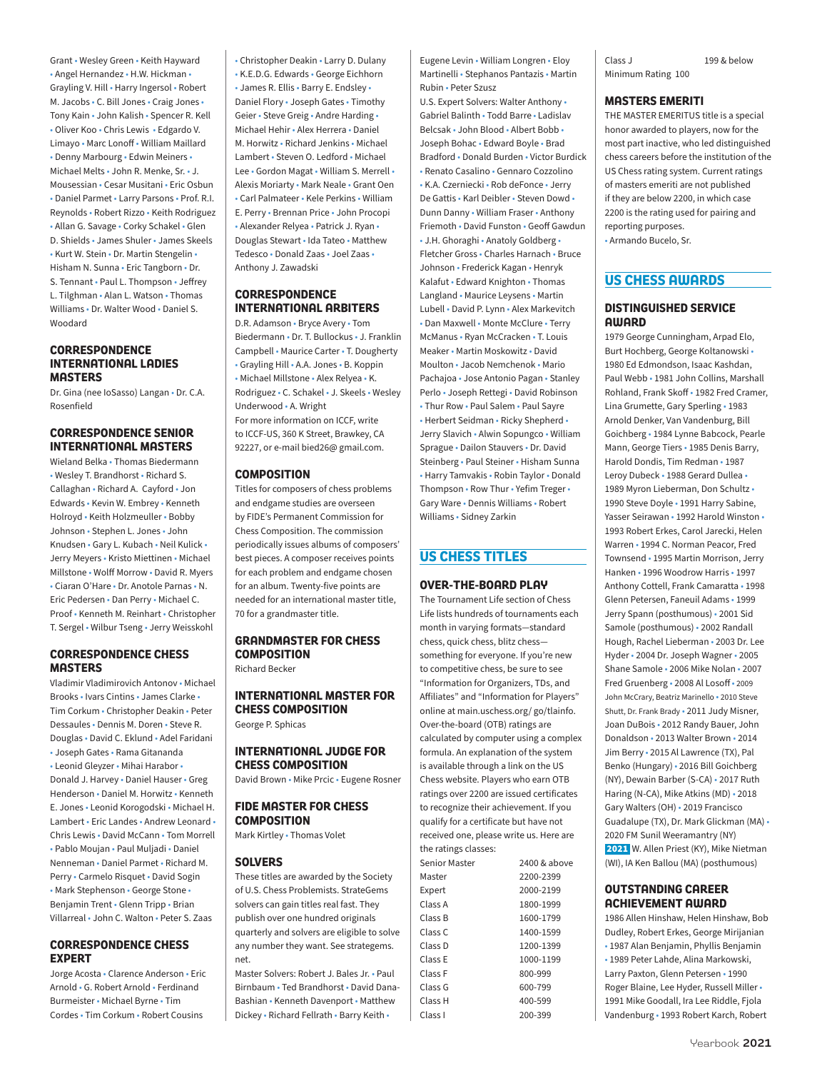Grant • Wesley Green • Keith Hayward • Angel Hernandez • H.W. Hickman • Grayling V. Hill • Harry Ingersol • Robert M. Jacobs • C. Bill Jones • Craig Jones • Tony Kain • John Kalish • Spencer R. Kell • Oliver Koo • Chris Lewis • Edgardo V. Limayo • Marc Lonoff • William Maillard • Denny Marbourg • Edwin Meiners • Michael Melts • John R. Menke, Sr. • J. Mousessian • Cesar Musitani • Eric Osbun • Daniel Parmet • Larry Parsons • Prof. R.I. Reynolds • Robert Rizzo • Keith Rodriguez • Allan G. Savage • Corky Schakel • Glen D. Shields • James Shuler • James Skeels • Kurt W. Stein • Dr. Martin Stengelin • Hisham N. Sunna • Eric Tangborn • Dr. S. Tennant • Paul L. Thompson • Jeffrey L. Tilghman • Alan L. Watson • Thomas Williams • Dr. Walter Wood • Daniel S. Woodard

### CORRESPONDENCE INTERNATIONAL LADIES MASTERS

Dr. Gina (nee IoSasso) Langan • Dr. C.A. Rosenfield

### CORRESPONDENCE SENIOR INTERNATIONAL MASTERS

Wieland Belka • Thomas Biedermann • Wesley T. Brandhorst • Richard S. Callaghan • Richard A. Cayford • Jon Edwards • Kevin W. Embrey • Kenneth Holroyd • Keith Holzmeuller • Bobby Johnson • Stephen L. Jones • John Knudsen • Gary L. Kubach • Neil Kulick • Jerry Meyers • Kristo Miettinen • Michael Millstone • Wolff Morrow • David R. Myers • Ciaran O'Hare • Dr. Anotole Parnas • N. Eric Pedersen • Dan Perry • Michael C. Proof • Kenneth M. Reinhart • Christopher T. Sergel • Wilbur Tseng • Jerry Weisskohl

### CORRESPONDENCE CHESS MASTERS

Vladimir Vladimirovich Antonov • Michael Brooks • Ivars Cintins • James Clarke • Tim Corkum • Christopher Deakin • Peter Dessaules • Dennis M. Doren • Steve R. Douglas • David C. Eklund • Adel Faridani • Joseph Gates • Rama Gitananda • Leonid Gleyzer • Mihai Harabor • Donald J. Harvey • Daniel Hauser • Greg Henderson • Daniel M. Horwitz • Kenneth E. Jones • Leonid Korogodski • Michael H. Lambert • Eric Landes • Andrew Leonard • Chris Lewis • David McCann • Tom Morrell • Pablo Moujan • Paul Muljadi • Daniel Nenneman • Daniel Parmet • Richard M. Perry • Carmelo Risquet • David Sogin • Mark Stephenson • George Stone • Benjamin Trent • Glenn Tripp • Brian Villarreal • John C. Walton • Peter S. Zaas

### CORRESPONDENCE CHESS EXPERT

Jorge Acosta • Clarence Anderson • Eric Arnold • G. Robert Arnold • Ferdinand Burmeister • Michael Byrne • Tim Cordes • Tim Corkum • Robert Cousins • Christopher Deakin • Larry D. Dulany • K.E.D.G. Edwards • George Eichhorn • James R. Ellis • Barry E. Endsley • Daniel Flory • Joseph Gates • Timothy Geier • Steve Greig • Andre Harding • Michael Hehir • Alex Herrera • Daniel M. Horwitz • Richard Jenkins • Michael Lambert • Steven O. Ledford • Michael Lee • Gordon Magat • William S. Merrell • Alexis Moriarty • Mark Neale • Grant Oen • Carl Palmateer • Kele Perkins • William E. Perry • Brennan Price • John Procopi • Alexander Relyea • Patrick J. Ryan • Douglas Stewart • Ida Tateo • Matthew Tedesco • Donald Zaas • Joel Zaas • Anthony J. Zawadski

### CORRESPONDENCE INTERNATIONAL ARBITERS

D.R. Adamson • Bryce Avery • Tom Biedermann • Dr. T. Bullockus • J. Franklin Campbell • Maurice Carter • T. Dougherty • Grayling Hill • A.A. Jones • B. Koppin • Michael Millstone • Alex Relyea • K. Rodriguez • C. Schakel • J. Skeels • Wesley Underwood • A. Wright

For more information on ICCF, write to ICCF-US, 360 K Street, Brawkey, CA 92227, or e-mail bied26@ gmail.com.

### COMPOSITION

Titles for composers of chess problems and endgame studies are overseen by FIDE's Permanent Commission for Chess Composition. The commission periodically issues albums of composers' best pieces. A composer receives points for each problem and endgame chosen for an album. Twenty-five points are needed for an international master title, 70 for a grandmaster title.

### GRANDMASTER FOR CHESS COMPOSITION

Richard Becker

### INTERNATIONAL MASTER FOR CHESS COMPOSITION

George P. Sphicas

### INTERNATIONAL JUDGE FOR CHESS COMPOSITION

David Brown • Mike Prcic • Eugene Rosner

### FIDE MASTER FOR CHESS COMPOSITION

Mark Kirtley • Thomas Volet

### SOLVERS

These titles are awarded by the Society of U.S. Chess Problemists. StrateGems solvers can gain titles real fast. They publish over one hundred originals quarterly and solvers are eligible to solve any number they want. See strategems.net.

Master Solvers: Robert J. Bales Jr. • Paul Birnbaum • Ted Brandhorst • David Dana-Bashian • Kenneth Davenport • Matthew Dickey • Richard Fellrath • Barry Keith • Eugene Levin • William Longren • Eloy Martinelli • Stephanos Pantazis • Martin Rubin • Peter Szusz

U.S. Expert Solvers: Walter Anthony • Gabriel Balinth • Todd Barre • Ladislav Belcsak • John Blood • Albert Bobb • Joseph Bohac • Edward Boyle • Brad Bradford • Donald Burden • Victor Burdick • Renato Casalino • Gennaro Cozzolino • K.A. Czerniecki • Rob deFonce • Jerry De Gattis • Karl Deibler • Steven Dowd • Dunn Danny • William Fraser • Anthony Friemoth • David Funston • Geoff Gawdun • J.H. Ghoraghi • Anatoly Goldberg • Fletcher Gross • Charles Harnach • Bruce Johnson • Frederick Kagan • Henryk Kalafut • Edward Knighton • Thomas Langland • Maurice Leysens • Martin Lubell • David P. Lynn • Alex Markevitch • Dan Maxwell • Monte McClure • Terry McManus • Ryan McCracken • T. Louis Meaker • Martin Moskowitz • David Moulton • Jacob Nemchenok • Mario Pachajoa • Jose Antonio Pagan • Stanley Perlo • Joseph Rettegi • David Robinson • Thur Row • Paul Salem • Paul Sayre • Herbert Seidman • Ricky Shepherd • Jerry Slavich • Alwin Sopungco • William Sprague • Dailon Stauvers • Dr. David Steinberg • Paul Steiner • Hisham Sunna • Harry Tamvakis • Robin Taylor • Donald Thompson • Row Thur • Yefim Treger • Gary Ware • Dennis Williams • Robert Williams • Sidney Zarkin

## US CHESS TITLES

### OVER-THE-BOARD PLAY

The Tournament Life section of Chess Life lists hundreds of tournaments each month in varying formats—standard chess, quick chess, blitz chess—something for everyone. If you're new to competitive chess, be sure to see "Information for Organizers, TDs, and Affiliates" and "Information for Players" online at main.uschess.org/ go/tlainfo. Over-the-board (OTB) ratings are calculated by computer using a complex formula. An explanation of the system is available through a link on the US Chess website. Players who earn OTB ratings over 2200 are issued certificates to recognize their achievement. If you qualify for a certificate but have not received one, please write us. Here are the ratings classes:

| Class | Rating |
|---|---|
| Senior Master | 2400 & above |
| Master | 2200-2399 |
| Expert | 2000-2199 |
| Class A | 1800-1999 |
| Class B | 1600-1799 |
| Class C | 1400-1599 |
| Class D | 1200-1399 |
| Class E | 1000-1199 |
| Class F | 800-999 |
| Class G | 600-799 |
| Class H | 400-599 |
| Class I | 200-399 |
| Class J | 199 & below |

Minimum Rating 100

### MASTERS EMERITI

THE MASTER EMERITUS title is a special honor awarded to players, now for the most part inactive, who led distinguished chess careers before the institution of the US Chess rating system. Current ratings of masters emeriti are not published if they are below 2200, in which case 2200 is the rating used for pairing and reporting purposes.

• Armando Bucelo, Sr.

## US CHESS AWARDS

### DISTINGUISHED SERVICE AWARD

1979 George Cunningham, Arpad Elo, Burt Hochberg, George Koltanowski • 1980 Ed Edmondson, Isaac Kashdan, Paul Webb • 1981 John Collins, Marshall Rohland, Frank Skoff • 1982 Fred Cramer, Lina Grumette, Gary Sperling • 1983 Arnold Denker, Van Vandenburg, Bill Goichberg • 1984 Lynne Babcock, Pearle Mann, George Tiers • 1985 Denis Barry, Harold Dondis, Tim Redman • 1987 Leroy Dubeck • 1988 Gerard Dullea • 1989 Myron Lieberman, Don Schultz • 1990 Steve Doyle • 1991 Harry Sabine, Yasser Seirawan • 1992 Harold Winston • 1993 Robert Erkes, Carol Jarecki, Helen Warren • 1994 C. Norman Peacor, Fred Townsend • 1995 Martin Morrison, Jerry Hanken • 1996 Woodrow Harris • 1997 Anthony Cottell, Frank Camaratta • 1998 Glenn Petersen, Faneuil Adams • 1999 Jerry Spann (posthumous) • 2001 Sid Samole (posthumous) • 2002 Randall Hough, Rachel Lieberman • 2003 Dr. Lee Hyder • 2004 Dr. Joseph Wagner • 2005 Shane Samole • 2006 Mike Nolan • 2007 Fred Gruenberg • 2008 Al Losoff • 2009 John McCrary, Beatriz Marinello • 2010 Steve Shutt, Dr. Frank Brady • 2011 Judy Misner, Joan DuBois • 2012 Randy Bauer, John Donaldson • 2013 Walter Brown • 2014 Jim Berry • 2015 Al Lawrence (TX), Pal Benko (Hungary) • 2016 Bill Goichberg (NY), Dewain Barber (S-CA) • 2017 Ruth Haring (N-CA), Mike Atkins (MD) • 2018 Gary Walters (OH) • 2019 Francisco Guadalupe (TX), Dr. Mark Glickman (MA) • 2020 FM Sunil Weeramantry (NY)

**2021** W. Allen Priest (KY), Mike Nietman (WI), IA Ken Ballou (MA) (posthumous)

### OUTSTANDING CAREER ACHIEVEMENT AWARD

1986 Allen Hinshaw, Helen Hinshaw, Bob Dudley, Robert Erkes, George Mirijanian • 1987 Alan Benjamin, Phyllis Benjamin • 1989 Peter Lahde, Alina Markowski, Larry Paxton, Glenn Petersen • 1990 Roger Blaine, Lee Hyder, Russell Miller • 1991 Mike Goodall, Ira Lee Riddle, Fjola Vandenburg • 1993 Robert Karch, Robert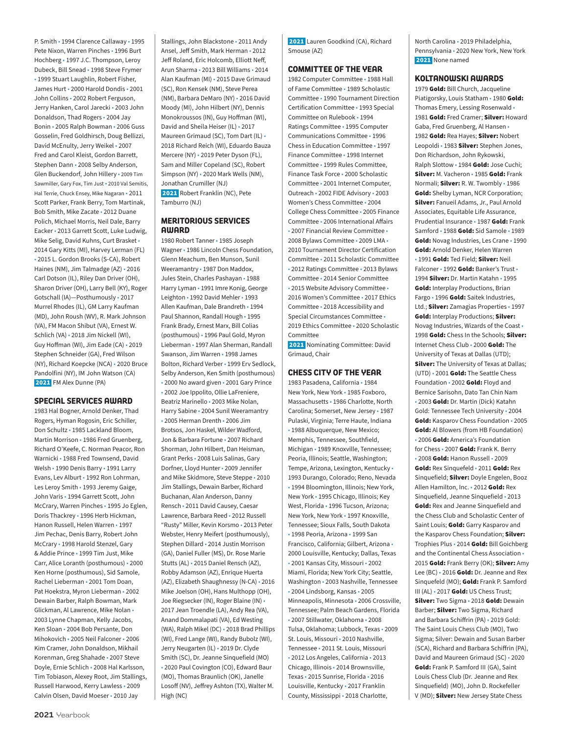P. Smith • 1994 Clarence Callaway • 1995 Pete Nixon, Warren Pinches • 1996 Burt Hochberg • 1997 J.C. Thompson, Leroy Dubeck, Bill Snead • 1998 Steve Frymer • 1999 Stuart Laughlin, Robert Fisher, James Hurt • 2000 Harold Dondis • 2001 John Collins • 2002 Robert Ferguson, Jerry Hanken, Carol Jarecki • 2003 John Donaldson, Thad Rogers • 2004 Jay Bonin • 2005 Ralph Bowman • 2006 Guss Gosselin, Fred Goldhirsch, Doug Bellizzi, David McEnulty, Jerry Weikel • 2007 Fred and Carol Kleist, Gordon Barrett, Stephen Dann • 2008 Selby Anderson, Glen Buckendorf, John Hillery • 2009 Tim Sawmiller, Gary Fox, Tim Just • 2010 Val Semitis, Hal Terrie, Chuck Ensey, Mike Nagaran • 2011 Scott Parker, Frank Berry, Tom Martinak, Bob Smith, Mike Zacate • 2012 Duane Polich, Michael Morris, Neil Dale, Barry Eacker • 2013 Garrett Scott, Luke Ludwig, Mike Selig, David Kuhns, Curt Brasket • 2014 Gary Kitts (MI), Harvey Lerman (FL) • 2015 L. Gordon Brooks (S-CA), Robert Haines (NM), Jim Talmadge (AZ) • 2016 Carl Dotson (IL), Riley Dan Driver (OH), Sharon Driver (OH), Larry Bell (KY), Roger Gotschall (IA)—Posthumously • 2017 Murrel Rhodes (IL), GM Larry Kaufman (MD), John Roush (WV), R. Mark Johnson (VA), FM Macon Shibut (VA), Ernest W. Schlich (VA) • 2018 Jim Nickell (WI), Guy Hoffman (WI), Jim Eade (CA) • 2019 Stephen Schneider (GA), Fred Wilson (NY), Richard Koepcke (NCA) • 2020 Bruce Pandolfini (NY), IM John Watson (CA) **2021** FM Alex Dunne (PA)

## SPECIAL SERVICES AWARD

1983 Hal Bogner, Arnold Denker, Thad Rogers, Hyman Rogosin, Eric Schiller, Don Schultz • 1985 Lackland Bloom, Martin Morrison • 1986 Fred Gruenberg, Richard O'Keefe, C. Norman Peacor, Ron Warnicki • 1988 Fred Townsend, David Welsh • 1990 Denis Barry • 1991 Larry Evans, Lev Alburt • 1992 Ron Lohrman, Les Leroy Smith • 1993 Jeremy Gaige, John Varis • 1994 Garrett Scott, John McCrary, Warren Pinches • 1995 Jo Eglen, Doris Thackrey • 1996 Herb Hickman, Hanon Russell, Helen Warren • 1997 Jim Pechac, Denis Barry, Robert John McCrary • 1998 Harold Stenzel, Gary & Addie Prince • 1999 Tim Just, Mike Carr, Alice Loranth (posthumous) • 2000 Ken Horne (posthumous), Sid Samole, Rachel Lieberman • 2001 Tom Doan, Pat Hoekstra, Myron Lieberman • 2002 Dewain Barber, Ralph Bowman, Mark Glickman, Al Lawrence, Mike Nolan • 2003 Lynne Chapman, Kelly Jacobs, Ken Sloan • 2004 Bob Persante, Don Mihokovich • 2005 Neil Falconer • 2006 Kim Cramer, John Donaldson, Mikhail Korenman, Greg Shahade • 2007 Steve Doyle, Ernie Schlich • 2008 Hal Karlsson, Tim Tobiason, Alexey Root, Jim Stallings, Russell Harwood, Kerry Lawless • 2009 Calvin Olsen, David Moeser • 2010 Jay Stallings, John Blackstone • 2011 Andy Ansel, Jeff Smith, Mark Herman • 2012 Jeff Roland, Eric Holcomb, Elliott Neff, Arun Sharma • 2013 Bill Williams • 2014 Alan Kaufman (MI) • 2015 Dave Grimaud (SC), Ron Kensek (NM), Steve Perea (NM), Barbara DeMaro (NY) • 2016 David Moody (MI), John Hilbert (NY), Dennis Monokroussos (IN), Guy Hoffman (WI), David and Sheila Heiser (IL) • 2017 Maureen Grimaud (SC), Tom Dart (IL) • 2018 Richard Reich (WI), Eduardo Bauza Mercere (NY) • 2019 Peter Dyson (FL), Sam and Miller Copeland (SC), Robert Simpson (NY) • 2020 Mark Wells (NM), Jonathan Crumiller (NJ) **2021** Robert Franklin (NC), Pete Tamburro (NJ)

## MERITORIOUS SERVICES AWARD

1980 Robert Tanner • 1985 Joseph Wagner • 1986 Lincoln Chess Foundation, Glenn Meachum, Ben Munson, Sunil Weeramantry • 1987 Don Maddox, Jules Stein, Charles Pashayan • 1988 Harry Lyman • 1991 Imre Konig, George Leighton • 1992 David Mehler • 1993 Allen Kaufman, Dale Brandreth • 1994 Paul Shannon, Randall Hough • 1995 Frank Brady, Ernest Marx, Bill Colias (posthumous) • 1996 Paul Gold, Myron Lieberman • 1997 Alan Sherman, Randall Swanson, Jim Warren • 1998 James Bolton, Richard Verber • 1999 Erv Sedlock, Selby Anderson, Ken Smith (posthumous) • 2000 No award given • 2001 Gary Prince • 2002 Joe Ippolito, Ollie LaFreniere, Beatriz Marinello • 2003 Mike Nolan, Harry Sabine • 2004 Sunil Weeramantry • 2005 Herman Drenth • 2006 Jim Brotsos, Jon Haskel, Wilder Wadford, Jon & Barbara Fortune • 2007 Richard Shorman, John Hilbert, Dan Heisman, Grant Perks • 2008 Luis Salinas, Gary Dorfner, Lloyd Hunter • 2009 Jennifer and Mike Skidmore, Steve Steppe • 2010 Jim Stallings, Dewain Barber, Richard Buchanan, Alan Anderson, Danny Rensch • 2011 David Causey, Caesar Lawrence, Barbara Reed • 2012 Russell "Rusty" Miller, Kevin Korsmo • 2013 Peter Webster, Henry Meifert (posthumously), Stephen Dillard • 2014 Justin Morrison (GA), Daniel Fuller (MS), Dr. Rose Marie Stutts (AL) • 2015 Daniel Rensch (AZ), Robby Adamson (AZ), Enrique Huerta (AZ), Elizabeth Shaughnessy (N-CA) • 2016 Mike Joelson (OH), Hans Multhopp (OH), Joe Riegsecker (IN), Roger Blaine (IN) • 2017 Jean Troendle (LA), Andy Rea (VA), Anand Dommalapati (VA), Ed Westing (WA), Ralph Mikel (DC) • 2018 Brad Phillips (WI), Fred Lange (WI), Randy Bubolz (WI), Jerry Neugarten (IL) • 2019 Dr. Clyde Smith (SC), Dr. Jeanne Sinquefield (MO) • 2020 Paul Covington (CO), Edward Baur (MO), Thomas Braunlich (OK), Janelle Losoff (NV), Jeffrey Ashton (TX), Walter M. High (NC) **2021** Lauren Goodkind (CA), Richard Smouse (AZ)

## COMMITTEE OF THE YEAR

1982 Computer Committee • 1988 Hall of Fame Committee • 1989 Scholastic Committee • 1990 Tournament Direction Certification Committee • 1993 Special Committee on Rulebook • 1994 Ratings Committee • 1995 Computer Communications Committee • 1996 Chess in Education Committee • 1997 Finance Committee • 1998 Internet Committee • 1999 Rules Committee, Finance Task Force • 2000 Scholastic Committee • 2001 Internet Computer, Outreach • 2002 FIDE Advisory • 2003 Women's Chess Committee • 2004 College Chess Committee • 2005 Finance Committee • 2006 International Affairs • 2007 Financial Review Committee • 2008 Bylaws Committee • 2009 LMA • 2010 Tournament Director Certification Committee • 2011 Scholastic Committee • 2012 Ratings Committee • 2013 Bylaws Committee • 2014 Senior Committee • 2015 Website Advisory Committee • 2016 Women's Committee • 2017 Ethics Committee • 2018 Accessibility and Special Circumstances Committee • 2019 Ethics Committee • 2020 Scholastic Committee **2021** Nominating Committee: David Grimaud, Chair

## CHESS CITY OF THE YEAR

1983 Pasadena, California • 1984 New York, New York • 1985 Foxboro, Massachusetts • 1986 Charlotte, North Carolina; Somerset, New Jersey • 1987 Pulaski, Virginia; Terre Haute, Indiana • 1988 Albuquerque, New Mexico; Memphis, Tennessee, Southfield, Michigan • 1989 Knoxville, Tennessee; Peoria, Illinois; Seattle, Washington; Tempe, Arizona, Lexington, Kentucky • 1993 Durango, Colorado; Reno, Nevada • 1994 Bloomington, Illinois; New York, New York • 1995 Chicago, Illinois; Key West, Florida • 1996 Tucson, Arizona; New York, New York • 1997 Knoxville, Tennessee; Sioux Falls, South Dakota • 1998 Peoria, Arizona • 1999 San Francisco, California; Gilbert, Arizona • 2000 Louisville, Kentucky; Dallas, Texas • 2001 Kansas City, Missouri • 2002 Miami, Florida; New York City; Seattle, Washington • 2003 Nashville, Tennessee • 2004 Lindsborg, Kansas • 2005 Minneapolis, Minnesota • 2006 Crossville, Tennessee; Palm Beach Gardens, Florida • 2007 Stillwater, Oklahoma • 2008 Tulsa, Oklahoma; Lubbock, Texas • 2009 St. Louis, Missouri • 2010 Nashville, Tennessee • 2011 St. Louis, Missouri • 2012 Los Angeles, California • 2013 Chicago, Illinois • 2014 Brownsville, Texas • 2015 Sunrise, Florida • 2016 Louisville, Kentucky • 2017 Franklin County, Mississippi • 2018 Charlotte, North Carolina • 2019 Philadelphia, Pennsylvania • 2020 New York, New York **2021** None named

## KOLTANOWSKI AWARDS

1979 **Gold:** Bill Church, Jacqueline Piatigorsky, Louis Statham • 1980 **Gold:** Thomas Emery, Lessing Rosenwald • 1981 **Gold:** Fred Cramer; **Silver:** Howard Gaba, Fred Gruenberg, Al Hansen • 1982 **Gold:** Rea Hayes; **Silver:** Nobert Leopoldi • 1983 **Silver:** Stephen Jones, Don Richardson, John Rykowski, Ralph Slottow • 1984 **Gold:** Jose Cuchi; **Silver:** M. Vacheron • 1985 **Gold:** Frank Normali; **Silver:** R. W. Twombly • 1986 **Gold:** Shelby Lyman, NCR Corporation; **Silver:** Fanueil Adams, Jr., Paul Arnold Associates, Equitable Life Assurance, Prudential Insurance • 1987 **Gold:** Frank Samford • 1988 **Gold:** Sid Samole • 1989 **Gold:** Novag Industries, Les Crane • 1990 **Gold:** Arnold Denker, Helen Warren • 1991 **Gold:** Ted Field; **Silver:** Neil Falconer • 1992 **Gold:** Banker's Trust • 1994 **Silver:** Dr. Martin Katahn • 1995 **Gold:** Interplay Productions, Brian Fargo • 1996 **Gold:** Saitek Industries, Ltd.; **Silver:** Zamagias Properties • 1997 **Gold:** Interplay Productions; **Silver:** Novag Industries, Wizards of the Coast • 1998 **Gold:** Chess In the Schools; **Silver:** Internet Chess Club • 2000 **Gold:** The University of Texas at Dallas (UTD); **Silver:** The University of Texas at Dallas; (UTD) • 2001 **Gold:** The Seattle Chess Foundation • 2002 **Gold:** Floyd and Bernice Sarisohn, Dato Tan Chin Nam • 2003 **Gold:** Dr. Martin (Dick) Katahn Gold: Tennessee Tech University • 2004 **Gold:** Kasparov Chess Foundation • 2005 **Gold:** Al Blowers (from HB Foundation) • 2006 **Gold:** America's Foundation for Chess • 2007 **Gold:** Frank K. Berry • 2008 **Gold:** Hanon Russell • 2009 **Gold:** Rex Sinquefeld • 2011 **Gold:** Rex Sinquefeld; **Silver:** Doyle Engelen, Booz Allen Hamilton, Inc. • 2012 **Gold:** Rex Sinquefeld, Jeanne Sinquefeld • 2013 **Gold:** Rex and Jeanne Sinquefeld and the Chess Club and Scholastic Center of Saint Louis; **Gold:** Garry Kasparov and the Kasparov Chess Foundation; **Silver:** Trophies Plus • 2014 **Gold:** Bill Goichberg and the Continental Chess Association • 2015 **Gold:** Frank Berry (OK); **Silver:** Amy Lee (BC) • 2016 **Gold:** Dr. Jeanne and Rex Sinquefeld (MO); **Gold:** Frank P. Samford III (AL) • 2017 **Gold:** US Chess Trust; **Silver:** Two Sigma • 2018 **Gold:** Dewain Barber; **Silver:** Two Sigma, Richard and Barbara Schiffrin (PA) • 2019 Gold: The Saint Louis Chess Club (MO), Two Sigma; Silver: Dewain and Susan Barber (SCA), Richard and Barbara Schiffrin (PA), David and Maureen Grimaud (SC) • 2020 **Gold:** Frank P. Samford III (GA), Saint Louis Chess Club (Dr. Jeanne and Rex Sinquefeld) (MO), John D. Rockefeller V (MD); **Silver:** New Jersey State Chess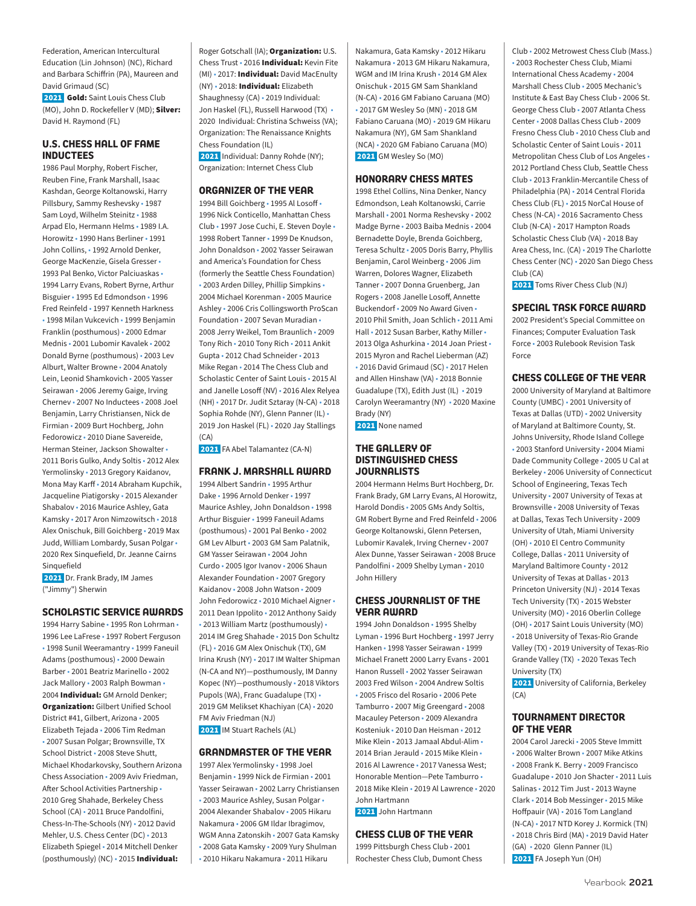Federation, American Intercultural Education (Lin Johnson) (NC), Richard and Barbara Schiffrin (PA), Maureen and David Grimaud (SC)

**2021** **Gold:** Saint Louis Chess Club (MO), John D. Rockefeller V (MD); **Silver:** David H. Raymond (FL)

## U.S. CHESS HALL OF FAME INDUCTEES

1986 Paul Morphy, Robert Fischer, Reuben Fine, Frank Marshall, Isaac Kashdan, George Koltanowski, Harry Pillsbury, Sammy Reshevsky • 1987 Sam Loyd, Wilhelm Steinitz • 1988 Arpad Elo, Hermann Helms • 1989 I.A. Horowitz • 1990 Hans Berliner • 1991 John Collins, • 1992 Arnold Denker, George MacKenzie, Gisela Gresser • 1993 Pal Benko, Victor Palciuaskas • 1994 Larry Evans, Robert Byrne, Arthur Bisguier • 1995 Ed Edmondson • 1996 Fred Reinfeld • 1997 Kenneth Harkness • 1998 Milan Vukcevich • 1999 Benjamin Franklin (posthumous) • 2000 Edmar Mednis • 2001 Lubomir Kavalek • 2002 Donald Byrne (posthumous) • 2003 Lev Alburt, Walter Browne • 2004 Anatoly Lein, Leonid Shamkovich • 2005 Yasser Seirawan • 2006 Jeremy Gaige, Irving Chernev • 2007 No Inductees • 2008 Joel Benjamin, Larry Christiansen, Nick de Firmian • 2009 Burt Hochberg, John Fedorowicz • 2010 Diane Savereide, Herman Steiner, Jackson Showalter • 2011 Boris Gulko, Andy Soltis • 2012 Alex Yermolinsky • 2013 Gregory Kaidanov, Mona May Karff • 2014 Abraham Kupchik, Jacqueline Piatigorsky • 2015 Alexander Shabalov • 2016 Maurice Ashley, Gata Kamsky • 2017 Aron Nimzowitsch • 2018 Alex Onischuk, Bill Goichberg • 2019 Max Judd, William Lombardy, Susan Polgar • 2020 Rex Sinquefield, Dr. Jeanne Cairns Sinquefield

**2021** Dr. Frank Brady, IM James ("Jimmy") Sherwin

## SCHOLASTIC SERVICE AWARDS

1994 Harry Sabine • 1995 Ron Lohrman • 1996 Lee LaFrese • 1997 Robert Ferguson • 1998 Sunil Weeramantry • 1999 Faneuil Adams (posthumous) • 2000 Dewain Barber • 2001 Beatriz Marinello • 2002 Jack Mallory • 2003 Ralph Bowman • 2004 **Individual:** GM Arnold Denker; **Organization:** Gilbert Unified School District #41, Gilbert, Arizona • 2005 Elizabeth Tejada • 2006 Tim Redman • 2007 Susan Polgar; Brownsville, TX School District • 2008 Steve Shutt, Michael Khodarkovsky, Southern Arizona Chess Association • 2009 Aviv Friedman, After School Activities Partnership • 2010 Greg Shahade, Berkeley Chess School (CA) • 2011 Bruce Pandolfini, Chess-In-The-Schools (NY) • 2012 David Mehler, U.S. Chess Center (DC) • 2013 Elizabeth Spiegel • 2014 Mitchell Denker (posthumously) (NC) • 2015 **Individual:** Roger Gotschall (IA); **Organization:** U.S. Chess Trust • 2016 **Individual:** Kevin Fite (MI) • 2017: **Individual:** David MacEnulty (NY) • 2018: **Individual:** Elizabeth Shaughnessy (CA) • 2019 Individual: Jon Haskel (FL), Russell Harwood (TX) • 2020 Individual: Christina Schweiss (VA); Organization: The Renaissance Knights Chess Foundation (IL)

**2021** Individual: Danny Rohde (NY); Organization: Internet Chess Club

## ORGANIZER OF THE YEAR

1994 Bill Goichberg • 1995 Al Losoff • 1996 Nick Conticello, Manhattan Chess Club • 1997 Jose Cuchi, E. Steven Doyle • 1998 Robert Tanner • 1999 De Knudson, John Donaldson • 2002 Yasser Seirawan and America's Foundation for Chess (formerly the Seattle Chess Foundation) • 2003 Arden Dilley, Phillip Simpkins • 2004 Michael Korenman • 2005 Maurice Ashley • 2006 Cris Collingsworth ProScan Foundation • 2007 Sevan Muradian • 2008 Jerry Weikel, Tom Braunlich • 2009 Tony Rich • 2010 Tony Rich • 2011 Ankit Gupta • 2012 Chad Schneider • 2013 Mike Regan • 2014 The Chess Club and Scholastic Center of Saint Louis • 2015 Al and Janelle Losoff (NV) • 2016 Alex Relyea (NH) • 2017 Dr. Judit Sztaray (N-CA) • 2018 Sophia Rohde (NY), Glenn Panner (IL) • 2019 Jon Haskel (FL) • 2020 Jay Stallings (CA)

**2021** FA Abel Talamantez (CA-N)

## FRANK J. MARSHALL AWARD

1994 Albert Sandrin • 1995 Arthur Dake • 1996 Arnold Denker • 1997 Maurice Ashley, John Donaldson • 1998 Arthur Bisguier • 1999 Faneuil Adams (posthumous) • 2001 Pal Benko • 2002 GM Lev Alburt • 2003 GM Sam Palatnik, GM Yasser Seirawan • 2004 John Curdo • 2005 Igor Ivanov • 2006 Shaun Alexander Foundation • 2007 Gregory Kaidanov • 2008 John Watson • 2009 John Fedorowicz • 2010 Michael Aigner • 2011 Dean Ippolito • 2012 Anthony Saidy • 2013 William Martz (posthumously) • 2014 IM Greg Shahade • 2015 Don Schultz (FL) • 2016 GM Alex Onischuk (TX), GM Irina Krush (NY) • 2017 IM Walter Shipman (N-CA and NY)—posthumously, IM Danny Kopec (NY)—posthumously • 2018 Viktors Pupols (WA), Franc Guadalupe (TX) • 2019 GM Melikset Khachiyan (CA) • 2020 FM Aviv Friedman (NJ)

**2021** IM Stuart Rachels (AL)

## GRANDMASTER OF THE YEAR

1997 Alex Yermolinsky • 1998 Joel Benjamin • 1999 Nick de Firmian • 2001 Yasser Seirawan • 2002 Larry Christiansen • 2003 Maurice Ashley, Susan Polgar • 2004 Alexander Shabalov • 2005 Hikaru Nakamura • 2006 GM Ildar Ibragimov, WGM Anna Zatonskih • 2007 Gata Kamsky • 2008 Gata Kamsky • 2009 Yury Shulman • 2010 Hikaru Nakamura • 2011 Hikaru Nakamura, Gata Kamsky • 2012 Hikaru Nakamura • 2013 GM Hikaru Nakamura, WGM and IM Irina Krush • 2014 GM Alex Onischuk • 2015 GM Sam Shankland (N-CA) • 2016 GM Fabiano Caruana (MO) • 2017 GM Wesley So (MN) • 2018 GM Fabiano Caruana (MO) • 2019 GM Hikaru Nakamura (NY), GM Sam Shankland (NCA) • 2020 GM Fabiano Caruana (MO)

**2021** GM Wesley So (MO)

## HONORARY CHESS MATES

1998 Ethel Collins, Nina Denker, Nancy Edmondson, Leah Koltanowski, Carrie Marshall • 2001 Norma Reshevsky • 2002 Madge Byrne • 2003 Baiba Mednis • 2004 Bernadette Doyle, Brenda Goichberg, Teresa Schultz • 2005 Doris Barry, Phyllis Benjamin, Carol Weinberg • 2006 Jim Warren, Dolores Wagner, Elizabeth Tanner • 2007 Donna Gruenberg, Jan Rogers • 2008 Janelle Losoff, Annette Buckendorf • 2009 No Award Given • 2010 Phil Smith, Joan Schlich • 2011 Ami Hall • 2012 Susan Barber, Kathy Miller • 2013 Olga Ashurkina • 2014 Joan Priest • 2015 Myron and Rachel Lieberman (AZ) • 2016 David Grimaud (SC) • 2017 Helen and Allen Hinshaw (VA) • 2018 Bonnie Guadalupe (TX), Edith Just (IL) • 2019 Carolyn Weeramantry (NY) • 2020 Maxine Brady (NY)

**2021** None named

## THE GALLERY OF DISTINGUISHED CHESS JOURNALISTS

2004 Hermann Helms Burt Hochberg, Dr. Frank Brady, GM Larry Evans, Al Horowitz, Harold Dondis • 2005 GMs Andy Soltis, GM Robert Byrne and Fred Reinfeld • 2006 George Koltanowski, Glenn Petersen, Lubomir Kavalek, Irving Chernev • 2007 Alex Dunne, Yasser Seirawan • 2008 Bruce Pandolfini • 2009 Shelby Lyman • 2010 John Hillery

## CHESS JOURNALIST OF THE YEAR AWARD

1994 John Donaldson • 1995 Shelby Lyman • 1996 Burt Hochberg • 1997 Jerry Hanken • 1998 Yasser Seirawan • 1999 Michael Franett 2000 Larry Evans • 2001 Hanon Russell • 2002 Yasser Seirawan 2003 Fred Wilson • 2004 Andrew Soltis • 2005 Frisco del Rosario • 2006 Pete Tamburro • 2007 Mig Greengard • 2008 Macauley Peterson • 2009 Alexandra Kosteniuk • 2010 Dan Heisman • 2012 Mike Klein • 2013 Jamaal Abdul-Alim • 2014 Brian Jerauld • 2015 Mike Klein • 2016 Al Lawrence • 2017 Vanessa West; Honorable Mention—Pete Tamburro • 2018 Mike Klein • 2019 Al Lawrence • 2020 John Hartmann

**2021** John Hartmann

## CHESS CLUB OF THE YEAR

1999 Pittsburgh Chess Club • 2001 Rochester Chess Club, Dumont Chess Club • 2002 Metrowest Chess Club (Mass.) • 2003 Rochester Chess Club, Miami International Chess Academy • 2004 Marshall Chess Club • 2005 Mechanic's Institute & East Bay Chess Club • 2006 St. George Chess Club • 2007 Atlanta Chess Center • 2008 Dallas Chess Club • 2009 Fresno Chess Club • 2010 Chess Club and Scholastic Center of Saint Louis • 2011 Metropolitan Chess Club of Los Angeles • 2012 Portland Chess Club, Seattle Chess Club • 2013 Franklin-Mercantile Chess of Philadelphia (PA) • 2014 Central Florida Chess Club (FL) • 2015 NorCal House of Chess (N-CA) • 2016 Sacramento Chess Club (N-CA) • 2017 Hampton Roads Scholastic Chess Club (VA) • 2018 Bay Area Chess, Inc. (CA) • 2019 The Charlotte Chess Center (NC) • 2020 San Diego Chess Club (CA)

**2021** Toms River Chess Club (NJ)

## SPECIAL TASK FORCE AWARD

2002 President's Special Committee on Finances; Computer Evaluation Task Force • 2003 Rulebook Revision Task Force

## CHESS COLLEGE OF THE YEAR

2000 University of Maryland at Baltimore County (UMBC) • 2001 University of Texas at Dallas (UTD) • 2002 University of Maryland at Baltimore County, St. Johns University, Rhode Island College • 2003 Stanford University • 2004 Miami Dade Community College • 2005 U Cal at Berkeley • 2006 University of Connecticut School of Engineering, Texas Tech University • 2007 University of Texas at Brownsville • 2008 University of Texas at Dallas, Texas Tech University • 2009 University of Utah, Miami University (OH) • 2010 El Centro Community College, Dallas • 2011 University of Maryland Baltimore County • 2012 University of Texas at Dallas • 2013 Princeton University (NJ) • 2014 Texas Tech University (TX) • 2015 Webster University (MO) • 2016 Oberlin College (OH) • 2017 Saint Louis University (MO) • 2018 University of Texas-Rio Grande Valley (TX) • 2019 University of Texas-Rio Grande Valley (TX) • 2020 Texas Tech University (TX)

**2021** University of California, Berkeley (CA)

## TOURNAMENT DIRECTOR OF THE YEAR

2004 Carol Jarecki • 2005 Steve Immitt • 2006 Walter Brown • 2007 Mike Atkins • 2008 Frank K. Berry • 2009 Francisco Guadalupe • 2010 Jon Shacter • 2011 Luis Salinas • 2012 Tim Just • 2013 Wayne Clark • 2014 Bob Messinger • 2015 Mike Hoffpauir (VA) • 2016 Tom Langland (N-CA) • 2017 NTD Korey J. Kormick (TN) • 2018 Chris Bird (MA) • 2019 David Hater (GA) • 2020 Glenn Panner (IL)

**2021** FA Joseph Yun (OH)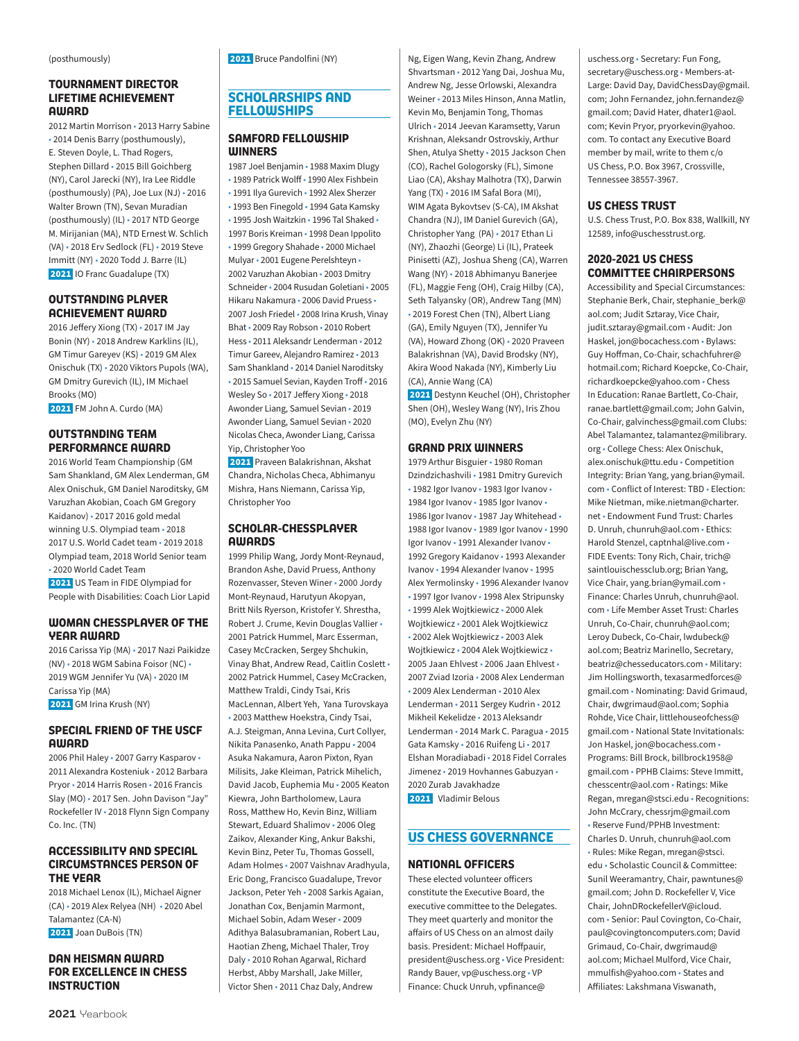(posthumously)

### TOURNAMENT DIRECTOR LIFETIME ACHIEVEMENT AWARD

2012 Martin Morrison • 2013 Harry Sabine • 2014 Denis Barry (posthumously), E. Steven Doyle, L. Thad Rogers, Stephen Dillard • 2015 Bill Goichberg (NY), Carol Jarecki (NY), Ira Lee Riddle (posthumously) (PA), Joe Lux (NJ) • 2016 Walter Brown (TN), Sevan Muradian (posthumously) (IL) • 2017 NTD George M. Mirijanian (MA), NTD Ernest W. Schlich (VA) • 2018 Erv Sedlock (FL) • 2019 Steve Immitt (NY) • 2020 Todd J. Barre (IL)

**2021** IO Franc Guadalupe (TX)

### OUTSTANDING PLAYER ACHIEVEMENT AWARD

2016 Jeffery Xiong (TX) • 2017 IM Jay Bonin (NY) • 2018 Andrew Karklins (IL), GM Timur Gareyev (KS) • 2019 GM Alex Onischuk (TX) • 2020 Viktors Pupols (WA), GM Dmitry Gurevich (IL), IM Michael Brooks (MO)

**2021** FM John A. Curdo (MA)

### OUTSTANDING TEAM PERFORMANCE AWARD

2016 World Team Championship (GM Sam Shankland, GM Alex Lenderman, GM Alex Onischuk, GM Daniel Naroditsky, GM Varuzhan Akobian, Coach GM Gregory Kaidanov) • 2017 2016 gold medal winning U.S. Olympiad team • 2018 2017 U.S. World Cadet team • 2019 2018 Olympiad team, 2018 World Senior team • 2020 World Cadet Team

**2021** US Team in FIDE Olympiad for People with Disabilities: Coach Lior Lapid

### WOMAN CHESSPLAYER OF THE YEAR AWARD

2016 Carissa Yip (MA) • 2017 Nazi Paikidze (NV) • 2018 WGM Sabina Foisor (NC) • 2019 WGM Jennifer Yu (VA) • 2020 IM Carissa Yip (MA)

**2021** GM Irina Krush (NY)

### SPECIAL FRIEND OF THE USCF AWARD

2006 Phil Haley • 2007 Garry Kasparov • 2011 Alexandra Kosteniuk • 2012 Barbara Pryor • 2014 Harris Rosen • 2016 Francis Slay (MO) • 2017 Sen. John Davison "Jay" Rockefeller IV • 2018 Flynn Sign Company Co. Inc. (TN)

### ACCESSIBILITY AND SPECIAL CIRCUMSTANCES PERSON OF THE YEAR

2018 Michael Lenox (IL), Michael Aigner (CA) • 2019 Alex Relyea (NH) • 2020 Abel Talamantez (CA-N)

**2021** Joan DuBois (TN)

### DAN HEISMAN AWARD FOR EXCELLENCE IN CHESS INSTRUCTION

**2021** Bruce Pandolfini (NY)

## SCHOLARSHIPS AND FELLOWSHIPS

### SAMFORD FELLOWSHIP WINNERS

1987 Joel Benjamin • 1988 Maxim Dlugy • 1989 Patrick Wolff • 1990 Alex Fishbein • 1991 Ilya Gurevich • 1992 Alex Sherzer • 1993 Ben Finegold • 1994 Gata Kamsky • 1995 Josh Waitzkin • 1996 Tal Shaked • 1997 Boris Kreiman • 1998 Dean Ippolito • 1999 Gregory Shahade • 2000 Michael Mulyar • 2001 Eugene Perelshteyn • 2002 Varuzhan Akobian • 2003 Dmitry Schneider • 2004 Rusudan Goletiani • 2005 Hikaru Nakamura • 2006 David Pruess • 2007 Josh Friedel • 2008 Irina Krush, Vinay Bhat • 2009 Ray Robson • 2010 Robert Hess • 2011 Aleksandr Lenderman • 2012 Timur Gareev, Alejandro Ramirez • 2013 Sam Shankland • 2014 Daniel Naroditsky • 2015 Samuel Sevian, Kayden Troff • 2016 Wesley So • 2017 Jeffery Xiong • 2018 Awonder Liang, Samuel Sevian • 2019 Awonder Liang, Samuel Sevian • 2020 Nicolas Checa, Awonder Liang, Carissa Yip, Christopher Yoo

**2021** Praveen Balakrishnan, Akshat Chandra, Nicholas Checa, Abhimanyu Mishra, Hans Niemann, Carissa Yip, Christopher Yoo

### SCHOLAR-CHESSPLAYER AWARDS

1999 Philip Wang, Jordy Mont-Reynaud, Brandon Ashe, David Pruess, Anthony Rozenvasser, Steven Winer • 2000 Jordy Mont-Reynaud, Harutyun Akopyan, Britt Nils Ryerson, Kristofer Y. Shrestha, Robert J. Crume, Kevin Douglas Vallier • 2001 Patrick Hummel, Marc Esserman, Casey McCracken, Sergey Shchukin, Vinay Bhat, Andrew Read, Caitlin Coslett • 2002 Patrick Hummel, Casey McCracken, Matthew Traldi, Cindy Tsai, Kris MacLennan, Albert Yeh, Yana Turovskaya • 2003 Matthew Hoekstra, Cindy Tsai, A.J. Steigman, Anna Levina, Curt Collyer, Nikita Panasenko, Anath Pappu • 2004 Asuka Nakamura, Aaron Pixton, Ryan Milisits, Jake Kleiman, Patrick Mihelich, David Jacob, Euphemia Mu • 2005 Keaton Kiewra, John Bartholomew, Laura Ross, Matthew Ho, Kevin Binz, William Stewart, Eduard Shalimov • 2006 Oleg Zaikov, Alexander King, Ankur Bakshi, Kevin Binz, Peter Tu, Thomas Gossell, Adam Holmes • 2007 Vaishnav Aradhyula, Eric Dong, Francisco Guadalupe, Trevor Jackson, Peter Yeh • 2008 Sarkis Agaian, Jonathan Cox, Benjamin Marmont, Michael Sobin, Adam Weser • 2009 Adithya Balasubramanian, Robert Lau, Haotian Zheng, Michael Thaler, Troy Daly • 2010 Rohan Agarwal, Richard Herbst, Abby Marshall, Jake Miller, Victor Shen • 2011 Chaz Daly, Andrew Ng, Eigen Wang, Kevin Zhang, Andrew Shvartsman • 2012 Yang Dai, Joshua Mu, Andrew Ng, Jesse Orlowski, Alexandra Weiner • 2013 Miles Hinson, Anna Matlin, Kevin Mo, Benjamin Tong, Thomas Ulrich • 2014 Jeevan Karamsetty, Varun Krishnan, Aleksandr Ostrovskiy, Arthur Shen, Atulya Shetty • 2015 Jackson Chen (CO), Rachel Gologorsky (FL), Simone Liao (CA), Akshay Malhotra (TX), Darwin Yang (TX) • 2016 IM Safal Bora (MI), WIM Agata Bykovtsev (S-CA), IM Akshat Chandra (NJ), IM Daniel Gurevich (GA), Christopher Yang (PA) • 2017 Ethan Li (NY), Zhaozhi (George) Li (IL), Prateek Pinisetti (AZ), Joshua Sheng (CA), Warren Wang (NY) • 2018 Abhimanyu Banerjee (FL), Maggie Feng (OH), Craig Hilby (CA), Seth Talyansky (OR), Andrew Tang (MN) • 2019 Forest Chen (TN), Albert Liang (GA), Emily Nguyen (TX), Jennifer Yu (VA), Howard Zhong (OK) • 2020 Praveen Balakrishnan (VA), David Brodsky (NY), Akira Wood Nakada (NY), Kimberly Liu (CA), Annie Wang (CA)

**2021** Destynn Keuchel (OH), Christopher Shen (OH), Wesley Wang (NY), Iris Zhou (MO), Evelyn Zhu (NY)

### GRAND PRIX WINNERS

1979 Arthur Bisguier • 1980 Roman Dzindzichashvili • 1981 Dmitry Gurevich • 1982 Igor Ivanov • 1983 Igor Ivanov • 1984 Igor Ivanov • 1985 Igor Ivanov • 1986 Igor Ivanov • 1987 Jay Whitehead • 1988 Igor Ivanov • 1989 Igor Ivanov • 1990 Igor Ivanov • 1991 Alexander Ivanov • 1992 Gregory Kaidanov • 1993 Alexander Ivanov • 1994 Alexander Ivanov • 1995 Alex Yermolinsky • 1996 Alexander Ivanov • 1997 Igor Ivanov • 1998 Alex Stripunsky • 1999 Alek Wojtkiewicz • 2000 Alek Wojtkiewicz • 2001 Alek Wojtkiewicz • 2002 Alek Wojtkiewicz • 2003 Alek Wojtkiewicz • 2004 Alek Wojtkiewicz • 2005 Jaan Ehlvest • 2006 Jaan Ehlvest • 2007 Zviad Izoria • 2008 Alex Lenderman • 2009 Alex Lenderman • 2010 Alex Lenderman • 2011 Sergey Kudrin • 2012 Mikheil Kekelidze • 2013 Aleksandr Lenderman • 2014 Mark C. Paragua • 2015 Gata Kamsky • 2016 Ruifeng Li • 2017 Elshan Moradiabadi • 2018 Fidel Corrales Jimenez • 2019 Hovhannes Gabuzyan • 2020 Zurab Javakhadze

**2021** Vladimir Belous

## US CHESS GOVERNANCE

### NATIONAL OFFICERS

These elected volunteer officers constitute the Executive Board, the executive committee to the Delegates. They meet quarterly and monitor the affairs of US Chess on an almost daily basis. President: Michael Hoffpauir, president@uschess.org • Vice President: Randy Bauer, vp@uschess.org • VP Finance: Chuck Unruh, vpfinance@uschess.org • Secretary: Fun Fong, secretary@uschess.org • Members-at-Large: David Day, DavidChessDay@gmail.com; John Fernandez, john.fernandez@gmail.com; David Hater, dhater1@aol.com; Kevin Pryor, pryorkevin@yahoo.com. To contact any Executive Board member by mail, write to them c/o US Chess, P.O. Box 3967, Crossville, Tennessee 38557-3967.

### US CHESS TRUST

U.S. Chess Trust, P.O. Box 838, Wallkill, NY 12589, info@uschesstrust.org.

### 2020-2021 US CHESS COMMITTEE CHAIRPERSONS

Accessibility and Special Circumstances: Stephanie Berk, Chair, stephanie_berk@aol.com; Judit Sztaray, Vice Chair, judit.sztaray@gmail.com • Audit: Jon Haskel, jon@bocachess.com • Bylaws: Guy Hoffman, Co-Chair, schachfuhrer@hotmail.com; Richard Koepcke, Co-Chair, richardkoepcke@yahoo.com • Chess In Education: Ranae Bartlett, Co-Chair, ranae.bartlett@gmail.com; John Galvin, Co-Chair, galvinchess@gmail.com Clubs: Abel Talamantez, talamantez@milibrary.org • College Chess: Alex Onischuk, alex.onischuk@ttu.edu • Competition Integrity: Brian Yang, yang.brian@ymail.com • Conflict of Interest: TBD • Election: Mike Nietman, mike.nietman@charter.net • Endowment Fund Trust: Charles D. Unruh, chunruh@aol.com • Ethics: Harold Stenzel, captnhal@live.com • FIDE Events: Tony Rich, Chair, trich@saintlouischessclub.org; Brian Yang, Vice Chair, yang.brian@ymail.com • Finance: Charles Unruh, chunruh@aol.com • Life Member Asset Trust: Charles Unruh, Co-Chair, chunruh@aol.com; Leroy Dubeck, Co-Chair, lwdubeck@aol.com; Beatriz Marinello, Secretary, beatriz@chesseducators.com • Military: Jim Hollingsworth, texasarmedforces@gmail.com • Nominating: David Grimaud, Chair, dwgrimaud@aol.com; Sophia Rohde, Vice Chair, littlehouseofchess@gmail.com • National State Invitationals: Jon Haskel, jon@bocachess.com • Programs: Bill Brock, billbrock1958@gmail.com • PPHB Claims: Steve Immitt, chesscentr@aol.com • Ratings: Mike Regan, mregan@stsci.edu • Recognitions: John McCrary, chessrjm@gmail.com • Reserve Fund/PPHB Investment: Charles D. Unruh, chunruh@aol.com • Rules: Mike Regan, mregan@stsci.edu • Scholastic Council & Committee: Sunil Weeramantry, Chair, pawntunes@gmail.com; John D. Rockefeller V, Vice Chair, JohnDRockefellerV@icloud.com • Senior: Paul Covington, Co-Chair, paul@covingtoncomputers.com; David Grimaud, Co-Chair, dwgrimaud@aol.com; Michael Mulford, Vice Chair, mmulfish@yahoo.com • States and Affiliates: Lakshmana Viswanath,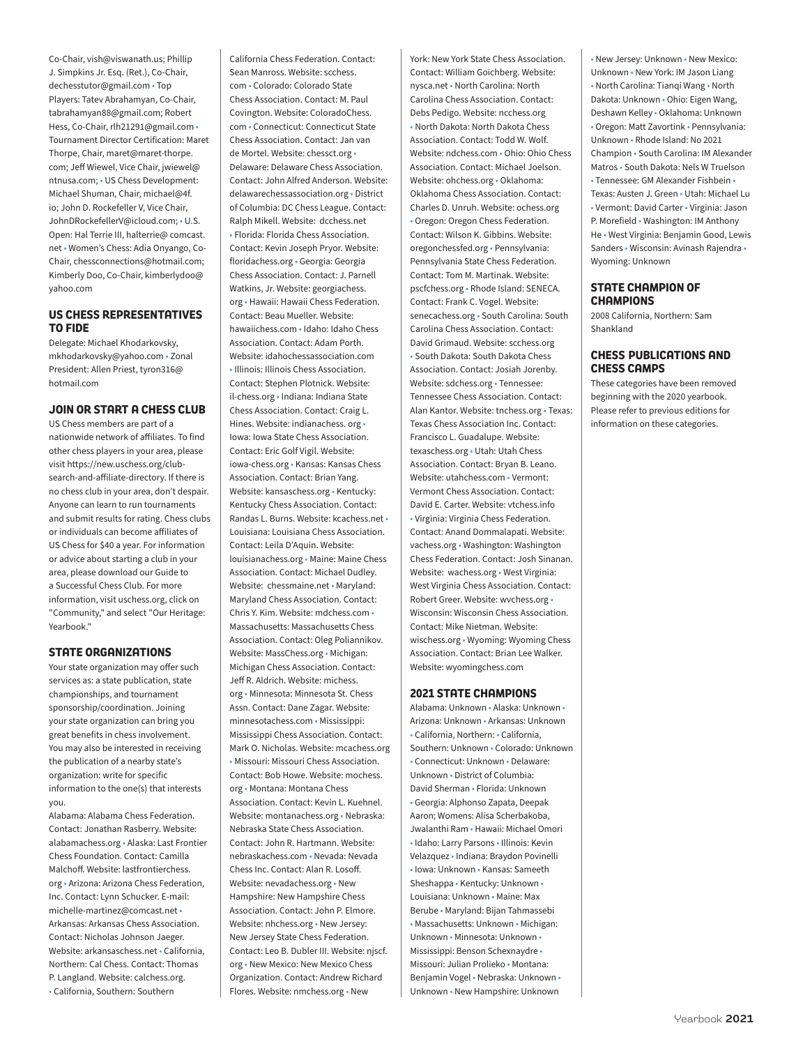Co-Chair, vish@viswanath.us; Phillip J. Simpkins Jr. Esq. (Ret.), Co-Chair, dechesstutor@gmail.com • Top Players: Tatev Abrahamyan, Co-Chair, tabrahamyan88@gmail.com; Robert Hess, Co-Chair, rlh21291@gmail.com • Tournament Director Certification: Maret Thorpe, Chair, maret@maret-thorpe.com; Jeff Wiewel, Vice Chair, jwiewel@ntnusa.com; • US Chess Development: Michael Shuman, Chair, michael@4f.io; John D. Rockefeller V, Vice Chair, JohnDRockefellerV@icloud.com; • U.S. Open: Hal Terrie III, halterrie@ comcast.net • Women's Chess: Adia Onyango, Co-Chair, chessconnections@hotmail.com; Kimberly Doo, Co-Chair, kimberlydoo@yahoo.com

## US CHESS REPRESENTATIVES TO FIDE

Delegate: Michael Khodarkovsky, mkhodarkovsky@yahoo.com • Zonal President: Allen Priest, tyron316@hotmail.com

## JOIN OR START A CHESS CLUB

US Chess members are part of a nationwide network of affiliates. To find other chess players in your area, please visit https://new.uschess.org/club-search-and-affiliate-directory. If there is no chess club in your area, don't despair. Anyone can learn to run tournaments and submit results for rating. Chess clubs or individuals can become affiliates of US Chess for $40 a year. For information or advice about starting a club in your area, please download our Guide to a Successful Chess Club. For more information, visit uschess.org, click on "Community," and select "Our Heritage: Yearbook."

## STATE ORGANIZATIONS

Your state organization may offer such services as: a state publication, state championships, and tournament sponsorship/coordination. Joining your state organization can bring you great benefits in chess involvement. You may also be interested in receiving the publication of a nearby state's organization: write for specific information to the one(s) that interests you.

Alabama: Alabama Chess Federation. Contact: Jonathan Rasberry. Website: alabamachess.org • Alaska: Last Frontier Chess Foundation. Contact: Camilla Malchoff. Website: lastfrontierchess.org • Arizona: Arizona Chess Federation, Inc. Contact: Lynn Schucker. E-mail: michelle-martinez@comcast.net • Arkansas: Arkansas Chess Association. Contact: Nicholas Johnson Jaeger. Website: arkansaschess.net • California, Northern: Cal Chess. Contact: Thomas P. Langland. Website: calchess.org. • California, Southern: Southern California Chess Federation. Contact: Sean Manross. Website: scchess.com • Colorado: Colorado State Chess Association. Contact: M. Paul Covington. Website: ColoradoChess.com • Connecticut: Connecticut State Chess Association. Contact: Jan van de Mortel. Website: chessct.org • Delaware: Delaware Chess Association. Contact: John Alfred Anderson. Website: delawarechessassociation.org • District of Columbia: DC Chess League. Contact: Ralph Mikell. Website: dcchess.net • Florida: Florida Chess Association. Contact: Kevin Joseph Pryor. Website: floridachess.org • Georgia: Georgia Chess Association. Contact: J. Parnell Watkins, Jr. Website: georgiachess.org • Hawaii: Hawaii Chess Federation. Contact: Beau Mueller. Website: hawaiichess.com • Idaho: Idaho Chess Association. Contact: Adam Porth. Website: idahochessassociation.com • Illinois: Illinois Chess Association. Contact: Stephen Plotnick. Website: il-chess.org • Indiana: Indiana State Chess Association. Contact: Craig L. Hines. Website: indianachess. org • Iowa: Iowa State Chess Association. Contact: Eric Golf Vigil. Website: iowa-chess.org • Kansas: Kansas Chess Association. Contact: Brian Yang. Website: kansaschess.org • Kentucky: Kentucky Chess Association. Contact: Randas L. Burns. Website: kcachess.net • Louisiana: Louisiana Chess Association. Contact: Leila D'Aquin. Website: louisianachess.org • Maine: Maine Chess Association. Contact: Michael Dudley. Website: chessmaine.net • Maryland: Maryland Chess Association. Contact: Chris Y. Kim. Website: mdchess.com • Massachusetts: Massachusetts Chess Association. Contact: Oleg Poliannikov. Website: MassChess.org • Michigan: Michigan Chess Association. Contact: Jeff R. Aldrich. Website: michess.org • Minnesota: Minnesota St. Chess Assn. Contact: Dane Zagar. Website: minnesotachess.com • Mississippi: Mississippi Chess Association. Contact: Mark O. Nicholas. Website: mcachess.org • Missouri: Missouri Chess Association. Contact: Bob Howe. Website: mochess.org • Montana: Montana Chess Association. Contact: Kevin L. Kuehnel. Website: montanachess.org • Nebraska: Nebraska State Chess Association. Contact: John R. Hartmann. Website: nebraskachess.com • Nevada: Nevada Chess Inc. Contact: Alan R. Losoff. Website: nevadachess.org • New Hampshire: New Hampshire Chess Association. Contact: John P. Elmore. Website: nhchess.org • New Jersey: New Jersey State Chess Federation. Contact: Leo B. Dubler III. Website: njscf.org • New Mexico: New Mexico Chess Organization. Contact: Andrew Richard Flores. Website: nmchess.org • New York: New York State Chess Association. Contact: William Goichberg. Website: nysca.net • North Carolina: North Carolina Chess Association. Contact: Debs Pedigo. Website: ncchess.org • North Dakota: North Dakota Chess Association. Contact: Todd W. Wolf. Website: ndchess.com • Ohio: Ohio Chess Association. Contact: Michael Joelson. Website: ohchess.org • Oklahoma: Oklahoma Chess Association. Contact: Charles D. Unruh. Website: ochess.org • Oregon: Oregon Chess Federation. Contact: Wilson K. Gibbins. Website: oregonchessfed.org • Pennsylvania: Pennsylvania State Chess Federation. Contact: Tom M. Martinak. Website: pscfchess.org • Rhode Island: SENECA. Contact: Frank C. Vogel. Website: senecachess.org • South Carolina: South Carolina Chess Association. Contact: David Grimaud. Website: scchess.org • South Dakota: South Dakota Chess Association. Contact: Josiah Jorenby. Website: sdchess.org • Tennessee: Tennessee Chess Association. Contact: Alan Kantor. Website: tnchess.org • Texas: Texas Chess Association Inc. Contact: Francisco L. Guadalupe. Website: texaschess.org • Utah: Utah Chess Association. Contact: Bryan B. Leano. Website: utahchess.com • Vermont: Vermont Chess Association. Contact: David E. Carter. Website: vtchess.info • Virginia: Virginia Chess Federation. Contact: Anand Dommalapati. Website: vachess.org • Washington: Washington Chess Federation. Contact: Josh Sinanan. Website: wachess.org • West Virginia: West Virginia Chess Association. Contact: Robert Greer. Website: wvchess.org • Wisconsin: Wisconsin Chess Association. Contact: Mike Nietman. Website: wischess.org • Wyoming: Wyoming Chess Association. Contact: Brian Lee Walker. Website: wyomingchess.com

## 2021 STATE CHAMPIONS

Alabama: Unknown • Alaska: Unknown • Arizona: Unknown • Arkansas: Unknown • California, Northern: • California, Southern: Unknown • Colorado: Unknown • Connecticut: Unknown • Delaware: Unknown • District of Columbia: David Sherman • Florida: Unknown • Georgia: Alphonso Zapata, Deepak Aaron; Womens: Alisa Scherbakoba, Jwalanthi Ram • Hawaii: Michael Omori • Idaho: Larry Parsons • Illinois: Kevin Velazquez • Indiana: Braydon Povinelli • Iowa: Unknown • Kansas: Sameeth Sheshappa • Kentucky: Unknown • Louisiana: Unknown • Maine: Max Berube • Maryland: Bijan Tahmassebi • Massachusetts: Unknown • Michigan: Unknown • Minnesota: Unknown • Mississippi: Benson Schexnaydre • Missouri: Julian Prolieko • Montana: Benjamin Vogel • Nebraska: Unknown • Unknown • New Hampshire: Unknown • New Jersey: Unknown • New Mexico: Unknown • New York: IM Jason Liang • North Carolina: Tianqi Wang • North Dakota: Unknown • Ohio: Eigen Wang, Deshawn Kelley • Oklahoma: Unknown • Oregon: Matt Zavortink • Pennsylvania: Unknown • Rhode Island: No 2021 Champion • South Carolina: IM Alexander Matros • South Dakota: Nels W Truelson • Tennessee: GM Alexander Fishbein • Texas: Austen J. Green • Utah: Michael Lu • Vermont: David Carter • Virginia: Jason P. Morefield • Washington: IM Anthony He • West Virginia: Benjamin Good, Lewis Sanders • Wisconsin: Avinash Rajendra • Wyoming: Unknown

## STATE CHAMPION OF CHAMPIONS

2008 California, Northern: Sam Shankland

## CHESS PUBLICATIONS AND CHESS CAMPS

These categories have been removed beginning with the 2020 yearbook. Please refer to previous editions for information on these categories.